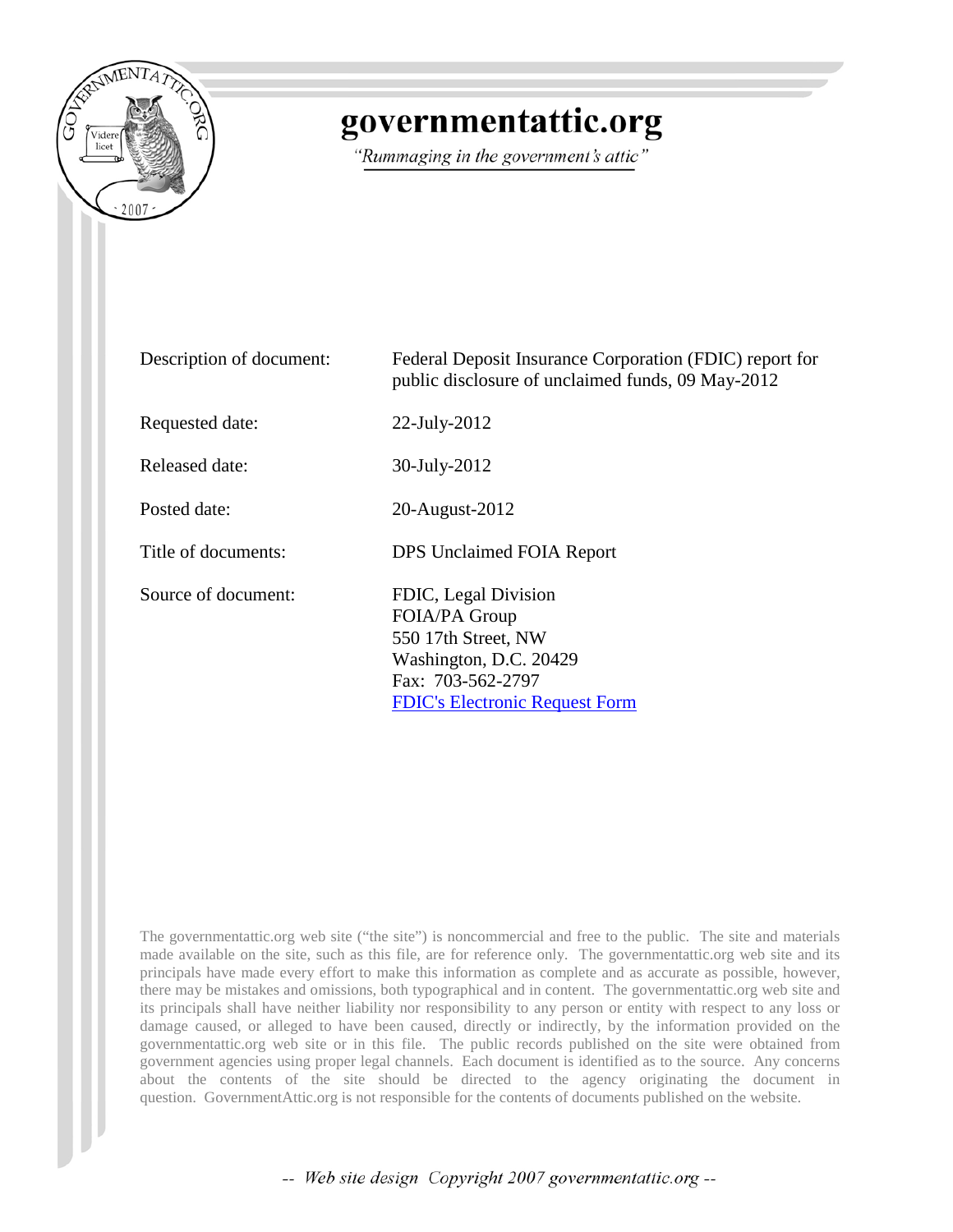# governmentattic.org

*"Rummaging in the government's attic"*

| | |
|---|---|
| Description of document: | Federal Deposit Insurance Corporation (FDIC) report for public disclosure of unclaimed funds, 09 May-2012 |
| Requested date: | 22-July-2012 |
| Released date: | 30-July-2012 |
| Posted date: | 20-August-2012 |
| Title of documents: | DPS Unclaimed FOIA Report |
| Source of document: | FDIC, Legal Division<br>FOIA/PA Group<br>550 17th Street, NW<br>Washington, D.C. 20429<br>Fax: 703-562-2797<br>FDIC's Electronic Request Form |

The governmentattic.org web site ("the site") is noncommercial and free to the public. The site and materials made available on the site, such as this file, are for reference only. The governmentattic.org web site and its principals have made every effort to make this information as complete and as accurate as possible, however, there may be mistakes and omissions, both typographical and in content. The governmentattic.org web site and its principals shall have neither liability nor responsibility to any person or entity with respect to any loss or damage caused, or alleged to have been caused, directly or indirectly, by the information provided on the governmentattic.org web site or in this file. The public records published on the site were obtained from government agencies using proper legal channels. Each document is identified as to the source. Any concerns about the contents of the site should be directed to the agency originating the document in question. GovernmentAttic.org is not responsible for the contents of documents published on the website.

*-- Web site design Copyright 2007 governmentattic.org --*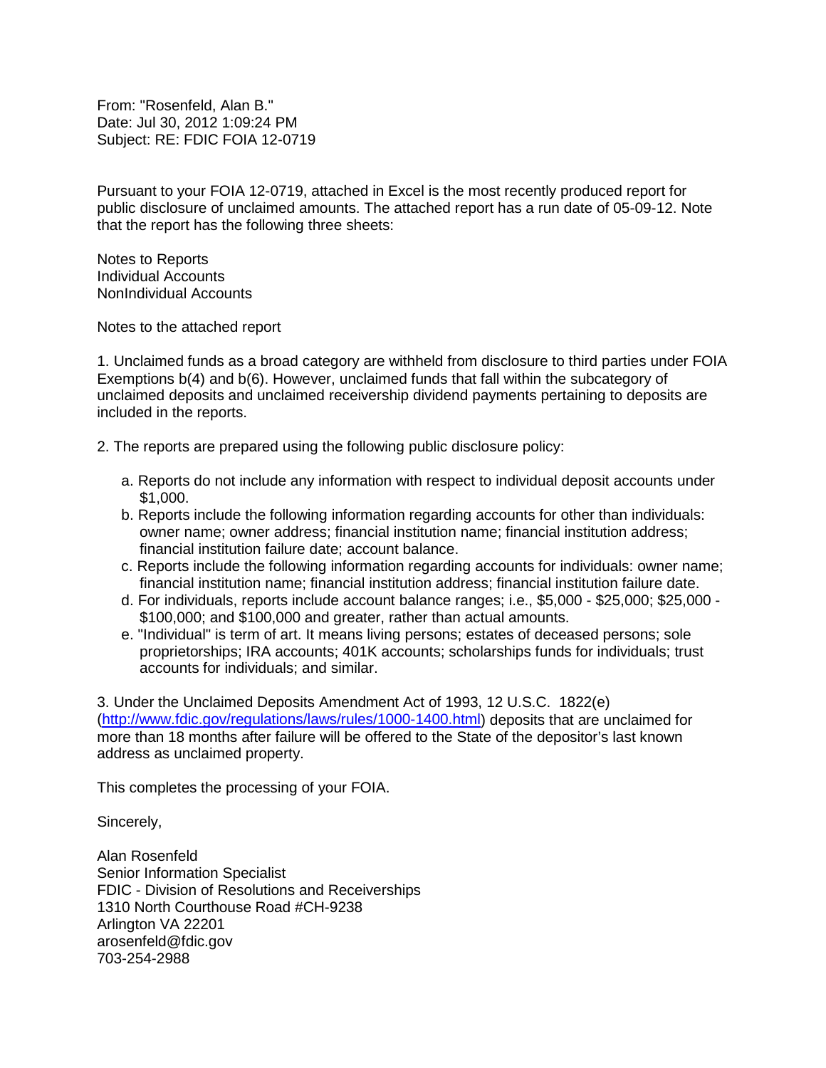From: "Rosenfeld, Alan B."
Date: Jul 30, 2012 1:09:24 PM
Subject: RE: FDIC FOIA 12-0719

Pursuant to your FOIA 12-0719, attached in Excel is the most recently produced report for public disclosure of unclaimed amounts. The attached report has a run date of 05-09-12. Note that the report has the following three sheets:

Notes to Reports
Individual Accounts
NonIndividual Accounts

Notes to the attached report

1. Unclaimed funds as a broad category are withheld from disclosure to third parties under FOIA Exemptions b(4) and b(6). However, unclaimed funds that fall within the subcategory of unclaimed deposits and unclaimed receivership dividend payments pertaining to deposits are included in the reports.

2. The reports are prepared using the following public disclosure policy:

   a. Reports do not include any information with respect to individual deposit accounts under $1,000.
   b. Reports include the following information regarding accounts for other than individuals: owner name; owner address; financial institution name; financial institution address; financial institution failure date; account balance.
   c. Reports include the following information regarding accounts for individuals: owner name; financial institution name; financial institution address; financial institution failure date.
   d. For individuals, reports include account balance ranges; i.e., $5,000 - $25,000; $25,000 - $100,000; and $100,000 and greater, rather than actual amounts.
   e. "Individual" is term of art. It means living persons; estates of deceased persons; sole proprietorships; IRA accounts; 401K accounts; scholarships funds for individuals; trust accounts for individuals; and similar.

3. Under the Unclaimed Deposits Amendment Act of 1993, 12 U.S.C. 1822(e) (http://www.fdic.gov/regulations/laws/rules/1000-1400.html) deposits that are unclaimed for more than 18 months after failure will be offered to the State of the depositor's last known address as unclaimed property.

This completes the processing of your FOIA.

Sincerely,

Alan Rosenfeld
Senior Information Specialist
FDIC - Division of Resolutions and Receiverships
1310 North Courthouse Road #CH-9238
Arlington VA 22201
arosenfeld@fdic.gov
703-254-2988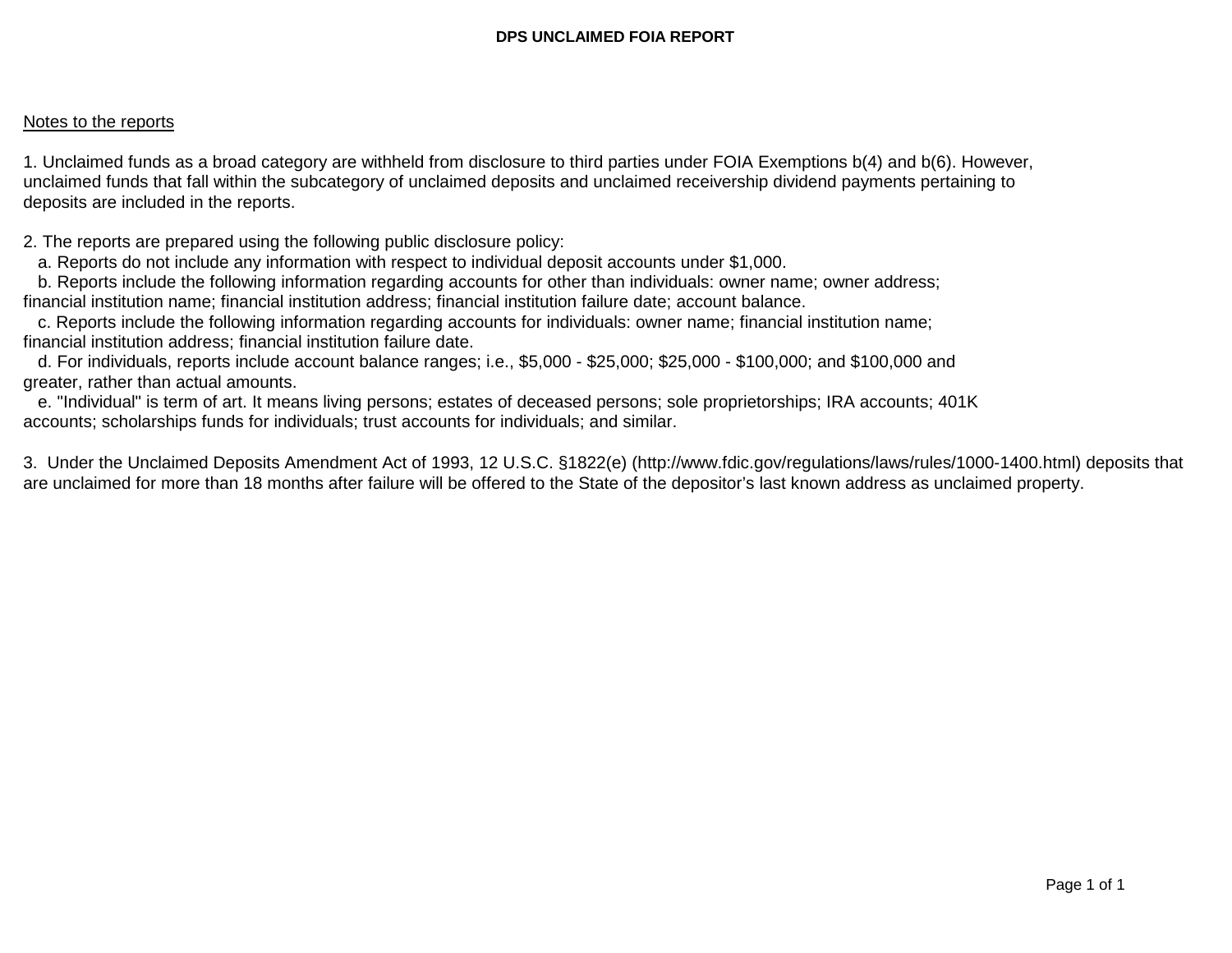# DPS UNCLAIMED FOIA REPORT

Notes to the reports

1. Unclaimed funds as a broad category are withheld from disclosure to third parties under FOIA Exemptions b(4) and b(6). However, unclaimed funds that fall within the subcategory of unclaimed deposits and unclaimed receivership dividend payments pertaining to deposits are included in the reports.

2. The reports are prepared using the following public disclosure policy:
   a. Reports do not include any information with respect to individual deposit accounts under $1,000.
   b. Reports include the following information regarding accounts for other than individuals: owner name; owner address; financial institution name; financial institution address; financial institution failure date; account balance.
   c. Reports include the following information regarding accounts for individuals: owner name; financial institution name; financial institution address; financial institution failure date.
   d. For individuals, reports include account balance ranges; i.e., $5,000 - $25,000; $25,000 - $100,000; and $100,000 and greater, rather than actual amounts.
   e. "Individual" is term of art. It means living persons; estates of deceased persons; sole proprietorships; IRA accounts; 401K accounts; scholarships funds for individuals; trust accounts for individuals; and similar.

3. Under the Unclaimed Deposits Amendment Act of 1993, 12 U.S.C. §1822(e) (http://www.fdic.gov/regulations/laws/rules/1000-1400.html) deposits that are unclaimed for more than 18 months after failure will be offered to the State of the depositor's last known address as unclaimed property.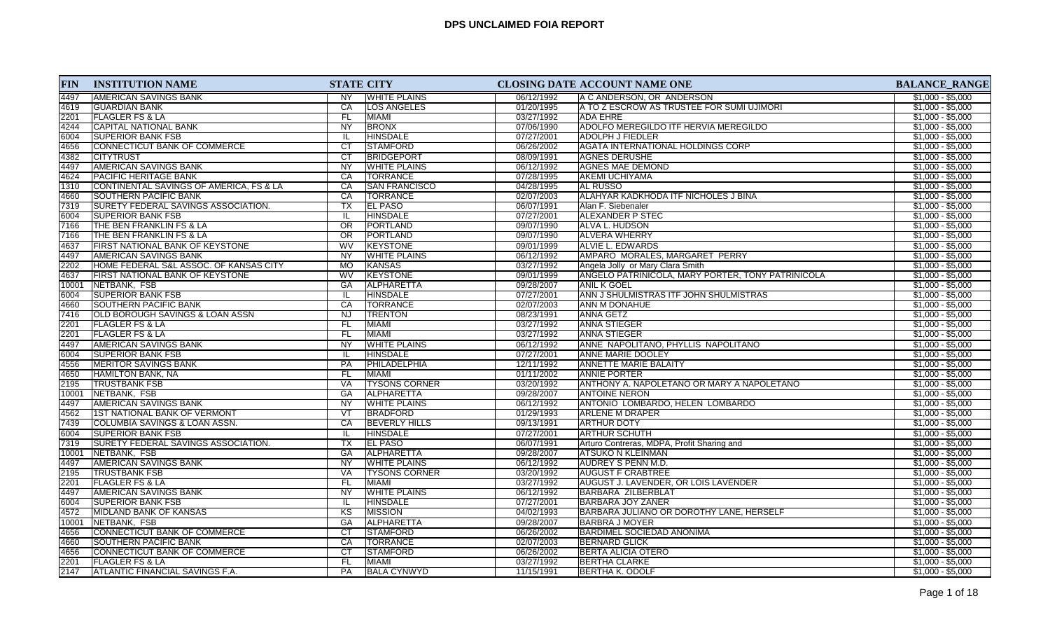# DPS UNCLAIMED FOIA REPORT

| FIN | INSTITUTION NAME | STATE | CITY | CLOSING DATE | ACCOUNT NAME ONE | BALANCE_RANGE |
|---|---|---|---|---|---|---|
| 4497 | AMERICAN SAVINGS BANK | NY | WHITE PLAINS | 06/12/1992 | A C ANDERSON, OR ANDERSON | $1,000 - $5,000 |
| 4619 | GUARDIAN BANK | CA | LOS ANGELES | 01/20/1995 | A TO Z ESCROW AS TRUSTEE FOR SUMI UJIMORI | $1,000 - $5,000 |
| 2201 | FLAGLER FS & LA | FL | MIAMI | 03/27/1992 | ADA EHRE | $1,000 - $5,000 |
| 4244 | CAPITAL NATIONAL BANK | NY | BRONX | 07/06/1990 | ADOLFO MEREGILDO ITF HERVIA MEREGILDO | $1,000 - $5,000 |
| 6004 | SUPERIOR BANK FSB | IL | HINSDALE | 07/27/2001 | ADOLPH J FIEDLER | $1,000 - $5,000 |
| 4656 | CONNECTICUT BANK OF COMMERCE | CT | STAMFORD | 06/26/2002 | AGATA INTERNATIONAL HOLDINGS CORP | $1,000 - $5,000 |
| 4382 | CITYTRUST | CT | BRIDGEPORT | 08/09/1991 | AGNES DERUSHE | $1,000 - $5,000 |
| 4497 | AMERICAN SAVINGS BANK | NY | WHITE PLAINS | 06/12/1992 | AGNES MAE DEMOND | $1,000 - $5,000 |
| 4624 | PACIFIC HERITAGE BANK | CA | TORRANCE | 07/28/1995 | AKEMI UCHIYAMA | $1,000 - $5,000 |
| 1310 | CONTINENTAL SAVINGS OF AMERICA, FS & LA | CA | SAN FRANCISCO | 04/28/1995 | AL RUSSO | $1,000 - $5,000 |
| 4660 | SOUTHERN PACIFIC BANK | CA | TORRANCE | 02/07/2003 | ALAHYAR KADKHODA ITF NICHOLES J BINA | $1,000 - $5,000 |
| 7319 | SURETY FEDERAL SAVINGS ASSOCIATION. | TX | EL PASO | 06/07/1991 | Alan F. Siebenaler | $1,000 - $5,000 |
| 6004 | SUPERIOR BANK FSB | IL | HINSDALE | 07/27/2001 | ALEXANDER P STEC | $1,000 - $5,000 |
| 7166 | THE BEN FRANKLIN FS & LA | OR | PORTLAND | 09/07/1990 | ALVA L. HUDSON | $1,000 - $5,000 |
| 7166 | THE BEN FRANKLIN FS & LA | OR | PORTLAND | 09/07/1990 | ALVERA WHERRY | $1,000 - $5,000 |
| 4637 | FIRST NATIONAL BANK OF KEYSTONE | WV | KEYSTONE | 09/01/1999 | ALVIE L. EDWARDS | $1,000 - $5,000 |
| 4497 | AMERICAN SAVINGS BANK | NY | WHITE PLAINS | 06/12/1992 | AMPARO MORALES, MARGARET PERRY | $1,000 - $5,000 |
| 2202 | HOME FEDERAL S&L ASSOC. OF KANSAS CITY | MO | KANSAS | 03/27/1992 | Angela Jolly or Mary Clara Smith | $1,000 - $5,000 |
| 4637 | FIRST NATIONAL BANK OF KEYSTONE | WV | KEYSTONE | 09/01/1999 | ANGELO PATRINICOLA, MARY PORTER, TONY PATRINICOLA | $1,000 - $5,000 |
| 10001 | NETBANK, FSB | GA | ALPHARETTA | 09/28/2007 | ANIL K GOEL | $1,000 - $5,000 |
| 6004 | SUPERIOR BANK FSB | IL | HINSDALE | 07/27/2001 | ANN J SHULMISTRAS ITF JOHN SHULMISTRAS | $1,000 - $5,000 |
| 4660 | SOUTHERN PACIFIC BANK | CA | TORRANCE | 02/07/2003 | ANN M DONAHUE | $1,000 - $5,000 |
| 7416 | OLD BOROUGH SAVINGS & LOAN ASSN | NJ | TRENTON | 08/23/1991 | ANNA GETZ | $1,000 - $5,000 |
| 2201 | FLAGLER FS & LA | FL | MIAMI | 03/27/1992 | ANNA STIEGER | $1,000 - $5,000 |
| 2201 | FLAGLER FS & LA | FL | MIAMI | 03/27/1992 | ANNA STIEGER | $1,000 - $5,000 |
| 4497 | AMERICAN SAVINGS BANK | NY | WHITE PLAINS | 06/12/1992 | ANNE NAPOLITANO, PHYLLIS NAPOLITANO | $1,000 - $5,000 |
| 6004 | SUPERIOR BANK FSB | IL | HINSDALE | 07/27/2001 | ANNE MARIE DOOLEY | $1,000 - $5,000 |
| 4556 | MERITOR SAVINGS BANK | PA | PHILADELPHIA | 12/11/1992 | ANNETTE MARIE BALAITY | $1,000 - $5,000 |
| 4650 | HAMILTON BANK, NA | FL | MIAMI | 01/11/2002 | ANNIE PORTER | $1,000 - $5,000 |
| 2195 | TRUSTBANK FSB | VA | TYSONS CORNER | 03/20/1992 | ANTHONY A. NAPOLETANO OR MARY A NAPOLETANO | $1,000 - $5,000 |
| 10001 | NETBANK, FSB | GA | ALPHARETTA | 09/28/2007 | ANTOINE NERON | $1,000 - $5,000 |
| 4497 | AMERICAN SAVINGS BANK | NY | WHITE PLAINS | 06/12/1992 | ANTONIO LOMBARDO, HELEN LOMBARDO | $1,000 - $5,000 |
| 4562 | 1ST NATIONAL BANK OF VERMONT | VT | BRADFORD | 01/29/1993 | ARLENE M DRAPER | $1,000 - $5,000 |
| 7439 | COLUMBIA SAVINGS & LOAN ASSN. | CA | BEVERLY HILLS | 09/13/1991 | ARTHUR DOTY | $1,000 - $5,000 |
| 6004 | SUPERIOR BANK FSB | IL | HINSDALE | 07/27/2001 | ARTHUR SCHUTH | $1,000 - $5,000 |
| 7319 | SURETY FEDERAL SAVINGS ASSOCIATION. | TX | EL PASO | 06/07/1991 | Arturo Contreras, MDPA, Profit Sharing and | $1,000 - $5,000 |
| 10001 | NETBANK, FSB | GA | ALPHARETTA | 09/28/2007 | ATSUKO N KLEINMAN | $1,000 - $5,000 |
| 4497 | AMERICAN SAVINGS BANK | NY | WHITE PLAINS | 06/12/1992 | AUDREY S PENN M.D. | $1,000 - $5,000 |
| 2195 | TRUSTBANK FSB | VA | TYSONS CORNER | 03/20/1992 | AUGUST F CRABTREE | $1,000 - $5,000 |
| 2201 | FLAGLER FS & LA | FL | MIAMI | 03/27/1992 | AUGUST J. LAVENDER, OR LOIS LAVENDER | $1,000 - $5,000 |
| 4497 | AMERICAN SAVINGS BANK | NY | WHITE PLAINS | 06/12/1992 | BARBARA ZILBERBLAT | $1,000 - $5,000 |
| 6004 | SUPERIOR BANK FSB | IL | HINSDALE | 07/27/2001 | BARBARA JOY ZANER | $1,000 - $5,000 |
| 4572 | MIDLAND BANK OF KANSAS | KS | MISSION | 04/02/1993 | BARBARA JULIANO OR DOROTHY LANE, HERSELF | $1,000 - $5,000 |
| 10001 | NETBANK, FSB | GA | ALPHARETTA | 09/28/2007 | BARBRA J MOYER | $1,000 - $5,000 |
| 4656 | CONNECTICUT BANK OF COMMERCE | CT | STAMFORD | 06/26/2002 | BARDIMEL SOCIEDAD ANONIMA | $1,000 - $5,000 |
| 4660 | SOUTHERN PACIFIC BANK | CA | TORRANCE | 02/07/2003 | BERNARD GLICK | $1,000 - $5,000 |
| 4656 | CONNECTICUT BANK OF COMMERCE | CT | STAMFORD | 06/26/2002 | BERTA ALICIA OTERO | $1,000 - $5,000 |
| 2201 | FLAGLER FS & LA | FL | MIAMI | 03/27/1992 | BERTHA CLARKE | $1,000 - $5,000 |
| 2147 | ATLANTIC FINANCIAL SAVINGS F.A. | PA | BALA CYNWYD | 11/15/1991 | BERTHA K. ODOLF | $1,000 - $5,000 |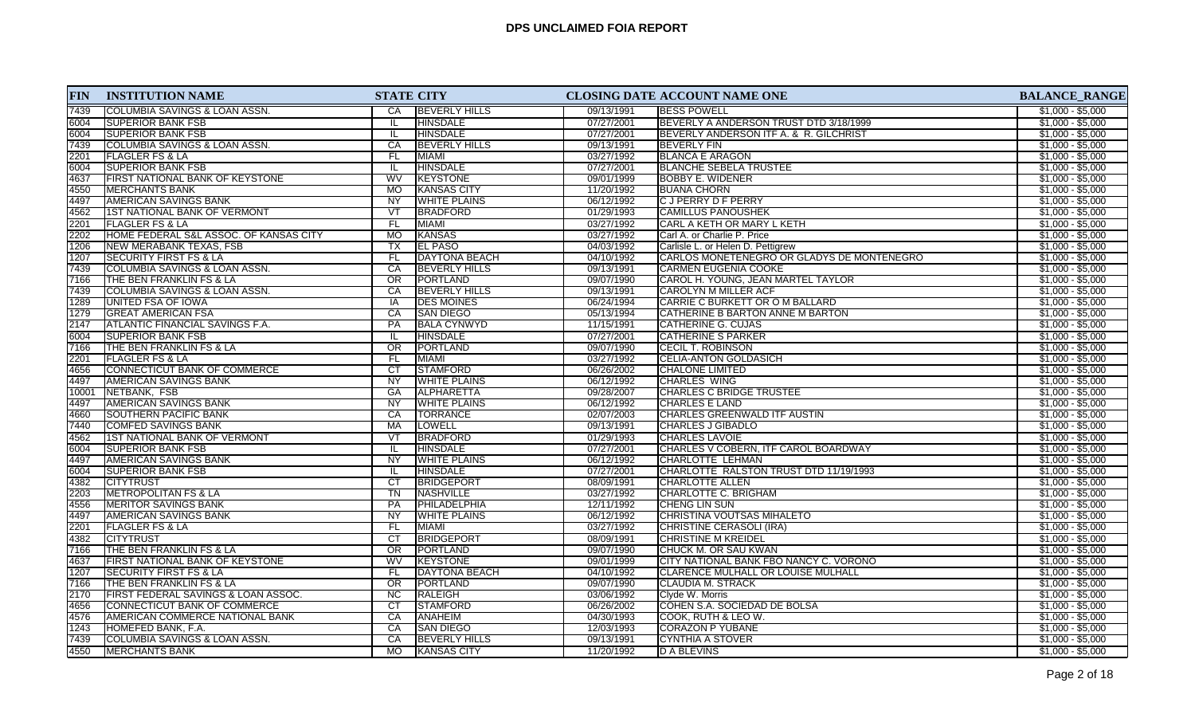# DPS UNCLAIMED FOIA REPORT

| FIN | INSTITUTION NAME | STATE | CITY | CLOSING DATE | ACCOUNT NAME ONE | BALANCE_RANGE |
|---|---|---|---|---|---|---|
| 7439 | COLUMBIA SAVINGS & LOAN ASSN. | CA | BEVERLY HILLS | 09/13/1991 | BESS POWELL | $1,000 - $5,000 |
| 6004 | SUPERIOR BANK FSB | IL | HINSDALE | 07/27/2001 | BEVERLY A ANDERSON TRUST DTD 3/18/1999 | $1,000 - $5,000 |
| 6004 | SUPERIOR BANK FSB | IL | HINSDALE | 07/27/2001 | BEVERLY ANDERSON ITF A. & R. GILCHRIST | $1,000 - $5,000 |
| 7439 | COLUMBIA SAVINGS & LOAN ASSN. | CA | BEVERLY HILLS | 09/13/1991 | BEVERLY FIN | $1,000 - $5,000 |
| 2201 | FLAGLER FS & LA | FL | MIAMI | 03/27/1992 | BLANCA E ARAGON | $1,000 - $5,000 |
| 6004 | SUPERIOR BANK FSB | IL | HINSDALE | 07/27/2001 | BLANCHE SEBELA TRUSTEE | $1,000 - $5,000 |
| 4637 | FIRST NATIONAL BANK OF KEYSTONE | WV | KEYSTONE | 09/01/1999 | BOBBY E. WIDENER | $1,000 - $5,000 |
| 4550 | MERCHANTS BANK | MO | KANSAS CITY | 11/20/1992 | BUANA CHORN | $1,000 - $5,000 |
| 4497 | AMERICAN SAVINGS BANK | NY | WHITE PLAINS | 06/12/1992 | C J PERRY D F PERRY | $1,000 - $5,000 |
| 4562 | 1ST NATIONAL BANK OF VERMONT | VT | BRADFORD | 01/29/1993 | CAMILLUS PANOUSHEK | $1,000 - $5,000 |
| 2201 | FLAGLER FS & LA | FL | MIAMI | 03/27/1992 | CARL A KETH OR MARY L KETH | $1,000 - $5,000 |
| 2202 | HOME FEDERAL S&L ASSOC. OF KANSAS CITY | MO | KANSAS | 03/27/1992 | Carl A. or Charlie P. Price | $1,000 - $5,000 |
| 1206 | NEW MERABANK TEXAS, FSB | TX | EL PASO | 04/03/1992 | Carlisle L. or Helen D. Pettigrew | $1,000 - $5,000 |
| 1207 | SECURITY FIRST FS & LA | FL | DAYTONA BEACH | 04/10/1992 | CARLOS MONETENEGRO OR GLADYS DE MONTENEGRO | $1,000 - $5,000 |
| 7439 | COLUMBIA SAVINGS & LOAN ASSN. | CA | BEVERLY HILLS | 09/13/1991 | CARMEN EUGENIA COOKE | $1,000 - $5,000 |
| 7166 | THE BEN FRANKLIN FS & LA | OR | PORTLAND | 09/07/1990 | CAROL H. YOUNG, JEAN MARTEL TAYLOR | $1,000 - $5,000 |
| 7439 | COLUMBIA SAVINGS & LOAN ASSN. | CA | BEVERLY HILLS | 09/13/1991 | CAROLYN M MILLER ACF | $1,000 - $5,000 |
| 1289 | UNITED FSA OF IOWA | IA | DES MOINES | 06/24/1994 | CARRIE C BURKETT OR O M BALLARD | $1,000 - $5,000 |
| 1279 | GREAT AMERICAN FSA | CA | SAN DIEGO | 05/13/1994 | CATHERINE B BARTON ANNE M BARTON | $1,000 - $5,000 |
| 2147 | ATLANTIC FINANCIAL SAVINGS F.A. | PA | BALA CYNWYD | 11/15/1991 | CATHERINE G. CUJAS | $1,000 - $5,000 |
| 6004 | SUPERIOR BANK FSB | IL | HINSDALE | 07/27/2001 | CATHERINE S PARKER | $1,000 - $5,000 |
| 7166 | THE BEN FRANKLIN FS & LA | OR | PORTLAND | 09/07/1990 | CECIL T. ROBINSON | $1,000 - $5,000 |
| 2201 | FLAGLER FS & LA | FL | MIAMI | 03/27/1992 | CELIA-ANTON GOLDASICH | $1,000 - $5,000 |
| 4656 | CONNECTICUT BANK OF COMMERCE | CT | STAMFORD | 06/26/2002 | CHALONE LIMITED | $1,000 - $5,000 |
| 4497 | AMERICAN SAVINGS BANK | NY | WHITE PLAINS | 06/12/1992 | CHARLES WING | $1,000 - $5,000 |
| 10001 | NETBANK, FSB | GA | ALPHARETTA | 09/28/2007 | CHARLES C BRIDGE TRUSTEE | $1,000 - $5,000 |
| 4497 | AMERICAN SAVINGS BANK | NY | WHITE PLAINS | 06/12/1992 | CHARLES E LAND | $1,000 - $5,000 |
| 4660 | SOUTHERN PACIFIC BANK | CA | TORRANCE | 02/07/2003 | CHARLES GREENWALD ITF AUSTIN | $1,000 - $5,000 |
| 7440 | COMFED SAVINGS BANK | MA | LOWELL | 09/13/1991 | CHARLES J GIBADLO | $1,000 - $5,000 |
| 4562 | 1ST NATIONAL BANK OF VERMONT | VT | BRADFORD | 01/29/1993 | CHARLES LAVOIE | $1,000 - $5,000 |
| 6004 | SUPERIOR BANK FSB | IL | HINSDALE | 07/27/2001 | CHARLES V COBERN, ITF CAROL BOARDWAY | $1,000 - $5,000 |
| 4497 | AMERICAN SAVINGS BANK | NY | WHITE PLAINS | 06/12/1992 | CHARLOTTE LEHMAN | $1,000 - $5,000 |
| 6004 | SUPERIOR BANK FSB | IL | HINSDALE | 07/27/2001 | CHARLOTTE RALSTON TRUST DTD 11/19/1993 | $1,000 - $5,000 |
| 4382 | CITYTRUST | CT | BRIDGEPORT | 08/09/1991 | CHARLOTTE ALLEN | $1,000 - $5,000 |
| 2203 | METROPOLITAN FS & LA | TN | NASHVILLE | 03/27/1992 | CHARLOTTE C. BRIGHAM | $1,000 - $5,000 |
| 4556 | MERITOR SAVINGS BANK | PA | PHILADELPHIA | 12/11/1992 | CHENG LIN SUN | $1,000 - $5,000 |
| 4497 | AMERICAN SAVINGS BANK | NY | WHITE PLAINS | 06/12/1992 | CHRISTINA VOUTSAS MIHALETO | $1,000 - $5,000 |
| 2201 | FLAGLER FS & LA | FL | MIAMI | 03/27/1992 | CHRISTINE CERASOLI (IRA) | $1,000 - $5,000 |
| 4382 | CITYTRUST | CT | BRIDGEPORT | 08/09/1991 | CHRISTINE M KREIDEL | $1,000 - $5,000 |
| 7166 | THE BEN FRANKLIN FS & LA | OR | PORTLAND | 09/07/1990 | CHUCK M. OR SAU KWAN | $1,000 - $5,000 |
| 4637 | FIRST NATIONAL BANK OF KEYSTONE | WV | KEYSTONE | 09/01/1999 | CITY NATIONAL BANK FBO NANCY C. VORONO | $1,000 - $5,000 |
| 1207 | SECURITY FIRST FS & LA | FL | DAYTONA BEACH | 04/10/1992 | CLARENCE MULHALL OR LOUISE MULHALL | $1,000 - $5,000 |
| 7166 | THE BEN FRANKLIN FS & LA | OR | PORTLAND | 09/07/1990 | CLAUDIA M. STRACK | $1,000 - $5,000 |
| 2170 | FIRST FEDERAL SAVINGS & LOAN ASSOC. | NC | RALEIGH | 03/06/1992 | Clyde W. Morris | $1,000 - $5,000 |
| 4656 | CONNECTICUT BANK OF COMMERCE | CT | STAMFORD | 06/26/2002 | COHEN S.A. SOCIEDAD DE BOLSA | $1,000 - $5,000 |
| 4576 | AMERICAN COMMERCE NATIONAL BANK | CA | ANAHEIM | 04/30/1993 | COOK, RUTH & LEO W. | $1,000 - $5,000 |
| 1243 | HOMEFED BANK, F.A. | CA | SAN DIEGO | 12/03/1993 | CORAZON P YUBANE | $1,000 - $5,000 |
| 7439 | COLUMBIA SAVINGS & LOAN ASSN. | CA | BEVERLY HILLS | 09/13/1991 | CYNTHIA A STOVER | $1,000 - $5,000 |
| 4550 | MERCHANTS BANK | MO | KANSAS CITY | 11/20/1992 | D A BLEVINS | $1,000 - $5,000 |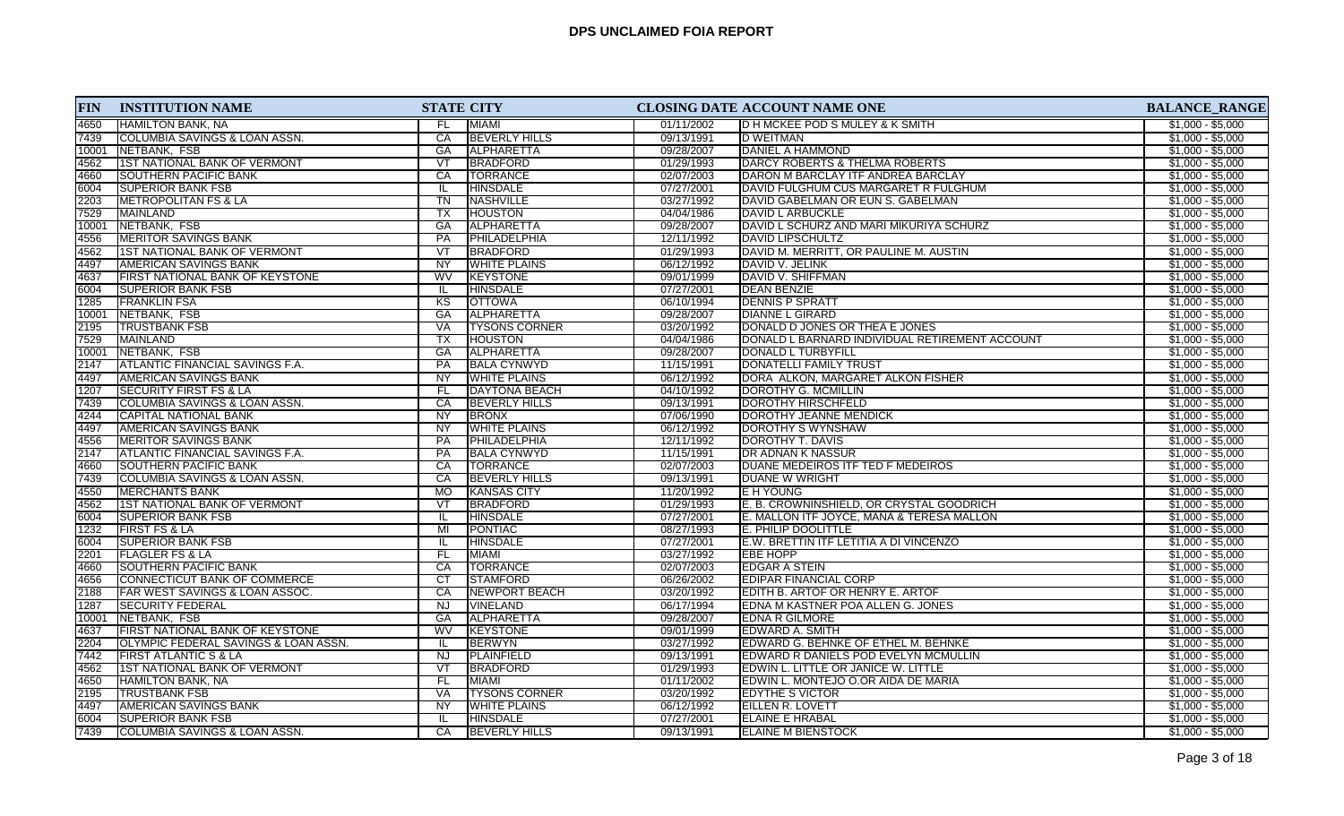# DPS UNCLAIMED FOIA REPORT

| FIN | INSTITUTION NAME | STATE | CITY | CLOSING DATE | ACCOUNT NAME ONE | BALANCE_RANGE |
|---|---|---|---|---|---|---|
| 4650 | HAMILTON BANK, NA | FL | MIAMI | 01/11/2002 | D H MCKEE POD S MULEY & K SMITH | $1,000 - $5,000 |
| 7439 | COLUMBIA SAVINGS & LOAN ASSN. | CA | BEVERLY HILLS | 09/13/1991 | D WEITMAN | $1,000 - $5,000 |
| 10001 | NETBANK, FSB | GA | ALPHARETTA | 09/28/2007 | DANIEL A HAMMOND | $1,000 - $5,000 |
| 4562 | 1ST NATIONAL BANK OF VERMONT | VT | BRADFORD | 01/29/1993 | DARCY ROBERTS & THELMA ROBERTS | $1,000 - $5,000 |
| 4660 | SOUTHERN PACIFIC BANK | CA | TORRANCE | 02/07/2003 | DARON M BARCLAY ITF ANDREA BARCLAY | $1,000 - $5,000 |
| 6004 | SUPERIOR BANK FSB | IL | HINSDALE | 07/27/2001 | DAVID FULGHUM CUS MARGARET R FULGHUM | $1,000 - $5,000 |
| 2203 | METROPOLITAN FS & LA | TN | NASHVILLE | 03/27/1992 | DAVID GABELMAN OR EUN S. GABELMAN | $1,000 - $5,000 |
| 7529 | MAINLAND | TX | HOUSTON | 04/04/1986 | DAVID L ARBUCKLE | $1,000 - $5,000 |
| 10001 | NETBANK, FSB | GA | ALPHARETTA | 09/28/2007 | DAVID L SCHURZ AND MARI MIKURIYA SCHURZ | $1,000 - $5,000 |
| 4556 | MERITOR SAVINGS BANK | PA | PHILADELPHIA | 12/11/1992 | DAVID LIPSCHULTZ | $1,000 - $5,000 |
| 4562 | 1ST NATIONAL BANK OF VERMONT | VT | BRADFORD | 01/29/1993 | DAVID M. MERRITT, OR PAULINE M. AUSTIN | $1,000 - $5,000 |
| 4497 | AMERICAN SAVINGS BANK | NY | WHITE PLAINS | 06/12/1992 | DAVID V. JELINK | $1,000 - $5,000 |
| 4637 | FIRST NATIONAL BANK OF KEYSTONE | WV | KEYSTONE | 09/01/1999 | DAVID V. SHIFFMAN | $1,000 - $5,000 |
| 6004 | SUPERIOR BANK FSB | IL | HINSDALE | 07/27/2001 | DEAN BENZIE | $1,000 - $5,000 |
| 1285 | FRANKLIN FSA | KS | OTTOWA | 06/10/1994 | DENNIS P SPRATT | $1,000 - $5,000 |
| 10001 | NETBANK, FSB | GA | ALPHARETTA | 09/28/2007 | DIANNE L GIRARD | $1,000 - $5,000 |
| 2195 | TRUSTBANK FSB | VA | TYSONS CORNER | 03/20/1992 | DONALD D JONES OR THEA E JONES | $1,000 - $5,000 |
| 7529 | MAINLAND | TX | HOUSTON | 04/04/1986 | DONALD L BARNARD INDIVIDUAL RETIREMENT ACCOUNT | $1,000 - $5,000 |
| 10001 | NETBANK, FSB | GA | ALPHARETTA | 09/28/2007 | DONALD L TURBYFILL | $1,000 - $5,000 |
| 2147 | ATLANTIC FINANCIAL SAVINGS F.A. | PA | BALA CYNWYD | 11/15/1991 | DONATELLI FAMILY TRUST | $1,000 - $5,000 |
| 4497 | AMERICAN SAVINGS BANK | NY | WHITE PLAINS | 06/12/1992 | DORA ALKON, MARGARET ALKON FISHER | $1,000 - $5,000 |
| 1207 | SECURITY FIRST FS & LA | FL | DAYTONA BEACH | 04/10/1992 | DOROTHY G. MCMILLIN | $1,000 - $5,000 |
| 7439 | COLUMBIA SAVINGS & LOAN ASSN. | CA | BEVERLY HILLS | 09/13/1991 | DOROTHY HIRSCHFELD | $1,000 - $5,000 |
| 4244 | CAPITAL NATIONAL BANK | NY | BRONX | 07/06/1990 | DOROTHY JEANNE MENDICK | $1,000 - $5,000 |
| 4497 | AMERICAN SAVINGS BANK | NY | WHITE PLAINS | 06/12/1992 | DOROTHY S WYNSHAW | $1,000 - $5,000 |
| 4556 | MERITOR SAVINGS BANK | PA | PHILADELPHIA | 12/11/1992 | DOROTHY T. DAVIS | $1,000 - $5,000 |
| 2147 | ATLANTIC FINANCIAL SAVINGS F.A. | PA | BALA CYNWYD | 11/15/1991 | DR ADNAN K NASSUR | $1,000 - $5,000 |
| 4660 | SOUTHERN PACIFIC BANK | CA | TORRANCE | 02/07/2003 | DUANE MEDEIROS ITF TED F MEDEIROS | $1,000 - $5,000 |
| 7439 | COLUMBIA SAVINGS & LOAN ASSN. | CA | BEVERLY HILLS | 09/13/1991 | DUANE W WRIGHT | $1,000 - $5,000 |
| 4550 | MERCHANTS BANK | MO | KANSAS CITY | 11/20/1992 | E H YOUNG | $1,000 - $5,000 |
| 4562 | 1ST NATIONAL BANK OF VERMONT | VT | BRADFORD | 01/29/1993 | E. B. CROWNINSHIELD, OR CRYSTAL GOODRICH | $1,000 - $5,000 |
| 6004 | SUPERIOR BANK FSB | IL | HINSDALE | 07/27/2001 | E. MALLON ITF JOYCE, MANA & TERESA MALLON | $1,000 - $5,000 |
| 1232 | FIRST FS & LA | MI | PONTIAC | 08/27/1993 | E. PHILIP DOOLITTLE | $1,000 - $5,000 |
| 6004 | SUPERIOR BANK FSB | IL | HINSDALE | 07/27/2001 | E.W. BRETTIN ITF LETITIA A DI VINCENZO | $1,000 - $5,000 |
| 2201 | FLAGLER FS & LA | FL | MIAMI | 03/27/1992 | EBE HOPP | $1,000 - $5,000 |
| 4660 | SOUTHERN PACIFIC BANK | CA | TORRANCE | 02/07/2003 | EDGAR A STEIN | $1,000 - $5,000 |
| 4656 | CONNECTICUT BANK OF COMMERCE | CT | STAMFORD | 06/26/2002 | EDIPAR FINANCIAL CORP | $1,000 - $5,000 |
| 2188 | FAR WEST SAVINGS & LOAN ASSOC. | CA | NEWPORT BEACH | 03/20/1992 | EDITH B. ARTOF OR HENRY E. ARTOF | $1,000 - $5,000 |
| 1287 | SECURITY FEDERAL | NJ | VINELAND | 06/17/1994 | EDNA M KASTNER POA ALLEN G. JONES | $1,000 - $5,000 |
| 10001 | NETBANK, FSB | GA | ALPHARETTA | 09/28/2007 | EDNA R GILMORE | $1,000 - $5,000 |
| 4637 | FIRST NATIONAL BANK OF KEYSTONE | WV | KEYSTONE | 09/01/1999 | EDWARD A. SMITH | $1,000 - $5,000 |
| 2204 | OLYMPIC FEDERAL SAVINGS & LOAN ASSN. | IL | BERWYN | 03/27/1992 | EDWARD G. BEHNKE OF ETHEL M. BEHNKE | $1,000 - $5,000 |
| 7442 | FIRST ATLANTIC S & LA | NJ | PLAINFIELD | 09/13/1991 | EDWARD R DANIELS POD EVELYN MCMULLIN | $1,000 - $5,000 |
| 4562 | 1ST NATIONAL BANK OF VERMONT | VT | BRADFORD | 01/29/1993 | EDWIN L. LITTLE OR JANICE W. LITTLE | $1,000 - $5,000 |
| 4650 | HAMILTON BANK, NA | FL | MIAMI | 01/11/2002 | EDWIN L. MONTEJO O.OR AIDA DE MARIA | $1,000 - $5,000 |
| 2195 | TRUSTBANK FSB | VA | TYSONS CORNER | 03/20/1992 | EDYTHE S VICTOR | $1,000 - $5,000 |
| 4497 | AMERICAN SAVINGS BANK | NY | WHITE PLAINS | 06/12/1992 | EILLEN R. LOVETT | $1,000 - $5,000 |
| 6004 | SUPERIOR BANK FSB | IL | HINSDALE | 07/27/2001 | ELAINE E HRABAL | $1,000 - $5,000 |
| 7439 | COLUMBIA SAVINGS & LOAN ASSN. | CA | BEVERLY HILLS | 09/13/1991 | ELAINE M BIENSTOCK | $1,000 - $5,000 |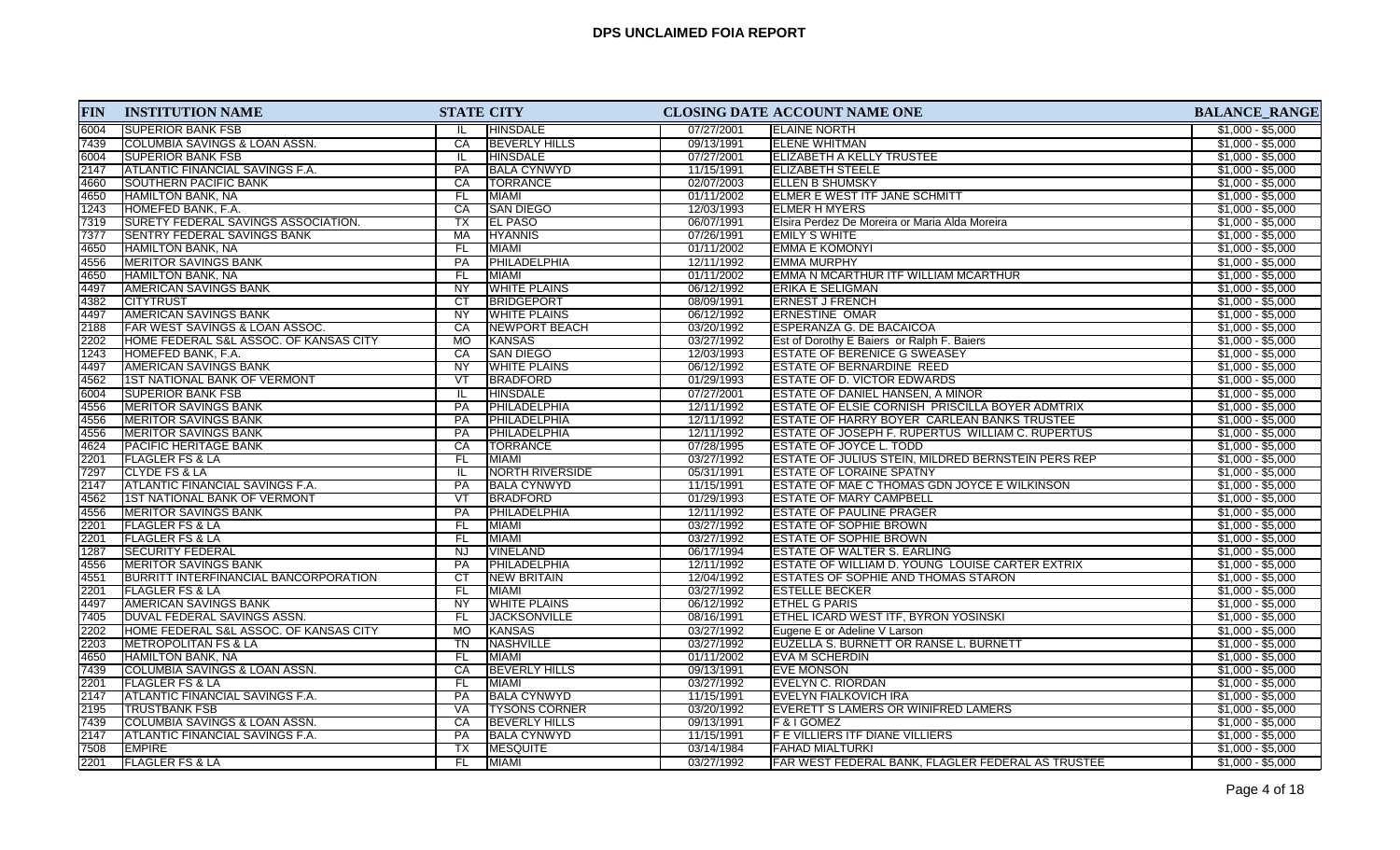# DPS UNCLAIMED FOIA REPORT

| FIN | INSTITUTION NAME | STATE | CITY | CLOSING DATE | ACCOUNT NAME ONE | BALANCE_RANGE |
|---|---|---|---|---|---|---|
| 6004 | SUPERIOR BANK FSB | IL | HINSDALE | 07/27/2001 | ELAINE NORTH | $1,000 - $5,000 |
| 7439 | COLUMBIA SAVINGS & LOAN ASSN. | CA | BEVERLY HILLS | 09/13/1991 | ELENE WHITMAN | $1,000 - $5,000 |
| 6004 | SUPERIOR BANK FSB | IL | HINSDALE | 07/27/2001 | ELIZABETH A KELLY TRUSTEE | $1,000 - $5,000 |
| 2147 | ATLANTIC FINANCIAL SAVINGS F.A. | PA | BALA CYNWYD | 11/15/1991 | ELIZABETH STEELE | $1,000 - $5,000 |
| 4660 | SOUTHERN PACIFIC BANK | CA | TORRANCE | 02/07/2003 | ELLEN B SHUMSKY | $1,000 - $5,000 |
| 4650 | HAMILTON BANK, NA | FL | MIAMI | 01/11/2002 | ELMER E WEST ITF JANE SCHMITT | $1,000 - $5,000 |
| 1243 | HOMEFED BANK, F.A. | CA | SAN DIEGO | 12/03/1993 | ELMER H MYERS | $1,000 - $5,000 |
| 7319 | SURETY FEDERAL SAVINGS ASSOCIATION. | TX | EL PASO | 06/07/1991 | Elsira Perdez De Moreira or Maria Alda Moreira | $1,000 - $5,000 |
| 7377 | SENTRY FEDERAL SAVINGS BANK | MA | HYANNIS | 07/26/1991 | EMILY S WHITE | $1,000 - $5,000 |
| 4650 | HAMILTON BANK, NA | FL | MIAMI | 01/11/2002 | EMMA E KOMONYI | $1,000 - $5,000 |
| 4556 | MERITOR SAVINGS BANK | PA | PHILADELPHIA | 12/11/1992 | EMMA MURPHY | $1,000 - $5,000 |
| 4650 | HAMILTON BANK, NA | FL | MIAMI | 01/11/2002 | EMMA N MCARTHUR ITF WILLIAM MCARTHUR | $1,000 - $5,000 |
| 4497 | AMERICAN SAVINGS BANK | NY | WHITE PLAINS | 06/12/1992 | ERIKA E SELIGMAN | $1,000 - $5,000 |
| 4382 | CITYTRUST | CT | BRIDGEPORT | 08/09/1991 | ERNEST J FRENCH | $1,000 - $5,000 |
| 4497 | AMERICAN SAVINGS BANK | NY | WHITE PLAINS | 06/12/1992 | ERNESTINE OMAR | $1,000 - $5,000 |
| 2188 | FAR WEST SAVINGS & LOAN ASSOC. | CA | NEWPORT BEACH | 03/20/1992 | ESPERANZA G. DE BACAICOA | $1,000 - $5,000 |
| 2202 | HOME FEDERAL S&L ASSOC. OF KANSAS CITY | MO | KANSAS | 03/27/1992 | Est of Dorothy E Baiers or Ralph F. Baiers | $1,000 - $5,000 |
| 1243 | HOMEFED BANK, F.A. | CA | SAN DIEGO | 12/03/1993 | ESTATE OF BERENICE G SWEASEY | $1,000 - $5,000 |
| 4497 | AMERICAN SAVINGS BANK | NY | WHITE PLAINS | 06/12/1992 | ESTATE OF BERNARDINE REED | $1,000 - $5,000 |
| 4562 | 1ST NATIONAL BANK OF VERMONT | VT | BRADFORD | 01/29/1993 | ESTATE OF D. VICTOR EDWARDS | $1,000 - $5,000 |
| 6004 | SUPERIOR BANK FSB | IL | HINSDALE | 07/27/2001 | ESTATE OF DANIEL HANSEN, A MINOR | $1,000 - $5,000 |
| 4556 | MERITOR SAVINGS BANK | PA | PHILADELPHIA | 12/11/1992 | ESTATE OF ELSIE CORNISH PRISCILLA BOYER ADMTRIX | $1,000 - $5,000 |
| 4556 | MERITOR SAVINGS BANK | PA | PHILADELPHIA | 12/11/1992 | ESTATE OF HARRY BOYER CARLEAN BANKS TRUSTEE | $1,000 - $5,000 |
| 4556 | MERITOR SAVINGS BANK | PA | PHILADELPHIA | 12/11/1992 | ESTATE OF JOSEPH F. RUPERTUS WILLIAM C. RUPERTUS | $1,000 - $5,000 |
| 4624 | PACIFIC HERITAGE BANK | CA | TORRANCE | 07/28/1995 | ESTATE OF JOYCE L. TODD | $1,000 - $5,000 |
| 2201 | FLAGLER FS & LA | FL | MIAMI | 03/27/1992 | ESTATE OF JULIUS STEIN, MILDRED BERNSTEIN PERS REP | $1,000 - $5,000 |
| 7297 | CLYDE FS & LA | IL | NORTH RIVERSIDE | 05/31/1991 | ESTATE OF LORAINE SPATNY | $1,000 - $5,000 |
| 2147 | ATLANTIC FINANCIAL SAVINGS F.A. | PA | BALA CYNWYD | 11/15/1991 | ESTATE OF MAE C THOMAS GDN JOYCE E WILKINSON | $1,000 - $5,000 |
| 4562 | 1ST NATIONAL BANK OF VERMONT | VT | BRADFORD | 01/29/1993 | ESTATE OF MARY CAMPBELL | $1,000 - $5,000 |
| 4556 | MERITOR SAVINGS BANK | PA | PHILADELPHIA | 12/11/1992 | ESTATE OF PAULINE PRAGER | $1,000 - $5,000 |
| 2201 | FLAGLER FS & LA | FL | MIAMI | 03/27/1992 | ESTATE OF SOPHIE BROWN | $1,000 - $5,000 |
| 2201 | FLAGLER FS & LA | FL | MIAMI | 03/27/1992 | ESTATE OF SOPHIE BROWN | $1,000 - $5,000 |
| 1287 | SECURITY FEDERAL | NJ | VINELAND | 06/17/1994 | ESTATE OF WALTER S. EARLING | $1,000 - $5,000 |
| 4556 | MERITOR SAVINGS BANK | PA | PHILADELPHIA | 12/11/1992 | ESTATE OF WILLIAM D. YOUNG LOUISE CARTER EXTRIX | $1,000 - $5,000 |
| 4551 | BURRITT INTERFINANCIAL BANCORPORATION | CT | NEW BRITAIN | 12/04/1992 | ESTATES OF SOPHIE AND THOMAS STARON | $1,000 - $5,000 |
| 2201 | FLAGLER FS & LA | FL | MIAMI | 03/27/1992 | ESTELLE BECKER | $1,000 - $5,000 |
| 4497 | AMERICAN SAVINGS BANK | NY | WHITE PLAINS | 06/12/1992 | ETHEL G PARIS | $1,000 - $5,000 |
| 7405 | DUVAL FEDERAL SAVINGS ASSN. | FL | JACKSONVILLE | 08/16/1991 | ETHEL ICARD WEST ITF, BYRON YOSINSKI | $1,000 - $5,000 |
| 2202 | HOME FEDERAL S&L ASSOC. OF KANSAS CITY | MO | KANSAS | 03/27/1992 | Eugene E or Adeline V Larson | $1,000 - $5,000 |
| 2203 | METROPOLITAN FS & LA | TN | NASHVILLE | 03/27/1992 | EUZELLA S. BURNETT OR RANSE L. BURNETT | $1,000 - $5,000 |
| 4650 | HAMILTON BANK, NA | FL | MIAMI | 01/11/2002 | EVA M SCHERDIN | $1,000 - $5,000 |
| 7439 | COLUMBIA SAVINGS & LOAN ASSN. | CA | BEVERLY HILLS | 09/13/1991 | EVE MONSON | $1,000 - $5,000 |
| 2201 | FLAGLER FS & LA | FL | MIAMI | 03/27/1992 | EVELYN C. RIORDAN | $1,000 - $5,000 |
| 2147 | ATLANTIC FINANCIAL SAVINGS F.A. | PA | BALA CYNWYD | 11/15/1991 | EVELYN FIALKOVICH IRA | $1,000 - $5,000 |
| 2195 | TRUSTBANK FSB | VA | TYSONS CORNER | 03/20/1992 | EVERETT S LAMERS OR WINIFRED LAMERS | $1,000 - $5,000 |
| 7439 | COLUMBIA SAVINGS & LOAN ASSN. | CA | BEVERLY HILLS | 09/13/1991 | F & I GOMEZ | $1,000 - $5,000 |
| 2147 | ATLANTIC FINANCIAL SAVINGS F.A. | PA | BALA CYNWYD | 11/15/1991 | F E VILLIERS ITF DIANE VILLIERS | $1,000 - $5,000 |
| 7508 | EMPIRE | TX | MESQUITE | 03/14/1984 | FAHAD MIALTURKI | $1,000 - $5,000 |
| 2201 | FLAGLER FS & LA | FL | MIAMI | 03/27/1992 | FAR WEST FEDERAL BANK, FLAGLER FEDERAL AS TRUSTEE | $1,000 - $5,000 |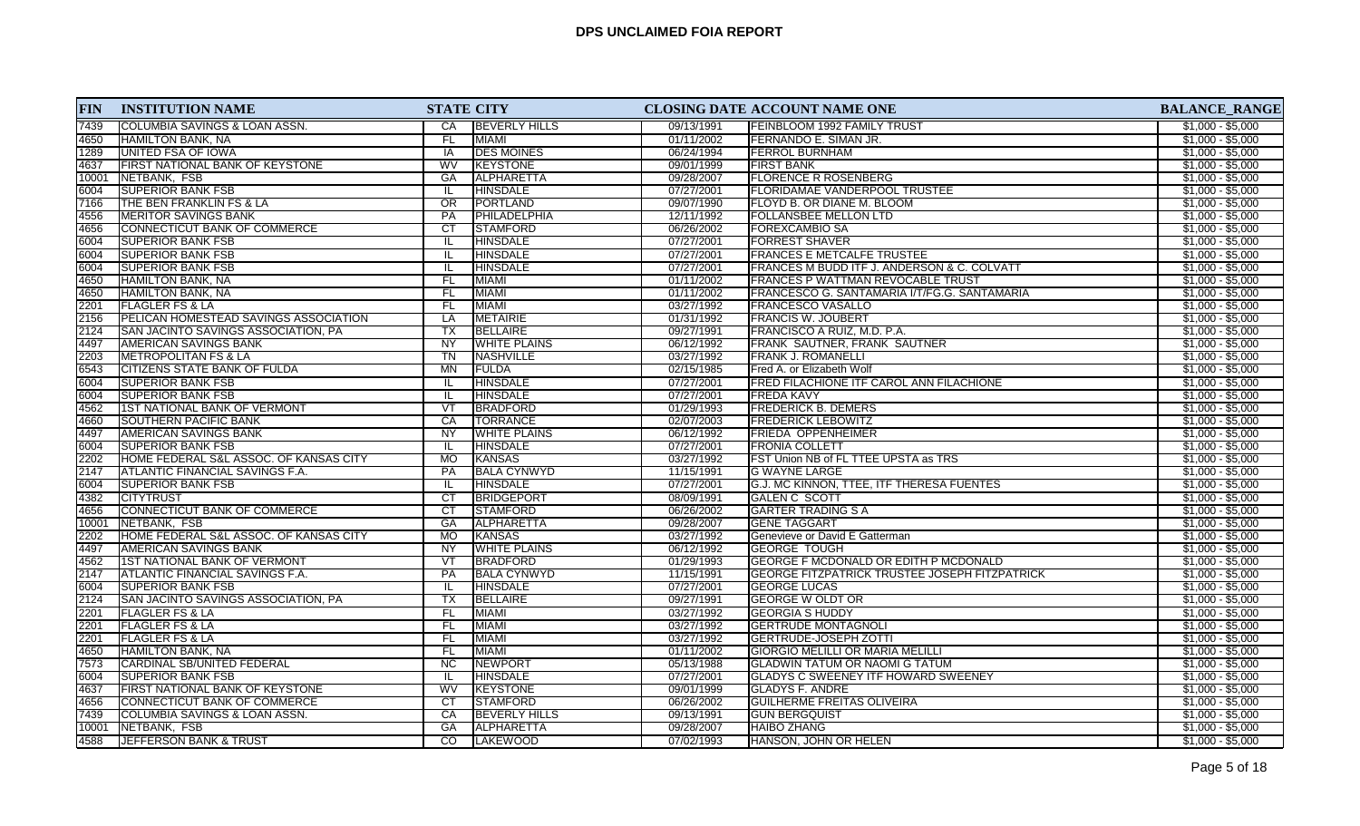# DPS UNCLAIMED FOIA REPORT

| FIN | INSTITUTION NAME | STATE | CITY | CLOSING DATE | ACCOUNT NAME ONE | BALANCE_RANGE |
|---|---|---|---|---|---|---|
| 7439 | COLUMBIA SAVINGS & LOAN ASSN. | CA | BEVERLY HILLS | 09/13/1991 | FEINBLOOM 1992 FAMILY TRUST | $1,000 - $5,000 |
| 4650 | HAMILTON BANK, NA | FL | MIAMI | 01/11/2002 | FERNANDO E. SIMAN JR. | $1,000 - $5,000 |
| 1289 | UNITED FSA OF IOWA | IA | DES MOINES | 06/24/1994 | FERROL BURNHAM | $1,000 - $5,000 |
| 4637 | FIRST NATIONAL BANK OF KEYSTONE | WV | KEYSTONE | 09/01/1999 | FIRST BANK | $1,000 - $5,000 |
| 10001 | NETBANK, FSB | GA | ALPHARETTA | 09/28/2007 | FLORENCE R ROSENBERG | $1,000 - $5,000 |
| 6004 | SUPERIOR BANK FSB | IL | HINSDALE | 07/27/2001 | FLORIDAMAE VANDERPOOL TRUSTEE | $1,000 - $5,000 |
| 7166 | THE BEN FRANKLIN FS & LA | OR | PORTLAND | 09/07/1990 | FLOYD B. OR DIANE M. BLOOM | $1,000 - $5,000 |
| 4556 | MERITOR SAVINGS BANK | PA | PHILADELPHIA | 12/11/1992 | FOLLANSBEE MELLON LTD | $1,000 - $5,000 |
| 4656 | CONNECTICUT BANK OF COMMERCE | CT | STAMFORD | 06/26/2002 | FOREXCAMBIO SA | $1,000 - $5,000 |
| 6004 | SUPERIOR BANK FSB | IL | HINSDALE | 07/27/2001 | FORREST SHAVER | $1,000 - $5,000 |
| 6004 | SUPERIOR BANK FSB | IL | HINSDALE | 07/27/2001 | FRANCES E METCALFE TRUSTEE | $1,000 - $5,000 |
| 6004 | SUPERIOR BANK FSB | IL | HINSDALE | 07/27/2001 | FRANCES M BUDD ITF J. ANDERSON & C. COLVATT | $1,000 - $5,000 |
| 4650 | HAMILTON BANK, NA | FL | MIAMI | 01/11/2002 | FRANCES P WATTMAN REVOCABLE TRUST | $1,000 - $5,000 |
| 4650 | HAMILTON BANK, NA | FL | MIAMI | 01/11/2002 | FRANCESCO G. SANTAMARIA I/T/FG.G. SANTAMARIA | $1,000 - $5,000 |
| 2201 | FLAGLER FS & LA | FL | MIAMI | 03/27/1992 | FRANCESCO VASALLO | $1,000 - $5,000 |
| 2156 | PELICAN HOMESTEAD SAVINGS ASSOCIATION | LA | METAIRIE | 01/31/1992 | FRANCIS W. JOUBERT | $1,000 - $5,000 |
| 2124 | SAN JACINTO SAVINGS ASSOCIATION, PA | TX | BELLAIRE | 09/27/1991 | FRANCISCO A RUIZ, M.D. P.A. | $1,000 - $5,000 |
| 4497 | AMERICAN SAVINGS BANK | NY | WHITE PLAINS | 06/12/1992 | FRANK SAUTNER, FRANK SAUTNER | $1,000 - $5,000 |
| 2203 | METROPOLITAN FS & LA | TN | NASHVILLE | 03/27/1992 | FRANK J. ROMANELLI | $1,000 - $5,000 |
| 6543 | CITIZENS STATE BANK OF FULDA | MN | FULDA | 02/15/1985 | Fred A. or Elizabeth Wolf | $1,000 - $5,000 |
| 6004 | SUPERIOR BANK FSB | IL | HINSDALE | 07/27/2001 | FRED FILACHIONE ITF CAROL ANN FILACHIONE | $1,000 - $5,000 |
| 6004 | SUPERIOR BANK FSB | IL | HINSDALE | 07/27/2001 | FREDA KAVY | $1,000 - $5,000 |
| 4562 | 1ST NATIONAL BANK OF VERMONT | VT | BRADFORD | 01/29/1993 | FREDERICK B. DEMERS | $1,000 - $5,000 |
| 4660 | SOUTHERN PACIFIC BANK | CA | TORRANCE | 02/07/2003 | FREDERICK LEBOWITZ | $1,000 - $5,000 |
| 4497 | AMERICAN SAVINGS BANK | NY | WHITE PLAINS | 06/12/1992 | FRIEDA OPPENHEIMER | $1,000 - $5,000 |
| 6004 | SUPERIOR BANK FSB | IL | HINSDALE | 07/27/2001 | FRONIA COLLETT | $1,000 - $5,000 |
| 2202 | HOME FEDERAL S&L ASSOC. OF KANSAS CITY | MO | KANSAS | 03/27/1992 | FST Union NB of FL TTEE UPSTA as TRS | $1,000 - $5,000 |
| 2147 | ATLANTIC FINANCIAL SAVINGS F.A. | PA | BALA CYNWYD | 11/15/1991 | G WAYNE LARGE | $1,000 - $5,000 |
| 6004 | SUPERIOR BANK FSB | IL | HINSDALE | 07/27/2001 | G.J. MC KINNON, TTEE, ITF THERESA FUENTES | $1,000 - $5,000 |
| 4382 | CITYTRUST | CT | BRIDGEPORT | 08/09/1991 | GALEN C SCOTT | $1,000 - $5,000 |
| 4656 | CONNECTICUT BANK OF COMMERCE | CT | STAMFORD | 06/26/2002 | GARTER TRADING S A | $1,000 - $5,000 |
| 10001 | NETBANK, FSB | GA | ALPHARETTA | 09/28/2007 | GENE TAGGART | $1,000 - $5,000 |
| 2202 | HOME FEDERAL S&L ASSOC. OF KANSAS CITY | MO | KANSAS | 03/27/1992 | Genevieve or David E Gatterman | $1,000 - $5,000 |
| 4497 | AMERICAN SAVINGS BANK | NY | WHITE PLAINS | 06/12/1992 | GEORGE TOUGH | $1,000 - $5,000 |
| 4562 | 1ST NATIONAL BANK OF VERMONT | VT | BRADFORD | 01/29/1993 | GEORGE F MCDONALD OR EDITH P MCDONALD | $1,000 - $5,000 |
| 2147 | ATLANTIC FINANCIAL SAVINGS F.A. | PA | BALA CYNWYD | 11/15/1991 | GEORGE FITZPATRICK TRUSTEE JOSEPH FITZPATRICK | $1,000 - $5,000 |
| 6004 | SUPERIOR BANK FSB | IL | HINSDALE | 07/27/2001 | GEORGE LUCAS | $1,000 - $5,000 |
| 2124 | SAN JACINTO SAVINGS ASSOCIATION, PA | TX | BELLAIRE | 09/27/1991 | GEORGE W OLDT OR | $1,000 - $5,000 |
| 2201 | FLAGLER FS & LA | FL | MIAMI | 03/27/1992 | GEORGIA S HUDDY | $1,000 - $5,000 |
| 2201 | FLAGLER FS & LA | FL | MIAMI | 03/27/1992 | GERTRUDE MONTAGNOLI | $1,000 - $5,000 |
| 2201 | FLAGLER FS & LA | FL | MIAMI | 03/27/1992 | GERTRUDE-JOSEPH ZOTTI | $1,000 - $5,000 |
| 4650 | HAMILTON BANK, NA | FL | MIAMI | 01/11/2002 | GIORGIO MELILLI OR MARIA MELILLI | $1,000 - $5,000 |
| 7573 | CARDINAL SB/UNITED FEDERAL | NC | NEWPORT | 05/13/1988 | GLADWIN TATUM OR NAOMI G TATUM | $1,000 - $5,000 |
| 6004 | SUPERIOR BANK FSB | IL | HINSDALE | 07/27/2001 | GLADYS C SWEENEY ITF HOWARD SWEENEY | $1,000 - $5,000 |
| 4637 | FIRST NATIONAL BANK OF KEYSTONE | WV | KEYSTONE | 09/01/1999 | GLADYS F. ANDRE | $1,000 - $5,000 |
| 4656 | CONNECTICUT BANK OF COMMERCE | CT | STAMFORD | 06/26/2002 | GUILHERME FREITAS OLIVEIRA | $1,000 - $5,000 |
| 7439 | COLUMBIA SAVINGS & LOAN ASSN. | CA | BEVERLY HILLS | 09/13/1991 | GUN BERGQUIST | $1,000 - $5,000 |
| 10001 | NETBANK, FSB | GA | ALPHARETTA | 09/28/2007 | HAIBO ZHANG | $1,000 - $5,000 |
| 4588 | JEFFERSON BANK & TRUST | CO | LAKEWOOD | 07/02/1993 | HANSON, JOHN OR HELEN | $1,000 - $5,000 |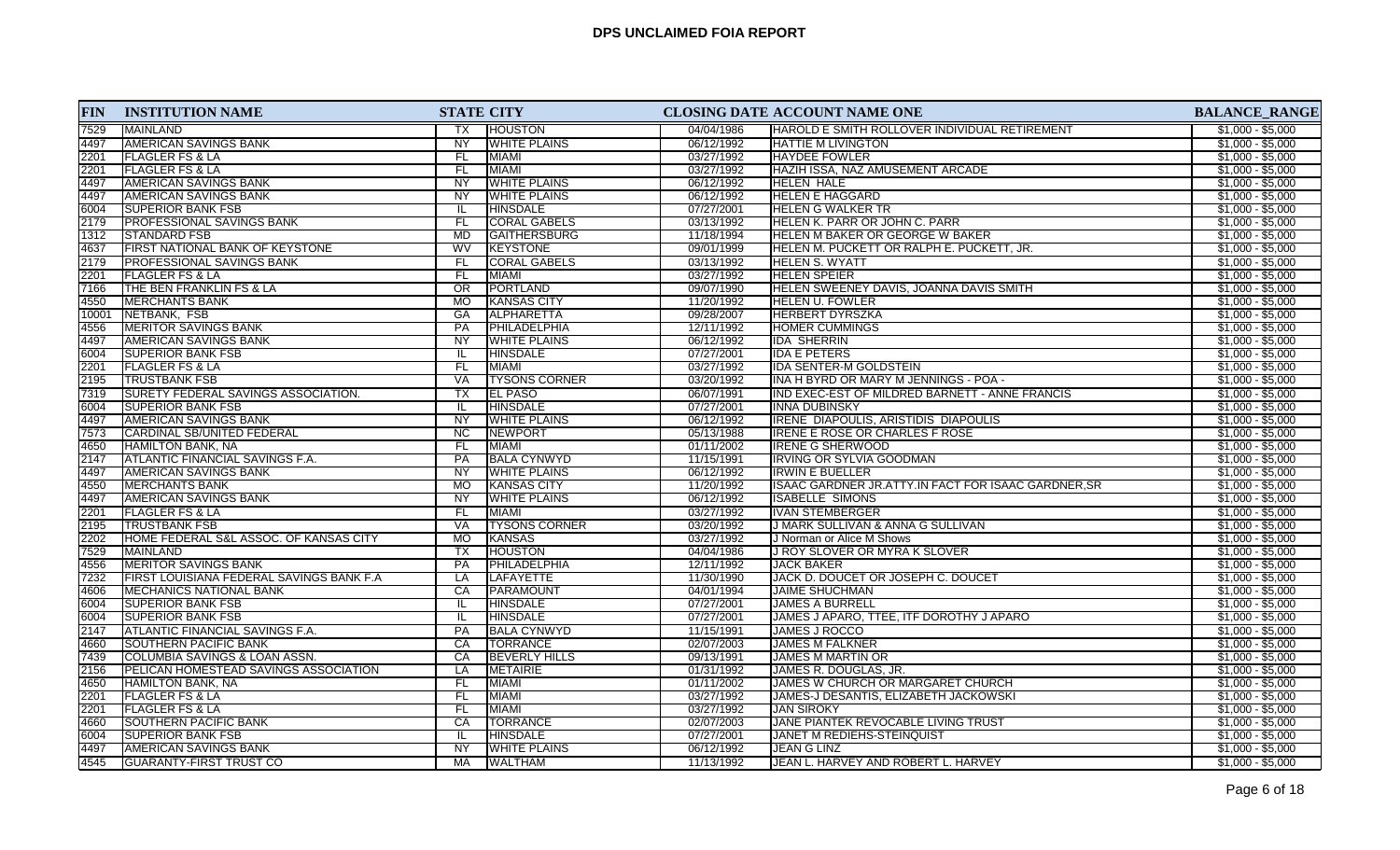# DPS UNCLAIMED FOIA REPORT

| FIN | INSTITUTION NAME | STATE | CITY | CLOSING DATE | ACCOUNT NAME ONE | BALANCE_RANGE |
|---|---|---|---|---|---|---|
| 7529 | MAINLAND | TX | HOUSTON | 04/04/1986 | HAROLD E SMITH ROLLOVER INDIVIDUAL RETIREMENT | $1,000 - $5,000 |
| 4497 | AMERICAN SAVINGS BANK | NY | WHITE PLAINS | 06/12/1992 | HATTIE M LIVINGTON | $1,000 - $5,000 |
| 2201 | FLAGLER FS & LA | FL | MIAMI | 03/27/1992 | HAYDEE FOWLER | $1,000 - $5,000 |
| 2201 | FLAGLER FS & LA | FL | MIAMI | 03/27/1992 | HAZIH ISSA, NAZ AMUSEMENT ARCADE | $1,000 - $5,000 |
| 4497 | AMERICAN SAVINGS BANK | NY | WHITE PLAINS | 06/12/1992 | HELEN HALE | $1,000 - $5,000 |
| 4497 | AMERICAN SAVINGS BANK | NY | WHITE PLAINS | 06/12/1992 | HELEN E HAGGARD | $1,000 - $5,000 |
| 6004 | SUPERIOR BANK FSB | IL | HINSDALE | 07/27/2001 | HELEN G WALKER TR | $1,000 - $5,000 |
| 2179 | PROFESSIONAL SAVINGS BANK | FL | CORAL GABELS | 03/13/1992 | HELEN K. PARR OR JOHN C. PARR | $1,000 - $5,000 |
| 1312 | STANDARD FSB | MD | GAITHERSBURG | 11/18/1994 | HELEN M BAKER OR GEORGE W BAKER | $1,000 - $5,000 |
| 4637 | FIRST NATIONAL BANK OF KEYSTONE | WV | KEYSTONE | 09/01/1999 | HELEN M. PUCKETT OR RALPH E. PUCKETT, JR. | $1,000 - $5,000 |
| 2179 | PROFESSIONAL SAVINGS BANK | FL | CORAL GABELS | 03/13/1992 | HELEN S. WYATT | $1,000 - $5,000 |
| 2201 | FLAGLER FS & LA | FL | MIAMI | 03/27/1992 | HELEN SPEIER | $1,000 - $5,000 |
| 7166 | THE BEN FRANKLIN FS & LA | OR | PORTLAND | 09/07/1990 | HELEN SWEENEY DAVIS, JOANNA DAVIS SMITH | $1,000 - $5,000 |
| 4550 | MERCHANTS BANK | MO | KANSAS CITY | 11/20/1992 | HELEN U. FOWLER | $1,000 - $5,000 |
| 10001 | NETBANK, FSB | GA | ALPHARETTA | 09/28/2007 | HERBERT DYRSZKA | $1,000 - $5,000 |
| 4556 | MERITOR SAVINGS BANK | PA | PHILADELPHIA | 12/11/1992 | HOMER CUMMINGS | $1,000 - $5,000 |
| 4497 | AMERICAN SAVINGS BANK | NY | WHITE PLAINS | 06/12/1992 | IDA SHERRIN | $1,000 - $5,000 |
| 6004 | SUPERIOR BANK FSB | IL | HINSDALE | 07/27/2001 | IDA E PETERS | $1,000 - $5,000 |
| 2201 | FLAGLER FS & LA | FL | MIAMI | 03/27/1992 | IDA SENTER-M GOLDSTEIN | $1,000 - $5,000 |
| 2195 | TRUSTBANK FSB | VA | TYSONS CORNER | 03/20/1992 | INA H BYRD OR MARY M JENNINGS - POA - | $1,000 - $5,000 |
| 7319 | SURETY FEDERAL SAVINGS ASSOCIATION. | TX | EL PASO | 06/07/1991 | IND EXEC-EST OF MILDRED BARNETT - ANNE FRANCIS | $1,000 - $5,000 |
| 6004 | SUPERIOR BANK FSB | IL | HINSDALE | 07/27/2001 | INNA DUBINSKY | $1,000 - $5,000 |
| 4497 | AMERICAN SAVINGS BANK | NY | WHITE PLAINS | 06/12/1992 | IRENE DIAPOULIS, ARISTIDIS DIAPOULIS | $1,000 - $5,000 |
| 7573 | CARDINAL SB/UNITED FEDERAL | NC | NEWPORT | 05/13/1988 | IRENE E ROSE OR CHARLES F ROSE | $1,000 - $5,000 |
| 4650 | HAMILTON BANK, NA | FL | MIAMI | 01/11/2002 | IRENE G SHERWOOD | $1,000 - $5,000 |
| 2147 | ATLANTIC FINANCIAL SAVINGS F.A. | PA | BALA CYNWYD | 11/15/1991 | IRVING OR SYLVIA GOODMAN | $1,000 - $5,000 |
| 4497 | AMERICAN SAVINGS BANK | NY | WHITE PLAINS | 06/12/1992 | IRWIN E BUELLER | $1,000 - $5,000 |
| 4550 | MERCHANTS BANK | MO | KANSAS CITY | 11/20/1992 | ISAAC GARDNER JR.ATTY.IN FACT FOR ISAAC GARDNER,SR | $1,000 - $5,000 |
| 4497 | AMERICAN SAVINGS BANK | NY | WHITE PLAINS | 06/12/1992 | ISABELLE SIMONS | $1,000 - $5,000 |
| 2201 | FLAGLER FS & LA | FL | MIAMI | 03/27/1992 | IVAN STEMBERGER | $1,000 - $5,000 |
| 2195 | TRUSTBANK FSB | VA | TYSONS CORNER | 03/20/1992 | J MARK SULLIVAN & ANNA G SULLIVAN | $1,000 - $5,000 |
| 2202 | HOME FEDERAL S&L ASSOC. OF KANSAS CITY | MO | KANSAS | 03/27/1992 | J Norman or Alice M Shows | $1,000 - $5,000 |
| 7529 | MAINLAND | TX | HOUSTON | 04/04/1986 | J ROY SLOVER OR MYRA K SLOVER | $1,000 - $5,000 |
| 4556 | MERITOR SAVINGS BANK | PA | PHILADELPHIA | 12/11/1992 | JACK BAKER | $1,000 - $5,000 |
| 7232 | FIRST LOUISIANA FEDERAL SAVINGS BANK F.A | LA | LAFAYETTE | 11/30/1990 | JACK D. DOUCET OR JOSEPH C. DOUCET | $1,000 - $5,000 |
| 4606 | MECHANICS NATIONAL BANK | CA | PARAMOUNT | 04/01/1994 | JAIME SHUCHMAN | $1,000 - $5,000 |
| 6004 | SUPERIOR BANK FSB | IL | HINSDALE | 07/27/2001 | JAMES A BURRELL | $1,000 - $5,000 |
| 6004 | SUPERIOR BANK FSB | IL | HINSDALE | 07/27/2001 | JAMES J APARO, TTEE, ITF DOROTHY J APARO | $1,000 - $5,000 |
| 2147 | ATLANTIC FINANCIAL SAVINGS F.A. | PA | BALA CYNWYD | 11/15/1991 | JAMES J ROCCO | $1,000 - $5,000 |
| 4660 | SOUTHERN PACIFIC BANK | CA | TORRANCE | 02/07/2003 | JAMES M FALKNER | $1,000 - $5,000 |
| 7439 | COLUMBIA SAVINGS & LOAN ASSN. | CA | BEVERLY HILLS | 09/13/1991 | JAMES M MARTIN OR | $1,000 - $5,000 |
| 2156 | PELICAN HOMESTEAD SAVINGS ASSOCIATION | LA | METAIRIE | 01/31/1992 | JAMES R. DOUGLAS, JR. | $1,000 - $5,000 |
| 4650 | HAMILTON BANK, NA | FL | MIAMI | 01/11/2002 | JAMES W CHURCH OR MARGARET CHURCH | $1,000 - $5,000 |
| 2201 | FLAGLER FS & LA | FL | MIAMI | 03/27/1992 | JAMES-J DESANTIS, ELIZABETH JACKOWSKI | $1,000 - $5,000 |
| 2201 | FLAGLER FS & LA | FL | MIAMI | 03/27/1992 | JAN SIROKY | $1,000 - $5,000 |
| 4660 | SOUTHERN PACIFIC BANK | CA | TORRANCE | 02/07/2003 | JANE PIANTEK REVOCABLE LIVING TRUST | $1,000 - $5,000 |
| 6004 | SUPERIOR BANK FSB | IL | HINSDALE | 07/27/2001 | JANET M REDIEHS-STEINQUIST | $1,000 - $5,000 |
| 4497 | AMERICAN SAVINGS BANK | NY | WHITE PLAINS | 06/12/1992 | JEAN G LINZ | $1,000 - $5,000 |
| 4545 | GUARANTY-FIRST TRUST CO | MA | WALTHAM | 11/13/1992 | JEAN L. HARVEY AND ROBERT L. HARVEY | $1,000 - $5,000 |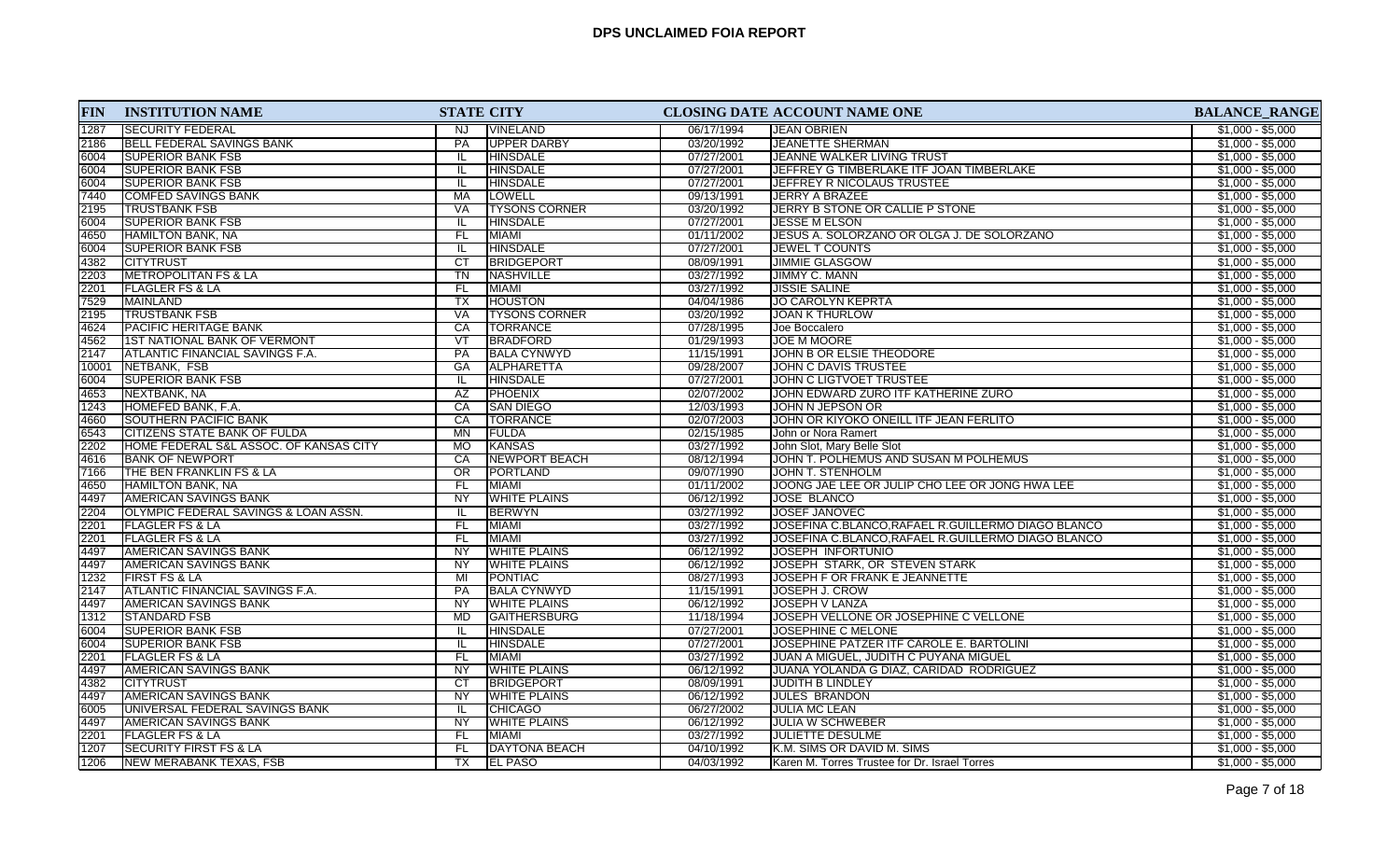# DPS UNCLAIMED FOIA REPORT

| FIN | INSTITUTION NAME | STATE | CITY | CLOSING DATE | ACCOUNT NAME ONE | BALANCE_RANGE |
|---|---|---|---|---|---|---|
| 1287 | SECURITY FEDERAL | NJ | VINELAND | 06/17/1994 | JEAN OBRIEN | $1,000 - $5,000 |
| 2186 | BELL FEDERAL SAVINGS BANK | PA | UPPER DARBY | 03/20/1992 | JEANETTE SHERMAN | $1,000 - $5,000 |
| 6004 | SUPERIOR BANK FSB | IL | HINSDALE | 07/27/2001 | JEANNE WALKER LIVING TRUST | $1,000 - $5,000 |
| 6004 | SUPERIOR BANK FSB | IL | HINSDALE | 07/27/2001 | JEFFREY G TIMBERLAKE ITF JOAN TIMBERLAKE | $1,000 - $5,000 |
| 6004 | SUPERIOR BANK FSB | IL | HINSDALE | 07/27/2001 | JEFFREY R NICOLAUS TRUSTEE | $1,000 - $5,000 |
| 7440 | COMFED SAVINGS BANK | MA | LOWELL | 09/13/1991 | JERRY A BRAZEE | $1,000 - $5,000 |
| 2195 | TRUSTBANK FSB | VA | TYSONS CORNER | 03/20/1992 | JERRY B STONE OR CALLIE P STONE | $1,000 - $5,000 |
| 6004 | SUPERIOR BANK FSB | IL | HINSDALE | 07/27/2001 | JESSE M ELSON | $1,000 - $5,000 |
| 4650 | HAMILTON BANK, NA | FL | MIAMI | 01/11/2002 | JESUS A. SOLORZANO OR OLGA J. DE SOLORZANO | $1,000 - $5,000 |
| 6004 | SUPERIOR BANK FSB | IL | HINSDALE | 07/27/2001 | JEWEL T COUNTS | $1,000 - $5,000 |
| 4382 | CITYTRUST | CT | BRIDGEPORT | 08/09/1991 | JIMMIE GLASGOW | $1,000 - $5,000 |
| 2203 | METROPOLITAN FS & LA | TN | NASHVILLE | 03/27/1992 | JIMMY C. MANN | $1,000 - $5,000 |
| 2201 | FLAGLER FS & LA | FL | MIAMI | 03/27/1992 | JISSIE SALINE | $1,000 - $5,000 |
| 7529 | MAINLAND | TX | HOUSTON | 04/04/1986 | JO CAROLYN KEPRTA | $1,000 - $5,000 |
| 2195 | TRUSTBANK FSB | VA | TYSONS CORNER | 03/20/1992 | JOAN K THURLOW | $1,000 - $5,000 |
| 4624 | PACIFIC HERITAGE BANK | CA | TORRANCE | 07/28/1995 | Joe Boccalero | $1,000 - $5,000 |
| 4562 | 1ST NATIONAL BANK OF VERMONT | VT | BRADFORD | 01/29/1993 | JOE M MOORE | $1,000 - $5,000 |
| 2147 | ATLANTIC FINANCIAL SAVINGS F.A. | PA | BALA CYNWYD | 11/15/1991 | JOHN B OR ELSIE THEODORE | $1,000 - $5,000 |
| 10001 | NETBANK, FSB | GA | ALPHARETTA | 09/28/2007 | JOHN C DAVIS TRUSTEE | $1,000 - $5,000 |
| 6004 | SUPERIOR BANK FSB | IL | HINSDALE | 07/27/2001 | JOHN C LIGTVOET TRUSTEE | $1,000 - $5,000 |
| 4653 | NEXTBANK, NA | AZ | PHOENIX | 02/07/2002 | JOHN EDWARD ZURO ITF KATHERINE ZURO | $1,000 - $5,000 |
| 1243 | HOMEFED BANK, F.A. | CA | SAN DIEGO | 12/03/1993 | JOHN N JEPSON OR | $1,000 - $5,000 |
| 4660 | SOUTHERN PACIFIC BANK | CA | TORRANCE | 02/07/2003 | JOHN OR KIYOKO ONEILL ITF JEAN FERLITO | $1,000 - $5,000 |
| 6543 | CITIZENS STATE BANK OF FULDA | MN | FULDA | 02/15/1985 | John or Nora Ramert | $1,000 - $5,000 |
| 2202 | HOME FEDERAL S&L ASSOC. OF KANSAS CITY | MO | KANSAS | 03/27/1992 | John Slot, Mary Belle Slot | $1,000 - $5,000 |
| 4616 | BANK OF NEWPORT | CA | NEWPORT BEACH | 08/12/1994 | JOHN T. POLHEMUS AND SUSAN M POLHEMUS | $1,000 - $5,000 |
| 7166 | THE BEN FRANKLIN FS & LA | OR | PORTLAND | 09/07/1990 | JOHN T. STENHOLM | $1,000 - $5,000 |
| 4650 | HAMILTON BANK, NA | FL | MIAMI | 01/11/2002 | JOONG JAE LEE OR JULIP CHO LEE OR JONG HWA LEE | $1,000 - $5,000 |
| 4497 | AMERICAN SAVINGS BANK | NY | WHITE PLAINS | 06/12/1992 | JOSE BLANCO | $1,000 - $5,000 |
| 2204 | OLYMPIC FEDERAL SAVINGS & LOAN ASSN. | IL | BERWYN | 03/27/1992 | JOSEF JANOVEC | $1,000 - $5,000 |
| 2201 | FLAGLER FS & LA | FL | MIAMI | 03/27/1992 | JOSEFINA C.BLANCO,RAFAEL R.GUILLERMO DIAGO BLANCO | $1,000 - $5,000 |
| 2201 | FLAGLER FS & LA | FL | MIAMI | 03/27/1992 | JOSEFINA C.BLANCO,RAFAEL R.GUILLERMO DIAGO BLANCO | $1,000 - $5,000 |
| 4497 | AMERICAN SAVINGS BANK | NY | WHITE PLAINS | 06/12/1992 | JOSEPH INFORTUNIO | $1,000 - $5,000 |
| 4497 | AMERICAN SAVINGS BANK | NY | WHITE PLAINS | 06/12/1992 | JOSEPH STARK, OR STEVEN STARK | $1,000 - $5,000 |
| 1232 | FIRST FS & LA | MI | PONTIAC | 08/27/1993 | JOSEPH F OR FRANK E JEANNETTE | $1,000 - $5,000 |
| 2147 | ATLANTIC FINANCIAL SAVINGS F.A. | PA | BALA CYNWYD | 11/15/1991 | JOSEPH J. CROW | $1,000 - $5,000 |
| 4497 | AMERICAN SAVINGS BANK | NY | WHITE PLAINS | 06/12/1992 | JOSEPH V LANZA | $1,000 - $5,000 |
| 1312 | STANDARD FSB | MD | GAITHERSBURG | 11/18/1994 | JOSEPH VELLONE OR JOSEPHINE C VELLONE | $1,000 - $5,000 |
| 6004 | SUPERIOR BANK FSB | IL | HINSDALE | 07/27/2001 | JOSEPHINE C MELONE | $1,000 - $5,000 |
| 6004 | SUPERIOR BANK FSB | IL | HINSDALE | 07/27/2001 | JOSEPHINE PATZER ITF CAROLE E. BARTOLINI | $1,000 - $5,000 |
| 2201 | FLAGLER FS & LA | FL | MIAMI | 03/27/1992 | JUAN A MIGUEL, JUDITH C PUYANA MIGUEL | $1,000 - $5,000 |
| 4497 | AMERICAN SAVINGS BANK | NY | WHITE PLAINS | 06/12/1992 | JUANA YOLANDA G DIAZ, CARIDAD RODRIGUEZ | $1,000 - $5,000 |
| 4382 | CITYTRUST | CT | BRIDGEPORT | 08/09/1991 | JUDITH B LINDLEY | $1,000 - $5,000 |
| 4497 | AMERICAN SAVINGS BANK | NY | WHITE PLAINS | 06/12/1992 | JULES BRANDON | $1,000 - $5,000 |
| 6005 | UNIVERSAL FEDERAL SAVINGS BANK | IL | CHICAGO | 06/27/2002 | JULIA MC LEAN | $1,000 - $5,000 |
| 4497 | AMERICAN SAVINGS BANK | NY | WHITE PLAINS | 06/12/1992 | JULIA W SCHWEBER | $1,000 - $5,000 |
| 2201 | FLAGLER FS & LA | FL | MIAMI | 03/27/1992 | JULIETTE DESULME | $1,000 - $5,000 |
| 1207 | SECURITY FIRST FS & LA | FL | DAYTONA BEACH | 04/10/1992 | K.M. SIMS OR DAVID M. SIMS | $1,000 - $5,000 |
| 1206 | NEW MERABANK TEXAS, FSB | TX | EL PASO | 04/03/1992 | Karen M. Torres Trustee for Dr. Israel Torres | $1,000 - $5,000 |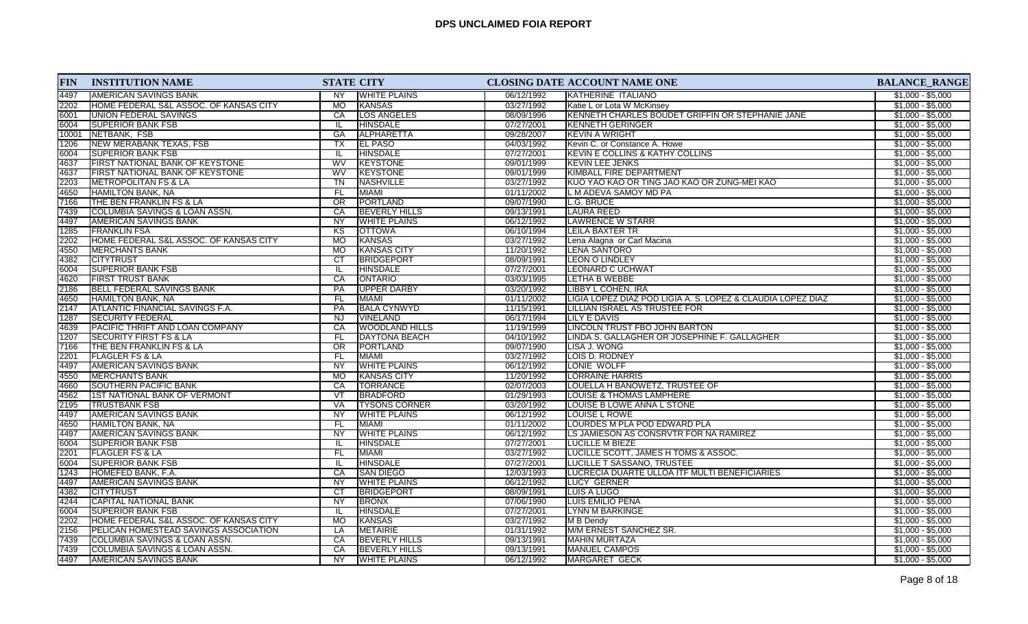# DPS UNCLAIMED FOIA REPORT

| FIN | INSTITUTION NAME | STATE | CITY | CLOSING DATE | ACCOUNT NAME ONE | BALANCE_RANGE |
|---|---|---|---|---|---|---|
| 4497 | AMERICAN SAVINGS BANK | NY | WHITE PLAINS | 06/12/1992 | KATHERINE ITALIANO | $1,000 - $5,000 |
| 2202 | HOME FEDERAL S&L ASSOC. OF KANSAS CITY | MO | KANSAS | 03/27/1992 | Katie L or Lota W McKinsey | $1,000 - $5,000 |
| 6001 | UNION FEDERAL SAVINGS | CA | LOS ANGELES | 08/09/1996 | KENNETH CHARLES BOUDET GRIFFIN OR STEPHANIE JANE | $1,000 - $5,000 |
| 6004 | SUPERIOR BANK FSB | IL | HINSDALE | 07/27/2001 | KENNETH GERINGER | $1,000 - $5,000 |
| 10001 | NETBANK, FSB | GA | ALPHARETTA | 09/28/2007 | KEVIN A WRIGHT | $1,000 - $5,000 |
| 1206 | NEW MERABANK TEXAS, FSB | TX | EL PASO | 04/03/1992 | Kevin C. or Constance A. Howe | $1,000 - $5,000 |
| 6004 | SUPERIOR BANK FSB | IL | HINSDALE | 07/27/2001 | KEVIN E COLLINS & KATHY COLLINS | $1,000 - $5,000 |
| 4637 | FIRST NATIONAL BANK OF KEYSTONE | WV | KEYSTONE | 09/01/1999 | KEVIN LEE JENKS | $1,000 - $5,000 |
| 4637 | FIRST NATIONAL BANK OF KEYSTONE | WV | KEYSTONE | 09/01/1999 | KIMBALL FIRE DEPARTMENT | $1,000 - $5,000 |
| 2203 | METROPOLITAN FS & LA | TN | NASHVILLE | 03/27/1992 | KUO YAO KAO OR TING JAO KAO OR ZUNG-MEI KAO | $1,000 - $5,000 |
| 4650 | HAMILTON BANK, NA | FL | MIAMI | 01/11/2002 | L M ADEVA SAMOY MD PA | $1,000 - $5,000 |
| 7166 | THE BEN FRANKLIN FS & LA | OR | PORTLAND | 09/07/1990 | L.G. BRUCE | $1,000 - $5,000 |
| 7439 | COLUMBIA SAVINGS & LOAN ASSN. | CA | BEVERLY HILLS | 09/13/1991 | LAURA REED | $1,000 - $5,000 |
| 4497 | AMERICAN SAVINGS BANK | NY | WHITE PLAINS | 06/12/1992 | LAWRENCE W STARR | $1,000 - $5,000 |
| 1285 | FRANKLIN FSA | KS | OTTOWA | 06/10/1994 | LEILA BAXTER TR | $1,000 - $5,000 |
| 2202 | HOME FEDERAL S&L ASSOC. OF KANSAS CITY | MO | KANSAS | 03/27/1992 | Lena Alagna or Carl Macina | $1,000 - $5,000 |
| 4550 | MERCHANTS BANK | MO | KANSAS CITY | 11/20/1992 | LENA SANTORO | $1,000 - $5,000 |
| 4382 | CITYTRUST | CT | BRIDGEPORT | 08/09/1991 | LEON O LINDLEY | $1,000 - $5,000 |
| 6004 | SUPERIOR BANK FSB | IL | HINSDALE | 07/27/2001 | LEONARD C UCHWAT | $1,000 - $5,000 |
| 4620 | FIRST TRUST BANK | CA | ONTARIO | 03/03/1995 | LETHA B WEBBE | $1,000 - $5,000 |
| 2186 | BELL FEDERAL SAVINGS BANK | PA | UPPER DARBY | 03/20/1992 | LIBBY L COHEN, IRA | $1,000 - $5,000 |
| 4650 | HAMILTON BANK, NA | FL | MIAMI | 01/11/2002 | LIGIA LOPEZ DIAZ POD LIGIA A. S. LOPEZ & CLAUDIA LOPEZ DIAZ | $1,000 - $5,000 |
| 2147 | ATLANTIC FINANCIAL SAVINGS F.A. | PA | BALA CYNWYD | 11/15/1991 | LILLIAN ISRAEL AS TRUSTEE FOR | $1,000 - $5,000 |
| 1287 | SECURITY FEDERAL | NJ | VINELAND | 06/17/1994 | LILY E DAVIS | $1,000 - $5,000 |
| 4639 | PACIFIC THRIFT AND LOAN COMPANY | CA | WOODLAND HILLS | 11/19/1999 | LINCOLN TRUST FBO JOHN BARTON | $1,000 - $5,000 |
| 1207 | SECURITY FIRST FS & LA | FL | DAYTONA BEACH | 04/10/1992 | LINDA S. GALLAGHER OR JOSEPHINE F. GALLAGHER | $1,000 - $5,000 |
| 7166 | THE BEN FRANKLIN FS & LA | OR | PORTLAND | 09/07/1990 | LISA J. WONG | $1,000 - $5,000 |
| 2201 | FLAGLER FS & LA | FL | MIAMI | 03/27/1992 | LOIS D. RODNEY | $1,000 - $5,000 |
| 4497 | AMERICAN SAVINGS BANK | NY | WHITE PLAINS | 06/12/1992 | LONIE WOLFF | $1,000 - $5,000 |
| 4550 | MERCHANTS BANK | MO | KANSAS CITY | 11/20/1992 | LORRAINE HARRIS | $1,000 - $5,000 |
| 4660 | SOUTHERN PACIFIC BANK | CA | TORRANCE | 02/07/2003 | LOUELLA H BANOWETZ, TRUSTEE OF | $1,000 - $5,000 |
| 4562 | 1ST NATIONAL BANK OF VERMONT | VT | BRADFORD | 01/29/1993 | LOUISE & THOMAS LAMPHERE | $1,000 - $5,000 |
| 2195 | TRUSTBANK FSB | VA | TYSONS CORNER | 03/20/1992 | LOUISE B LOWE ANNA L STONE | $1,000 - $5,000 |
| 4497 | AMERICAN SAVINGS BANK | NY | WHITE PLAINS | 06/12/1992 | LOUISE L ROWE | $1,000 - $5,000 |
| 4650 | HAMILTON BANK, NA | FL | MIAMI | 01/11/2002 | LOURDES M PLA POD EDWARD PLA | $1,000 - $5,000 |
| 4497 | AMERICAN SAVINGS BANK | NY | WHITE PLAINS | 06/12/1992 | LS JAMIESON AS CONSRVTR FOR NA RAMIREZ | $1,000 - $5,000 |
| 6004 | SUPERIOR BANK FSB | IL | HINSDALE | 07/27/2001 | LUCILLE M BIEZE | $1,000 - $5,000 |
| 2201 | FLAGLER FS & LA | FL | MIAMI | 03/27/1992 | LUCILLE SCOTT, JAMES H TOMS & ASSOC. | $1,000 - $5,000 |
| 6004 | SUPERIOR BANK FSB | IL | HINSDALE | 07/27/2001 | LUCILLE T SASSANO, TRUSTEE | $1,000 - $5,000 |
| 1243 | HOMEFED BANK, F.A. | CA | SAN DIEGO | 12/03/1993 | LUCRECIA DUARTE ULLOA ITF MULTI BENEFICIARIES | $1,000 - $5,000 |
| 4497 | AMERICAN SAVINGS BANK | NY | WHITE PLAINS | 06/12/1992 | LUCY GERNER | $1,000 - $5,000 |
| 4382 | CITYTRUST | CT | BRIDGEPORT | 08/09/1991 | LUIS A LUGO | $1,000 - $5,000 |
| 4244 | CAPITAL NATIONAL BANK | NY | BRONX | 07/06/1990 | LUIS EMILIO PENA | $1,000 - $5,000 |
| 6004 | SUPERIOR BANK FSB | IL | HINSDALE | 07/27/2001 | LYNN M BARKINGE | $1,000 - $5,000 |
| 2202 | HOME FEDERAL S&L ASSOC. OF KANSAS CITY | MO | KANSAS | 03/27/1992 | M B Dendy | $1,000 - $5,000 |
| 2156 | PELICAN HOMESTEAD SAVINGS ASSOCIATION | LA | METAIRIE | 01/31/1992 | M/M ERNEST SANCHEZ SR. | $1,000 - $5,000 |
| 7439 | COLUMBIA SAVINGS & LOAN ASSN. | CA | BEVERLY HILLS | 09/13/1991 | MAHIN MURTAZA | $1,000 - $5,000 |
| 7439 | COLUMBIA SAVINGS & LOAN ASSN. | CA | BEVERLY HILLS | 09/13/1991 | MANUEL CAMPOS | $1,000 - $5,000 |
| 4497 | AMERICAN SAVINGS BANK | NY | WHITE PLAINS | 06/12/1992 | MARGARET GECK | $1,000 - $5,000 |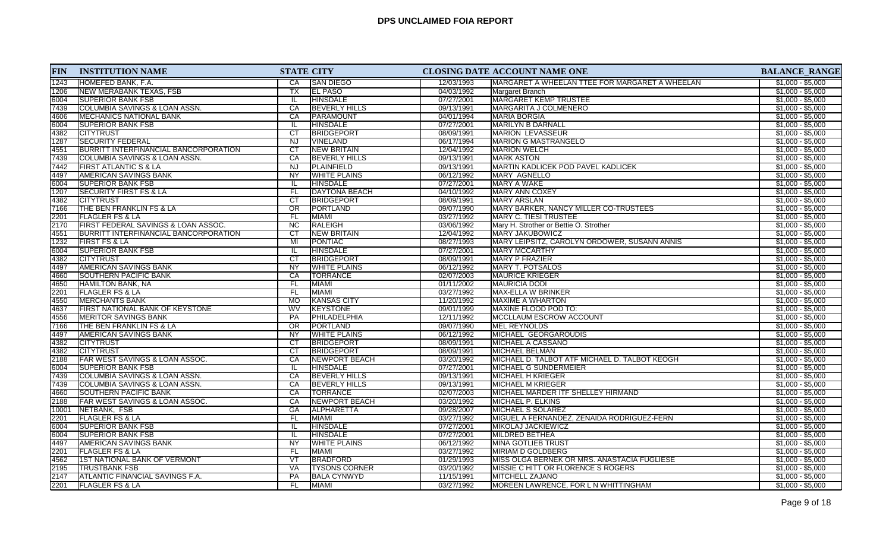# DPS UNCLAIMED FOIA REPORT

| FIN | INSTITUTION NAME | STATE | CITY | CLOSING DATE | ACCOUNT NAME ONE | BALANCE_RANGE |
|---|---|---|---|---|---|---|
| 1243 | HOMEFED BANK, F.A. | CA | SAN DIEGO | 12/03/1993 | MARGARET A WHEELAN TTEE FOR MARGARET A WHEELAN | $1,000 - $5,000 |
| 1206 | NEW MERABANK TEXAS, FSB | TX | EL PASO | 04/03/1992 | Margaret Branch | $1,000 - $5,000 |
| 6004 | SUPERIOR BANK FSB | IL | HINSDALE | 07/27/2001 | MARGARET KEMP TRUSTEE | $1,000 - $5,000 |
| 7439 | COLUMBIA SAVINGS & LOAN ASSN. | CA | BEVERLY HILLS | 09/13/1991 | MARGARITA J COLMENERO | $1,000 - $5,000 |
| 4606 | MECHANICS NATIONAL BANK | CA | PARAMOUNT | 04/01/1994 | MARIA BORGIA | $1,000 - $5,000 |
| 6004 | SUPERIOR BANK FSB | IL | HINSDALE | 07/27/2001 | MARILYN B DARNALL | $1,000 - $5,000 |
| 4382 | CITYTRUST | CT | BRIDGEPORT | 08/09/1991 | MARION LEVASSEUR | $1,000 - $5,000 |
| 1287 | SECURITY FEDERAL | NJ | VINELAND | 06/17/1994 | MARION G MASTRANGELO | $1,000 - $5,000 |
| 4551 | BURRITT INTERFINANCIAL BANCORPORATION | CT | NEW BRITAIN | 12/04/1992 | MARION WELCH | $1,000 - $5,000 |
| 7439 | COLUMBIA SAVINGS & LOAN ASSN. | CA | BEVERLY HILLS | 09/13/1991 | MARK ASTON | $1,000 - $5,000 |
| 7442 | FIRST ATLANTIC S & LA | NJ | PLAINFIELD | 09/13/1991 | MARTIN KADLICEK POD PAVEL KADLICEK | $1,000 - $5,000 |
| 4497 | AMERICAN SAVINGS BANK | NY | WHITE PLAINS | 06/12/1992 | MARY AGNELLO | $1,000 - $5,000 |
| 6004 | SUPERIOR BANK FSB | IL | HINSDALE | 07/27/2001 | MARY A WAKE | $1,000 - $5,000 |
| 1207 | SECURITY FIRST FS & LA | FL | DAYTONA BEACH | 04/10/1992 | MARY ANN COXEY | $1,000 - $5,000 |
| 4382 | CITYTRUST | CT | BRIDGEPORT | 08/09/1991 | MARY ARSLAN | $1,000 - $5,000 |
| 7166 | THE BEN FRANKLIN FS & LA | OR | PORTLAND | 09/07/1990 | MARY BARKER, NANCY MILLER CO-TRUSTEES | $1,000 - $5,000 |
| 2201 | FLAGLER FS & LA | FL | MIAMI | 03/27/1992 | MARY C. TIESI TRUSTEE | $1,000 - $5,000 |
| 2170 | FIRST FEDERAL SAVINGS & LOAN ASSOC. | NC | RALEIGH | 03/06/1992 | Mary H. Strother or Bettie O. Strother | $1,000 - $5,000 |
| 4551 | BURRITT INTERFINANCIAL BANCORPORATION | CT | NEW BRITAIN | 12/04/1992 | MARY JAKUBOWICZ | $1,000 - $5,000 |
| 1232 | FIRST FS & LA | MI | PONTIAC | 08/27/1993 | MARY LEIPSITZ, CAROLYN ORDOWER, SUSANN ANNIS | $1,000 - $5,000 |
| 6004 | SUPERIOR BANK FSB | IL | HINSDALE | 07/27/2001 | MARY MCCARTHY | $1,000 - $5,000 |
| 4382 | CITYTRUST | CT | BRIDGEPORT | 08/09/1991 | MARY P FRAZIER | $1,000 - $5,000 |
| 4497 | AMERICAN SAVINGS BANK | NY | WHITE PLAINS | 06/12/1992 | MARY T. POTSALOS | $1,000 - $5,000 |
| 4660 | SOUTHERN PACIFIC BANK | CA | TORRANCE | 02/07/2003 | MAURICE KRIEGER | $1,000 - $5,000 |
| 4650 | HAMILTON BANK, NA | FL | MIAMI | 01/11/2002 | MAURICIA DODI | $1,000 - $5,000 |
| 2201 | FLAGLER FS & LA | FL | MIAMI | 03/27/1992 | MAX-ELLA W BRINKER | $1,000 - $5,000 |
| 4550 | MERCHANTS BANK | MO | KANSAS CITY | 11/20/1992 | MAXIME A WHARTON | $1,000 - $5,000 |
| 4637 | FIRST NATIONAL BANK OF KEYSTONE | WV | KEYSTONE | 09/01/1999 | MAXINE FLOOD POD TO: | $1,000 - $5,000 |
| 4556 | MERITOR SAVINGS BANK | PA | PHILADELPHIA | 12/11/1992 | MCCLLAUM ESCROW ACCOUNT | $1,000 - $5,000 |
| 7166 | THE BEN FRANKLIN FS & LA | OR | PORTLAND | 09/07/1990 | MEL REYNOLDS | $1,000 - $5,000 |
| 4497 | AMERICAN SAVINGS BANK | NY | WHITE PLAINS | 06/12/1992 | MICHAEL GEORGAROUDIS | $1,000 - $5,000 |
| 4382 | CITYTRUST | CT | BRIDGEPORT | 08/09/1991 | MICHAEL A CASSANO | $1,000 - $5,000 |
| 4382 | CITYTRUST | CT | BRIDGEPORT | 08/09/1991 | MICHAEL BELMAN | $1,000 - $5,000 |
| 2188 | FAR WEST SAVINGS & LOAN ASSOC. | CA | NEWPORT BEACH | 03/20/1992 | MICHAEL D. TALBOT ATF MICHAEL D. TALBOT KEOGH | $1,000 - $5,000 |
| 6004 | SUPERIOR BANK FSB | IL | HINSDALE | 07/27/2001 | MICHAEL G SUNDERMEIER | $1,000 - $5,000 |
| 7439 | COLUMBIA SAVINGS & LOAN ASSN. | CA | BEVERLY HILLS | 09/13/1991 | MICHAEL H KRIEGER | $1,000 - $5,000 |
| 7439 | COLUMBIA SAVINGS & LOAN ASSN. | CA | BEVERLY HILLS | 09/13/1991 | MICHAEL M KRIEGER | $1,000 - $5,000 |
| 4660 | SOUTHERN PACIFIC BANK | CA | TORRANCE | 02/07/2003 | MICHAEL MARDER ITF SHELLEY HIRMAND | $1,000 - $5,000 |
| 2188 | FAR WEST SAVINGS & LOAN ASSOC. | CA | NEWPORT BEACH | 03/20/1992 | MICHAEL P. ELKINS | $1,000 - $5,000 |
| 10001 | NETBANK, FSB | GA | ALPHARETTA | 09/28/2007 | MICHAEL S SOLAREZ | $1,000 - $5,000 |
| 2201 | FLAGLER FS & LA | FL | MIAMI | 03/27/1992 | MIGUEL A FERNANDEZ, ZENAIDA RODRIGUEZ-FERN | $1,000 - $5,000 |
| 6004 | SUPERIOR BANK FSB | IL | HINSDALE | 07/27/2001 | MIKOLAJ JACKIEWICZ | $1,000 - $5,000 |
| 6004 | SUPERIOR BANK FSB | IL | HINSDALE | 07/27/2001 | MILDRED BETHEA | $1,000 - $5,000 |
| 4497 | AMERICAN SAVINGS BANK | NY | WHITE PLAINS | 06/12/1992 | MINA GOTLIEB TRUST | $1,000 - $5,000 |
| 2201 | FLAGLER FS & LA | FL | MIAMI | 03/27/1992 | MIRIAM D GOLDBERG | $1,000 - $5,000 |
| 4562 | 1ST NATIONAL BANK OF VERMONT | VT | BRADFORD | 01/29/1993 | MISS OLGA BERNEK OR MRS. ANASTACIA FUGLIESE | $1,000 - $5,000 |
| 2195 | TRUSTBANK FSB | VA | TYSONS CORNER | 03/20/1992 | MISSIE C HITT OR FLORENCE S ROGERS | $1,000 - $5,000 |
| 2147 | ATLANTIC FINANCIAL SAVINGS F.A. | PA | BALA CYNWYD | 11/15/1991 | MITCHELL ZAJANO | $1,000 - $5,000 |
| 2201 | FLAGLER FS & LA | FL | MIAMI | 03/27/1992 | MOREEN LAWRENCE, FOR L N WHITTINGHAM | $1,000 - $5,000 |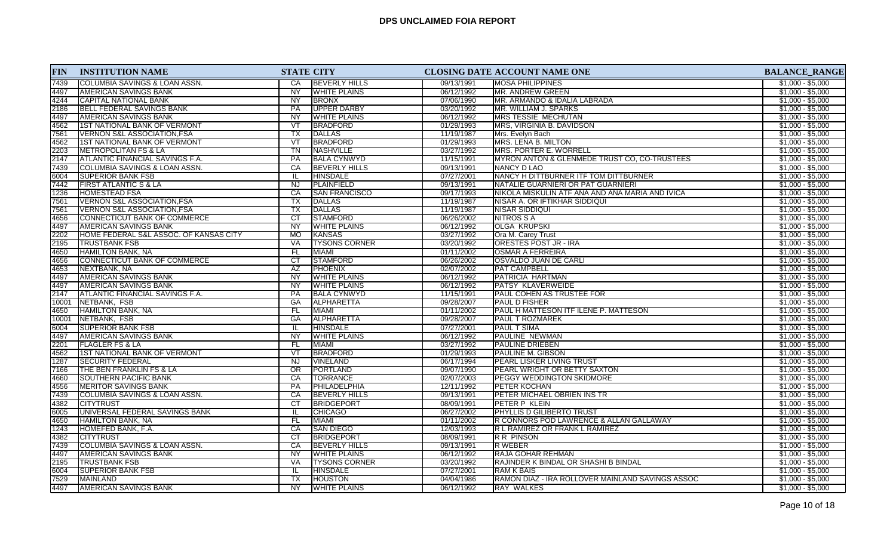# DPS UNCLAIMED FOIA REPORT

| FIN | INSTITUTION NAME | STATE | CITY | CLOSING DATE | ACCOUNT NAME ONE | BALANCE_RANGE |
|---|---|---|---|---|---|---|
| 7439 | COLUMBIA SAVINGS & LOAN ASSN. | CA | BEVERLY HILLS | 09/13/1991 | MOSA PHILIPPINES | $1,000 - $5,000 |
| 4497 | AMERICAN SAVINGS BANK | NY | WHITE PLAINS | 06/12/1992 | MR. ANDREW GREEN | $1,000 - $5,000 |
| 4244 | CAPITAL NATIONAL BANK | NY | BRONX | 07/06/1990 | MR. ARMANDO & IDALIA LABRADA | $1,000 - $5,000 |
| 2186 | BELL FEDERAL SAVINGS BANK | PA | UPPER DARBY | 03/20/1992 | MR. WILLIAM J. SPARKS | $1,000 - $5,000 |
| 4497 | AMERICAN SAVINGS BANK | NY | WHITE PLAINS | 06/12/1992 | MRS TESSIE MECHUTAN | $1,000 - $5,000 |
| 4562 | 1ST NATIONAL BANK OF VERMONT | VT | BRADFORD | 01/29/1993 | MRS. VIRGINIA B. DAVIDSON | $1,000 - $5,000 |
| 7561 | VERNON S&L ASSOCIATION,FSA | TX | DALLAS | 11/19/1987 | Mrs. Evelyn Bach | $1,000 - $5,000 |
| 4562 | 1ST NATIONAL BANK OF VERMONT | VT | BRADFORD | 01/29/1993 | MRS. LENA B. MILTON | $1,000 - $5,000 |
| 2203 | METROPOLITAN FS & LA | TN | NASHVILLE | 03/27/1992 | MRS. PORTER E. WORRELL | $1,000 - $5,000 |
| 2147 | ATLANTIC FINANCIAL SAVINGS F.A. | PA | BALA CYNWYD | 11/15/1991 | MYRON ANTON & GLENMEDE TRUST CO, CO-TRUSTEES | $1,000 - $5,000 |
| 7439 | COLUMBIA SAVINGS & LOAN ASSN. | CA | BEVERLY HILLS | 09/13/1991 | NANCY D LAO | $1,000 - $5,000 |
| 6004 | SUPERIOR BANK FSB | IL | HINSDALE | 07/27/2001 | NANCY H DITTBURNER ITF TOM DITTBURNER | $1,000 - $5,000 |
| 7442 | FIRST ATLANTIC S & LA | NJ | PLAINFIELD | 09/13/1991 | NATALIE GUARNIERI OR PAT GUARNIERI | $1,000 - $5,000 |
| 1236 | HOMESTEAD FSA | CA | SAN FRANCISCO | 09/17/1993 | NIKOLA MISKULIN ATF ANA AND ANA MARIA AND IVICA | $1,000 - $5,000 |
| 7561 | VERNON S&L ASSOCIATION,FSA | TX | DALLAS | 11/19/1987 | NISAR A. OR IFTIKHAR SIDDIQUI | $1,000 - $5,000 |
| 7561 | VERNON S&L ASSOCIATION,FSA | TX | DALLAS | 11/19/1987 | NISAR SIDDIQUI | $1,000 - $5,000 |
| 4656 | CONNECTICUT BANK OF COMMERCE | CT | STAMFORD | 06/26/2002 | NITROS S A | $1,000 - $5,000 |
| 4497 | AMERICAN SAVINGS BANK | NY | WHITE PLAINS | 06/12/1992 | OLGA KRUPSKI | $1,000 - $5,000 |
| 2202 | HOME FEDERAL S&L ASSOC. OF KANSAS CITY | MO | KANSAS | 03/27/1992 | Ora M. Carey Trust | $1,000 - $5,000 |
| 2195 | TRUSTBANK FSB | VA | TYSONS CORNER | 03/20/1992 | ORESTES POST JR - IRA | $1,000 - $5,000 |
| 4650 | HAMILTON BANK, NA | FL | MIAMI | 01/11/2002 | OSMAR A FERREIRA | $1,000 - $5,000 |
| 4656 | CONNECTICUT BANK OF COMMERCE | CT | STAMFORD | 06/26/2002 | OSVALDO JUAN DE CARLI | $1,000 - $5,000 |
| 4653 | NEXTBANK, NA | AZ | PHOENIX | 02/07/2002 | PAT CAMPBELL | $1,000 - $5,000 |
| 4497 | AMERICAN SAVINGS BANK | NY | WHITE PLAINS | 06/12/1992 | PATRICIA HARTMAN | $1,000 - $5,000 |
| 4497 | AMERICAN SAVINGS BANK | NY | WHITE PLAINS | 06/12/1992 | PATSY KLAVERWEIDE | $1,000 - $5,000 |
| 2147 | ATLANTIC FINANCIAL SAVINGS F.A. | PA | BALA CYNWYD | 11/15/1991 | PAUL COHEN AS TRUSTEE FOR | $1,000 - $5,000 |
| 10001 | NETBANK, FSB | GA | ALPHARETTA | 09/28/2007 | PAUL D FISHER | $1,000 - $5,000 |
| 4650 | HAMILTON BANK, NA | FL | MIAMI | 01/11/2002 | PAUL H MATTESON ITF ILENE P. MATTESON | $1,000 - $5,000 |
| 10001 | NETBANK, FSB | GA | ALPHARETTA | 09/28/2007 | PAUL T ROZMAREK | $1,000 - $5,000 |
| 6004 | SUPERIOR BANK FSB | IL | HINSDALE | 07/27/2001 | PAUL T SIMA | $1,000 - $5,000 |
| 4497 | AMERICAN SAVINGS BANK | NY | WHITE PLAINS | 06/12/1992 | PAULINE NEWMAN | $1,000 - $5,000 |
| 2201 | FLAGLER FS & LA | FL | MIAMI | 03/27/1992 | PAULINE DRIEBEN | $1,000 - $5,000 |
| 4562 | 1ST NATIONAL BANK OF VERMONT | VT | BRADFORD | 01/29/1993 | PAULINE M. GIBSON | $1,000 - $5,000 |
| 1287 | SECURITY FEDERAL | NJ | VINELAND | 06/17/1994 | PEARL LISKER LIVING TRUST | $1,000 - $5,000 |
| 7166 | THE BEN FRANKLIN FS & LA | OR | PORTLAND | 09/07/1990 | PEARL WRIGHT OR BETTY SAXTON | $1,000 - $5,000 |
| 4660 | SOUTHERN PACIFIC BANK | CA | TORRANCE | 02/07/2003 | PEGGY WEDDINGTON SKIDMORE | $1,000 - $5,000 |
| 4556 | MERITOR SAVINGS BANK | PA | PHILADELPHIA | 12/11/1992 | PETER KOCHAN | $1,000 - $5,000 |
| 7439 | COLUMBIA SAVINGS & LOAN ASSN. | CA | BEVERLY HILLS | 09/13/1991 | PETER MICHAEL OBRIEN INS TR | $1,000 - $5,000 |
| 4382 | CITYTRUST | CT | BRIDGEPORT | 08/09/1991 | PETER P KLEIN | $1,000 - $5,000 |
| 6005 | UNIVERSAL FEDERAL SAVINGS BANK | IL | CHICAGO | 06/27/2002 | PHYLLIS D GILIBERTO TRUST | $1,000 - $5,000 |
| 4650 | HAMILTON BANK, NA | FL | MIAMI | 01/11/2002 | R CONNORS POD LAWRENCE & ALLAN GALLAWAY | $1,000 - $5,000 |
| 1243 | HOMEFED BANK, F.A. | CA | SAN DIEGO | 12/03/1993 | R L RAMIREZ OR FRANK L RAMIREZ | $1,000 - $5,000 |
| 4382 | CITYTRUST | CT | BRIDGEPORT | 08/09/1991 | R R PINSON | $1,000 - $5,000 |
| 7439 | COLUMBIA SAVINGS & LOAN ASSN. | CA | BEVERLY HILLS | 09/13/1991 | R WEBER | $1,000 - $5,000 |
| 4497 | AMERICAN SAVINGS BANK | NY | WHITE PLAINS | 06/12/1992 | RAJA GOHAR REHMAN | $1,000 - $5,000 |
| 2195 | TRUSTBANK FSB | VA | TYSONS CORNER | 03/20/1992 | RAJINDER K BINDAL OR SHASHI B BINDAL | $1,000 - $5,000 |
| 6004 | SUPERIOR BANK FSB | IL | HINSDALE | 07/27/2001 | RAM K BAIS | $1,000 - $5,000 |
| 7529 | MAINLAND | TX | HOUSTON | 04/04/1986 | RAMON DIAZ - IRA ROLLOVER MAINLAND SAVINGS ASSOC | $1,000 - $5,000 |
| 4497 | AMERICAN SAVINGS BANK | NY | WHITE PLAINS | 06/12/1992 | RAY WALKES | $1,000 - $5,000 |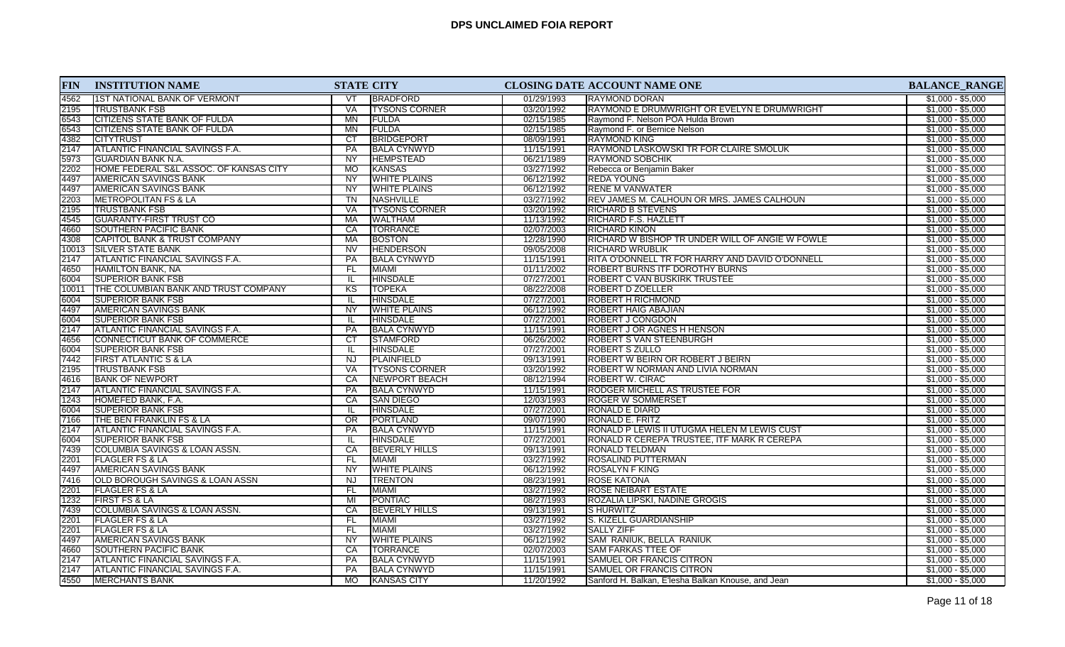# DPS UNCLAIMED FOIA REPORT

| FIN | INSTITUTION NAME | STATE | CITY | CLOSING DATE | ACCOUNT NAME ONE | BALANCE_RANGE |
|---|---|---|---|---|---|---|
| 4562 | 1ST NATIONAL BANK OF VERMONT | VT | BRADFORD | 01/29/1993 | RAYMOND DORAN | $1,000 - $5,000 |
| 2195 | TRUSTBANK FSB | VA | TYSONS CORNER | 03/20/1992 | RAYMOND E DRUMWRIGHT OR EVELYN E DRUMWRIGHT | $1,000 - $5,000 |
| 6543 | CITIZENS STATE BANK OF FULDA | MN | FULDA | 02/15/1985 | Raymond F. Nelson POA Hulda Brown | $1,000 - $5,000 |
| 6543 | CITIZENS STATE BANK OF FULDA | MN | FULDA | 02/15/1985 | Raymond F. or Bernice Nelson | $1,000 - $5,000 |
| 4382 | CITYTRUST | CT | BRIDGEPORT | 08/09/1991 | RAYMOND KING | $1,000 - $5,000 |
| 2147 | ATLANTIC FINANCIAL SAVINGS F.A. | PA | BALA CYNWYD | 11/15/1991 | RAYMOND LASKOWSKI TR FOR CLAIRE SMOLUK | $1,000 - $5,000 |
| 5973 | GUARDIAN BANK N.A. | NY | HEMPSTEAD | 06/21/1989 | RAYMOND SOBCHIK | $1,000 - $5,000 |
| 2202 | HOME FEDERAL S&L ASSOC. OF KANSAS CITY | MO | KANSAS | 03/27/1992 | Rebecca or Benjamin Baker | $1,000 - $5,000 |
| 4497 | AMERICAN SAVINGS BANK | NY | WHITE PLAINS | 06/12/1992 | REDA YOUNG | $1,000 - $5,000 |
| 4497 | AMERICAN SAVINGS BANK | NY | WHITE PLAINS | 06/12/1992 | RENE M VANWATER | $1,000 - $5,000 |
| 2203 | METROPOLITAN FS & LA | TN | NASHVILLE | 03/27/1992 | REV JAMES M. CALHOUN OR MRS. JAMES CALHOUN | $1,000 - $5,000 |
| 2195 | TRUSTBANK FSB | VA | TYSONS CORNER | 03/20/1992 | RICHARD B STEVENS | $1,000 - $5,000 |
| 4545 | GUARANTY-FIRST TRUST CO | MA | WALTHAM | 11/13/1992 | RICHARD F.S. HAZLETT | $1,000 - $5,000 |
| 4660 | SOUTHERN PACIFIC BANK | CA | TORRANCE | 02/07/2003 | RICHARD KINON | $1,000 - $5,000 |
| 4308 | CAPITOL BANK & TRUST COMPANY | MA | BOSTON | 12/28/1990 | RICHARD W BISHOP TR UNDER WILL OF ANGIE W FOWLE | $1,000 - $5,000 |
| 10013 | SILVER STATE BANK | NV | HENDERSON | 09/05/2008 | RICHARD WRUBLIK | $1,000 - $5,000 |
| 2147 | ATLANTIC FINANCIAL SAVINGS F.A. | PA | BALA CYNWYD | 11/15/1991 | RITA O'DONNELL TR FOR HARRY AND DAVID O'DONNELL | $1,000 - $5,000 |
| 4650 | HAMILTON BANK, NA | FL | MIAMI | 01/11/2002 | ROBERT BURNS ITF DOROTHY BURNS | $1,000 - $5,000 |
| 6004 | SUPERIOR BANK FSB | IL | HINSDALE | 07/27/2001 | ROBERT C VAN BUSKIRK TRUSTEE | $1,000 - $5,000 |
| 10011 | THE COLUMBIAN BANK AND TRUST COMPANY | KS | TOPEKA | 08/22/2008 | ROBERT D ZOELLER | $1,000 - $5,000 |
| 6004 | SUPERIOR BANK FSB | IL | HINSDALE | 07/27/2001 | ROBERT H RICHMOND | $1,000 - $5,000 |
| 4497 | AMERICAN SAVINGS BANK | NY | WHITE PLAINS | 06/12/1992 | ROBERT HAIG ABAJIAN | $1,000 - $5,000 |
| 6004 | SUPERIOR BANK FSB | IL | HINSDALE | 07/27/2001 | ROBERT J CONGDON | $1,000 - $5,000 |
| 2147 | ATLANTIC FINANCIAL SAVINGS F.A. | PA | BALA CYNWYD | 11/15/1991 | ROBERT J OR AGNES H HENSON | $1,000 - $5,000 |
| 4656 | CONNECTICUT BANK OF COMMERCE | CT | STAMFORD | 06/26/2002 | ROBERT S VAN STEENBURGH | $1,000 - $5,000 |
| 6004 | SUPERIOR BANK FSB | IL | HINSDALE | 07/27/2001 | ROBERT S ZULLO | $1,000 - $5,000 |
| 7442 | FIRST ATLANTIC S & LA | NJ | PLAINFIELD | 09/13/1991 | ROBERT W BEIRN OR ROBERT J BEIRN | $1,000 - $5,000 |
| 2195 | TRUSTBANK FSB | VA | TYSONS CORNER | 03/20/1992 | ROBERT W NORMAN AND LIVIA NORMAN | $1,000 - $5,000 |
| 4616 | BANK OF NEWPORT | CA | NEWPORT BEACH | 08/12/1994 | ROBERT W. CIRAC | $1,000 - $5,000 |
| 2147 | ATLANTIC FINANCIAL SAVINGS F.A. | PA | BALA CYNWYD | 11/15/1991 | RODGER MICHELL AS TRUSTEE FOR | $1,000 - $5,000 |
| 1243 | HOMEFED BANK, F.A. | CA | SAN DIEGO | 12/03/1993 | ROGER W SOMMERSET | $1,000 - $5,000 |
| 6004 | SUPERIOR BANK FSB | IL | HINSDALE | 07/27/2001 | RONALD E DIARD | $1,000 - $5,000 |
| 7166 | THE BEN FRANKLIN FS & LA | OR | PORTLAND | 09/07/1990 | RONALD E. FRITZ | $1,000 - $5,000 |
| 2147 | ATLANTIC FINANCIAL SAVINGS F.A. | PA | BALA CYNWYD | 11/15/1991 | RONALD P LEWIS II UTUGMA HELEN M LEWIS CUST | $1,000 - $5,000 |
| 6004 | SUPERIOR BANK FSB | IL | HINSDALE | 07/27/2001 | RONALD R CEREPA TRUSTEE, ITF MARK R CEREPA | $1,000 - $5,000 |
| 7439 | COLUMBIA SAVINGS & LOAN ASSN. | CA | BEVERLY HILLS | 09/13/1991 | RONALD TELDMAN | $1,000 - $5,000 |
| 2201 | FLAGLER FS & LA | FL | MIAMI | 03/27/1992 | ROSALIND PUTTERMAN | $1,000 - $5,000 |
| 4497 | AMERICAN SAVINGS BANK | NY | WHITE PLAINS | 06/12/1992 | ROSALYN F KING | $1,000 - $5,000 |
| 7416 | OLD BOROUGH SAVINGS & LOAN ASSN | NJ | TRENTON | 08/23/1991 | ROSE KATONA | $1,000 - $5,000 |
| 2201 | FLAGLER FS & LA | FL | MIAMI | 03/27/1992 | ROSE NEIBART ESTATE | $1,000 - $5,000 |
| 1232 | FIRST FS & LA | MI | PONTIAC | 08/27/1993 | ROZALIA LIPSKI, NADINE GROGIS | $1,000 - $5,000 |
| 7439 | COLUMBIA SAVINGS & LOAN ASSN. | CA | BEVERLY HILLS | 09/13/1991 | S HURWITZ | $1,000 - $5,000 |
| 2201 | FLAGLER FS & LA | FL | MIAMI | 03/27/1992 | S. KIZELL GUARDIANSHIP | $1,000 - $5,000 |
| 2201 | FLAGLER FS & LA | FL | MIAMI | 03/27/1992 | SALLY ZIFF | $1,000 - $5,000 |
| 4497 | AMERICAN SAVINGS BANK | NY | WHITE PLAINS | 06/12/1992 | SAM RANIUK, BELLA RANIUK | $1,000 - $5,000 |
| 4660 | SOUTHERN PACIFIC BANK | CA | TORRANCE | 02/07/2003 | SAM FARKAS TTEE OF | $1,000 - $5,000 |
| 2147 | ATLANTIC FINANCIAL SAVINGS F.A. | PA | BALA CYNWYD | 11/15/1991 | SAMUEL OR FRANCIS CITRON | $1,000 - $5,000 |
| 2147 | ATLANTIC FINANCIAL SAVINGS F.A. | PA | BALA CYNWYD | 11/15/1991 | SAMUEL OR FRANCIS CITRON | $1,000 - $5,000 |
| 4550 | MERCHANTS BANK | MO | KANSAS CITY | 11/20/1992 | Sanford H. Balkan, E'lesha Balkan Knouse, and Jean | $1,000 - $5,000 |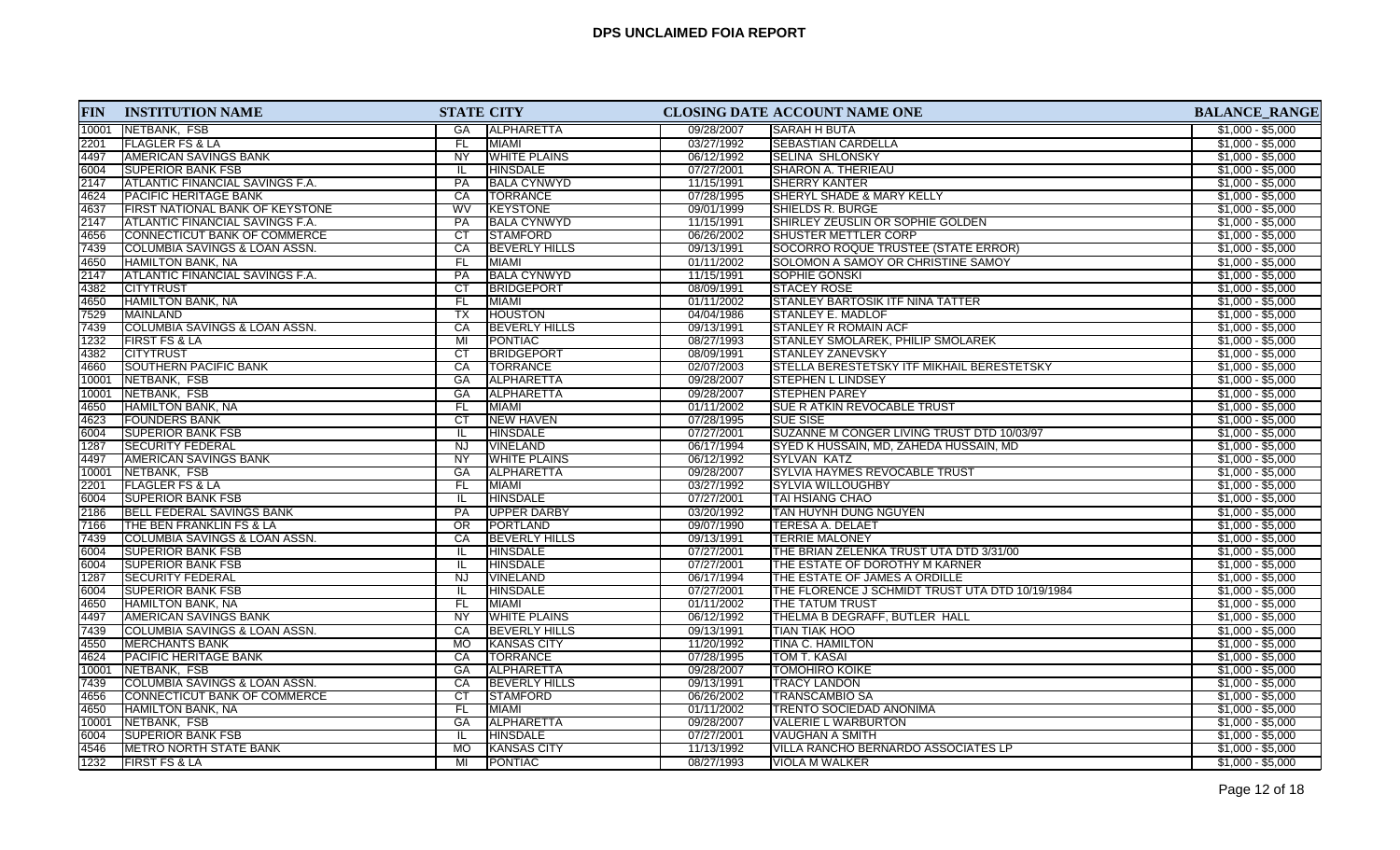# DPS UNCLAIMED FOIA REPORT

| FIN | INSTITUTION NAME | STATE | CITY | CLOSING DATE | ACCOUNT NAME ONE | BALANCE_RANGE |
|---|---|---|---|---|---|---|
| 10001 | NETBANK, FSB | GA | ALPHARETTA | 09/28/2007 | SARAH H BUTA | $1,000 - $5,000 |
| 2201 | FLAGLER FS & LA | FL | MIAMI | 03/27/1992 | SEBASTIAN CARDELLA | $1,000 - $5,000 |
| 4497 | AMERICAN SAVINGS BANK | NY | WHITE PLAINS | 06/12/1992 | SELINA SHLONSKY | $1,000 - $5,000 |
| 6004 | SUPERIOR BANK FSB | IL | HINSDALE | 07/27/2001 | SHARON A. THERIEAU | $1,000 - $5,000 |
| 2147 | ATLANTIC FINANCIAL SAVINGS F.A. | PA | BALA CYNWYD | 11/15/1991 | SHERRY KANTER | $1,000 - $5,000 |
| 4624 | PACIFIC HERITAGE BANK | CA | TORRANCE | 07/28/1995 | SHERYL SHADE & MARY KELLY | $1,000 - $5,000 |
| 4637 | FIRST NATIONAL BANK OF KEYSTONE | WV | KEYSTONE | 09/01/1999 | SHIELDS R. BURGE | $1,000 - $5,000 |
| 2147 | ATLANTIC FINANCIAL SAVINGS F.A. | PA | BALA CYNWYD | 11/15/1991 | SHIRLEY ZEUSLIN OR SOPHIE GOLDEN | $1,000 - $5,000 |
| 4656 | CONNECTICUT BANK OF COMMERCE | CT | STAMFORD | 06/26/2002 | SHUSTER METTLER CORP | $1,000 - $5,000 |
| 7439 | COLUMBIA SAVINGS & LOAN ASSN. | CA | BEVERLY HILLS | 09/13/1991 | SOCORRO ROQUE TRUSTEE (STATE ERROR) | $1,000 - $5,000 |
| 4650 | HAMILTON BANK, NA | FL | MIAMI | 01/11/2002 | SOLOMON A SAMOY OR CHRISTINE SAMOY | $1,000 - $5,000 |
| 2147 | ATLANTIC FINANCIAL SAVINGS F.A. | PA | BALA CYNWYD | 11/15/1991 | SOPHIE GONSKI | $1,000 - $5,000 |
| 4382 | CITYTRUST | CT | BRIDGEPORT | 08/09/1991 | STACEY ROSE | $1,000 - $5,000 |
| 4650 | HAMILTON BANK, NA | FL | MIAMI | 01/11/2002 | STANLEY BARTOSIK ITF NINA TATTER | $1,000 - $5,000 |
| 7529 | MAINLAND | TX | HOUSTON | 04/04/1986 | STANLEY E. MADLOF | $1,000 - $5,000 |
| 7439 | COLUMBIA SAVINGS & LOAN ASSN. | CA | BEVERLY HILLS | 09/13/1991 | STANLEY R ROMAIN ACF | $1,000 - $5,000 |
| 1232 | FIRST FS & LA | MI | PONTIAC | 08/27/1993 | STANLEY SMOLAREK, PHILIP SMOLAREK | $1,000 - $5,000 |
| 4382 | CITYTRUST | CT | BRIDGEPORT | 08/09/1991 | STANLEY ZANEVSKY | $1,000 - $5,000 |
| 4660 | SOUTHERN PACIFIC BANK | CA | TORRANCE | 02/07/2003 | STELLA BERESTETSKY ITF MIKHAIL BERESTETSKY | $1,000 - $5,000 |
| 10001 | NETBANK, FSB | GA | ALPHARETTA | 09/28/2007 | STEPHEN L LINDSEY | $1,000 - $5,000 |
| 10001 | NETBANK, FSB | GA | ALPHARETTA | 09/28/2007 | STEPHEN PAREY | $1,000 - $5,000 |
| 4650 | HAMILTON BANK, NA | FL | MIAMI | 01/11/2002 | SUE R ATKIN REVOCABLE TRUST | $1,000 - $5,000 |
| 4623 | FOUNDERS BANK | CT | NEW HAVEN | 07/28/1995 | SUE SISE | $1,000 - $5,000 |
| 6004 | SUPERIOR BANK FSB | IL | HINSDALE | 07/27/2001 | SUZANNE M CONGER LIVING TRUST DTD 10/03/97 | $1,000 - $5,000 |
| 1287 | SECURITY FEDERAL | NJ | VINELAND | 06/17/1994 | SYED K HUSSAIN, MD, ZAHEDA HUSSAIN, MD | $1,000 - $5,000 |
| 4497 | AMERICAN SAVINGS BANK | NY | WHITE PLAINS | 06/12/1992 | SYLVAN KATZ | $1,000 - $5,000 |
| 10001 | NETBANK, FSB | GA | ALPHARETTA | 09/28/2007 | SYLVIA HAYMES REVOCABLE TRUST | $1,000 - $5,000 |
| 2201 | FLAGLER FS & LA | FL | MIAMI | 03/27/1992 | SYLVIA WILLOUGHBY | $1,000 - $5,000 |
| 6004 | SUPERIOR BANK FSB | IL | HINSDALE | 07/27/2001 | TAI HSIANG CHAO | $1,000 - $5,000 |
| 2186 | BELL FEDERAL SAVINGS BANK | PA | UPPER DARBY | 03/20/1992 | TAN HUYNH DUNG NGUYEN | $1,000 - $5,000 |
| 7166 | THE BEN FRANKLIN FS & LA | OR | PORTLAND | 09/07/1990 | TERESA A. DELAET | $1,000 - $5,000 |
| 7439 | COLUMBIA SAVINGS & LOAN ASSN. | CA | BEVERLY HILLS | 09/13/1991 | TERRIE MALONEY | $1,000 - $5,000 |
| 6004 | SUPERIOR BANK FSB | IL | HINSDALE | 07/27/2001 | THE BRIAN ZELENKA TRUST UTA DTD 3/31/00 | $1,000 - $5,000 |
| 6004 | SUPERIOR BANK FSB | IL | HINSDALE | 07/27/2001 | THE ESTATE OF DOROTHY M KARNER | $1,000 - $5,000 |
| 1287 | SECURITY FEDERAL | NJ | VINELAND | 06/17/1994 | THE ESTATE OF JAMES A ORDILLE | $1,000 - $5,000 |
| 6004 | SUPERIOR BANK FSB | IL | HINSDALE | 07/27/2001 | THE FLORENCE J SCHMIDT TRUST UTA DTD 10/19/1984 | $1,000 - $5,000 |
| 4650 | HAMILTON BANK, NA | FL | MIAMI | 01/11/2002 | THE TATUM TRUST | $1,000 - $5,000 |
| 4497 | AMERICAN SAVINGS BANK | NY | WHITE PLAINS | 06/12/1992 | THELMA B DEGRAFF, BUTLER HALL | $1,000 - $5,000 |
| 7439 | COLUMBIA SAVINGS & LOAN ASSN. | CA | BEVERLY HILLS | 09/13/1991 | TIAN TIAK HOO | $1,000 - $5,000 |
| 4550 | MERCHANTS BANK | MO | KANSAS CITY | 11/20/1992 | TINA C. HAMILTON | $1,000 - $5,000 |
| 4624 | PACIFIC HERITAGE BANK | CA | TORRANCE | 07/28/1995 | TOM T. KASAI | $1,000 - $5,000 |
| 10001 | NETBANK, FSB | GA | ALPHARETTA | 09/28/2007 | TOMOHIRO KOIKE | $1,000 - $5,000 |
| 7439 | COLUMBIA SAVINGS & LOAN ASSN. | CA | BEVERLY HILLS | 09/13/1991 | TRACY LANDON | $1,000 - $5,000 |
| 4656 | CONNECTICUT BANK OF COMMERCE | CT | STAMFORD | 06/26/2002 | TRANSCAMBIO SA | $1,000 - $5,000 |
| 4650 | HAMILTON BANK, NA | FL | MIAMI | 01/11/2002 | TRENTO SOCIEDAD ANONIMA | $1,000 - $5,000 |
| 10001 | NETBANK, FSB | GA | ALPHARETTA | 09/28/2007 | VALERIE L WARBURTON | $1,000 - $5,000 |
| 6004 | SUPERIOR BANK FSB | IL | HINSDALE | 07/27/2001 | VAUGHAN A SMITH | $1,000 - $5,000 |
| 4546 | METRO NORTH STATE BANK | MO | KANSAS CITY | 11/13/1992 | VILLA RANCHO BERNARDO ASSOCIATES LP | $1,000 - $5,000 |
| 1232 | FIRST FS & LA | MI | PONTIAC | 08/27/1993 | VIOLA M WALKER | $1,000 - $5,000 |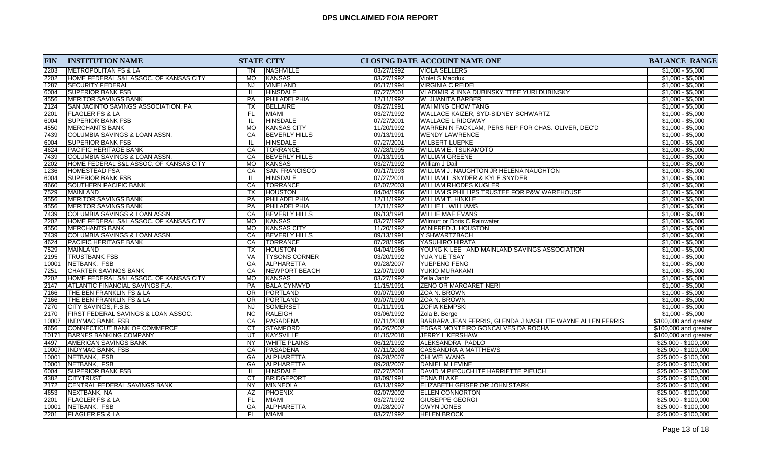# DPS UNCLAIMED FOIA REPORT

| FIN | INSTITUTION NAME | STATE | CITY | CLOSING DATE | ACCOUNT NAME ONE | BALANCE_RANGE |
|---|---|---|---|---|---|---|
| 2203 | METROPOLITAN FS & LA | TN | NASHVILLE | 03/27/1992 | VIOLA SELLERS | $1,000 - $5,000 |
| 2202 | HOME FEDERAL S&L ASSOC. OF KANSAS CITY | MO | KANSAS | 03/27/1992 | Violet S Maddux | $1,000 - $5,000 |
| 1287 | SECURITY FEDERAL | NJ | VINELAND | 06/17/1994 | VIRGINIA C REIDEL | $1,000 - $5,000 |
| 6004 | SUPERIOR BANK FSB | IL | HINSDALE | 07/27/2001 | VLADIMIR & INNA DUBINSKY TTEE YURI DUBINSKY | $1,000 - $5,000 |
| 4556 | MERITOR SAVINGS BANK | PA | PHILADELPHIA | 12/11/1992 | W. JUANITA BARBER | $1,000 - $5,000 |
| 2124 | SAN JACINTO SAVINGS ASSOCIATION, PA | TX | BELLAIRE | 09/27/1991 | WAI MING CHOW TANG | $1,000 - $5,000 |
| 2201 | FLAGLER FS & LA | FL | MIAMI | 03/27/1992 | WALLACE KAIZER, SYD-SIDNEY SCHWARTZ | $1,000 - $5,000 |
| 6004 | SUPERIOR BANK FSB | IL | HINSDALE | 07/27/2001 | WALLACE L RIDGWAY | $1,000 - $5,000 |
| 4550 | MERCHANTS BANK | MO | KANSAS CITY | 11/20/1992 | WARREN N FACKLAM, PERS REP FOR CHAS. OLIVER, DEC'D | $1,000 - $5,000 |
| 7439 | COLUMBIA SAVINGS & LOAN ASSN. | CA | BEVERLY HILLS | 09/13/1991 | WENDY LAWRENCE | $1,000 - $5,000 |
| 6004 | SUPERIOR BANK FSB | IL | HINSDALE | 07/27/2001 | WILBERT LUEPKE | $1,000 - $5,000 |
| 4624 | PACIFIC HERITAGE BANK | CA | TORRANCE | 07/28/1995 | WILLIAM E. TSUKAMOTO | $1,000 - $5,000 |
| 7439 | COLUMBIA SAVINGS & LOAN ASSN. | CA | BEVERLY HILLS | 09/13/1991 | WILLIAM GREENE | $1,000 - $5,000 |
| 2202 | HOME FEDERAL S&L ASSOC. OF KANSAS CITY | MO | KANSAS | 03/27/1992 | William J Dail | $1,000 - $5,000 |
| 1236 | HOMESTEAD FSA | CA | SAN FRANCISCO | 09/17/1993 | WILLIAM J. NAUGHTON JR HELENA NAUGHTON | $1,000 - $5,000 |
| 6004 | SUPERIOR BANK FSB | IL | HINSDALE | 07/27/2001 | WILLIAM L SNYDER & KYLE SNYDER | $1,000 - $5,000 |
| 4660 | SOUTHERN PACIFIC BANK | CA | TORRANCE | 02/07/2003 | WILLIAM RHODES KUGLER | $1,000 - $5,000 |
| 7529 | MAINLAND | TX | HOUSTON | 04/04/1986 | WILLIAM S PHILLIPS TRUSTEE FOR P&W WAREHOUSE | $1,000 - $5,000 |
| 4556 | MERITOR SAVINGS BANK | PA | PHILADELPHIA | 12/11/1992 | WILLIAM T. HINKLE | $1,000 - $5,000 |
| 4556 | MERITOR SAVINGS BANK | PA | PHILADELPHIA | 12/11/1992 | WILLIE L. WILLIAMS | $1,000 - $5,000 |
| 7439 | COLUMBIA SAVINGS & LOAN ASSN. | CA | BEVERLY HILLS | 09/13/1991 | WILLIE MAE EVANS | $1,000 - $5,000 |
| 2202 | HOME FEDERAL S&L ASSOC. OF KANSAS CITY | MO | KANSAS | 03/27/1992 | Wilmurt or Doris C Rainwater | $1,000 - $5,000 |
| 4550 | MERCHANTS BANK | MO | KANSAS CITY | 11/20/1992 | WINIFRED J. HOUSTON | $1,000 - $5,000 |
| 7439 | COLUMBIA SAVINGS & LOAN ASSN. | CA | BEVERLY HILLS | 09/13/1991 | Y SHWARTZBACH | $1,000 - $5,000 |
| 4624 | PACIFIC HERITAGE BANK | CA | TORRANCE | 07/28/1995 | YASUHIRO HIRATA | $1,000 - $5,000 |
| 7529 | MAINLAND | TX | HOUSTON | 04/04/1986 | YOUNG K LEE AND MAINLAND SAVINGS ASSOCIATION | $1,000 - $5,000 |
| 2195 | TRUSTBANK FSB | VA | TYSONS CORNER | 03/20/1992 | YUA YUE TSAY | $1,000 - $5,000 |
| 10001 | NETBANK, FSB | GA | ALPHARETTA | 09/28/2007 | YUEPENG FENG | $1,000 - $5,000 |
| 7251 | CHARTER SAVINGS BANK | CA | NEWPORT BEACH | 12/07/1990 | YUKIO MURAKAMI | $1,000 - $5,000 |
| 2202 | HOME FEDERAL S&L ASSOC. OF KANSAS CITY | MO | KANSAS | 03/27/1992 | Zella Jantz | $1,000 - $5,000 |
| 2147 | ATLANTIC FINANCIAL SAVINGS F.A. | PA | BALA CYNWYD | 11/15/1991 | ZENO OR MARGARET NERI | $1,000 - $5,000 |
| 7166 | THE BEN FRANKLIN FS & LA | OR | PORTLAND | 09/07/1990 | ZOA N. BROWN | $1,000 - $5,000 |
| 7166 | THE BEN FRANKLIN FS & LA | OR | PORTLAND | 09/07/1990 | ZOA N. BROWN | $1,000 - $5,000 |
| 7270 | CITY SAVINGS, F.S.B. | NJ | SOMERSET | 01/11/1991 | ZOFIA KEMPSKI | $1,000 - $5,000 |
| 2170 | FIRST FEDERAL SAVINGS & LOAN ASSOC. | NC | RALEIGH | 03/06/1992 | Zola B. Berge | $1,000 - $5,000 |
| 10007 | INDYMAC BANK, FSB | CA | PASADENA | 07/11/2008 | BARBARA JEAN FERRIS, GLENDA J NASH, ITF WAYNE ALLEN FERRIS | $100,000 and greater |
| 4656 | CONNECTICUT BANK OF COMMERCE | CT | STAMFORD | 06/26/2002 | EDGAR MONTEIRO GONCALVES DA ROCHA | $100,000 and greater |
| 10171 | BARNES BANKING COMPANY | UT | KAYSVILLE | 01/15/2010 | JERRY L KERSHAW | $100,000 and greater |
| 4497 | AMERICAN SAVINGS BANK | NY | WHITE PLAINS | 06/12/1992 | ALEKSANDRA PADLO | $25,000 - $100,000 |
| 10007 | INDYMAC BANK, FSB | CA | PASADENA | 07/11/2008 | CASSANDRA A MATTHEWS | $25,000 - $100,000 |
| 10001 | NETBANK, FSB | GA | ALPHARETTA | 09/28/2007 | CHI WEI WANG | $25,000 - $100,000 |
| 10001 | NETBANK, FSB | GA | ALPHARETTA | 09/28/2007 | DANIEL M LEVINE | $25,000 - $100,000 |
| 6004 | SUPERIOR BANK FSB | IL | HINSDALE | 07/27/2001 | DAVID M PIECUCH ITF HARRIETTE PIEUCH | $25,000 - $100,000 |
| 4382 | CITYTRUST | CT | BRIDGEPORT | 08/09/1991 | EDNA BLAKE | $25,000 - $100,000 |
| 2172 | CENTRAL FEDERAL SAVINGS BANK | NY | MINNEOLA | 03/13/1992 | ELIZABETH GEISER OR JOHN STARK | $25,000 - $100,000 |
| 4653 | NEXTBANK, NA | AZ | PHOENIX | 02/07/2002 | ELLEN CONNORTON | $25,000 - $100,000 |
| 2201 | FLAGLER FS & LA | FL | MIAMI | 03/27/1992 | GIUSEPPE GEORGI | $25,000 - $100,000 |
| 10001 | NETBANK, FSB | GA | ALPHARETTA | 09/28/2007 | GWYN JONES | $25,000 - $100,000 |
| 2201 | FLAGLER FS & LA | FL | MIAMI | 03/27/1992 | HELEN BROCK | $25,000 - $100,000 |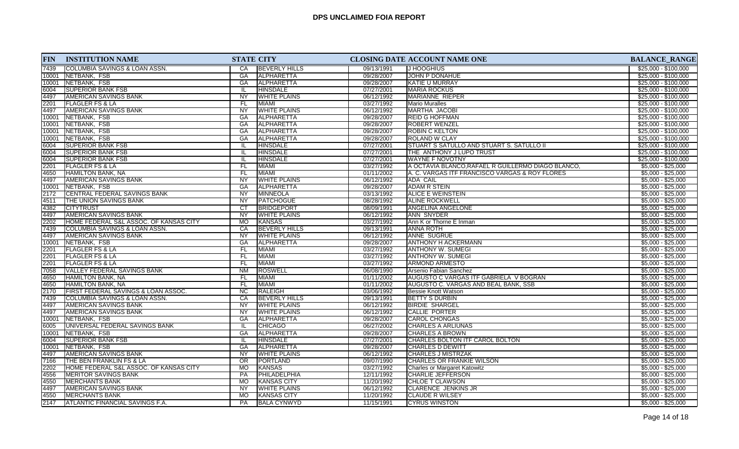# DPS UNCLAIMED FOIA REPORT

| FIN | INSTITUTION NAME | STATE | CITY | CLOSING DATE | ACCOUNT NAME ONE | BALANCE_RANGE |
|---|---|---|---|---|---|---|
| 7439 | COLUMBIA SAVINGS & LOAN ASSN. | CA | BEVERLY HILLS | 09/13/1991 | J HOOGHIUS | $25,000 - $100,000 |
| 10001 | NETBANK, FSB | GA | ALPHARETTA | 09/28/2007 | JOHN P DONAHUE | $25,000 - $100,000 |
| 10001 | NETBANK, FSB | GA | ALPHARETTA | 09/28/2007 | KATIE U MURRAY | $25,000 - $100,000 |
| 6004 | SUPERIOR BANK FSB | IL | HINSDALE | 07/27/2001 | MARIA ROCKUS | $25,000 - $100,000 |
| 4497 | AMERICAN SAVINGS BANK | NY | WHITE PLAINS | 06/12/1992 | MARIANNE RIEPER | $25,000 - $100,000 |
| 2201 | FLAGLER FS & LA | FL | MIAMI | 03/27/1992 | Mario Muralles | $25,000 - $100,000 |
| 4497 | AMERICAN SAVINGS BANK | NY | WHITE PLAINS | 06/12/1992 | MARTHA JACOBI | $25,000 - $100,000 |
| 10001 | NETBANK, FSB | GA | ALPHARETTA | 09/28/2007 | REID G HOFFMAN | $25,000 - $100,000 |
| 10001 | NETBANK, FSB | GA | ALPHARETTA | 09/28/2007 | ROBERT WENZEL | $25,000 - $100,000 |
| 10001 | NETBANK, FSB | GA | ALPHARETTA | 09/28/2007 | ROBIN C KELTON | $25,000 - $100,000 |
| 10001 | NETBANK, FSB | GA | ALPHARETTA | 09/28/2007 | ROLAND W CLAY | $25,000 - $100,000 |
| 6004 | SUPERIOR BANK FSB | IL | HINSDALE | 07/27/2001 | STUART S SATULLO AND STUART S. SATULLO II | $25,000 - $100,000 |
| 6004 | SUPERIOR BANK FSB | IL | HINSDALE | 07/27/2001 | THE ANTHONY J LUPO TRUST | $25,000 - $100,000 |
| 6004 | SUPERIOR BANK FSB | IL | HINSDALE | 07/27/2001 | WAYNE F NOVOTNY | $25,000 - $100,000 |
| 2201 | FLAGLER FS & LA | FL | MIAMI | 03/27/1992 | A OCTAVIA BLANCO,RAFAEL R GUILLERMO DIAGO BLANCO, | $5,000 - $25,000 |
| 4650 | HAMILTON BANK, NA | FL | MIAMI | 01/11/2002 | A. C. VARGAS ITF FRANCISCO VARGAS & ROY FLORES | $5,000 - $25,000 |
| 4497 | AMERICAN SAVINGS BANK | NY | WHITE PLAINS | 06/12/1992 | ADA CAIL | $5,000 - $25,000 |
| 10001 | NETBANK, FSB | GA | ALPHARETTA | 09/28/2007 | ADAM R STEIN | $5,000 - $25,000 |
| 2172 | CENTRAL FEDERAL SAVINGS BANK | NY | MINNEOLA | 03/13/1992 | ALICE E WEINSTEIN | $5,000 - $25,000 |
| 4511 | THE UNION SAVINGS BANK | NY | PATCHOGUE | 08/28/1992 | ALINE ROCKWELL | $5,000 - $25,000 |
| 4382 | CITYTRUST | CT | BRIDGEPORT | 08/09/1991 | ANGELINA ANGELONE | $5,000 - $25,000 |
| 4497 | AMERICAN SAVINGS BANK | NY | WHITE PLAINS | 06/12/1992 | ANN SNYDER | $5,000 - $25,000 |
| 2202 | HOME FEDERAL S&L ASSOC. OF KANSAS CITY | MO | KANSAS | 03/27/1992 | Ann K or Thorne E Inman | $5,000 - $25,000 |
| 7439 | COLUMBIA SAVINGS & LOAN ASSN. | CA | BEVERLY HILLS | 09/13/1991 | ANNA ROTH | $5,000 - $25,000 |
| 4497 | AMERICAN SAVINGS BANK | NY | WHITE PLAINS | 06/12/1992 | ANNE SUGRUE | $5,000 - $25,000 |
| 10001 | NETBANK, FSB | GA | ALPHARETTA | 09/28/2007 | ANTHONY H ACKERMANN | $5,000 - $25,000 |
| 2201 | FLAGLER FS & LA | FL | MIAMI | 03/27/1992 | ANTHONY W. SUMEGI | $5,000 - $25,000 |
| 2201 | FLAGLER FS & LA | FL | MIAMI | 03/27/1992 | ANTHONY W. SUMEGI | $5,000 - $25,000 |
| 2201 | FLAGLER FS & LA | FL | MIAMI | 03/27/1992 | ARMOND ARMESTO | $5,000 - $25,000 |
| 7058 | VALLEY FEDERAL SAVINGS BANK | NM | ROSWELL | 06/08/1990 | Arsenio Fabian Sanchez | $5,000 - $25,000 |
| 4650 | HAMILTON BANK, NA | FL | MIAMI | 01/11/2002 | AUGUSTO C VARGAS ITF GABRIELA V BOGRAN | $5,000 - $25,000 |
| 4650 | HAMILTON BANK, NA | FL | MIAMI | 01/11/2002 | AUGUSTO C. VARGAS AND BEAL BANK, SSB | $5,000 - $25,000 |
| 2170 | FIRST FEDERAL SAVINGS & LOAN ASSOC. | NC | RALEIGH | 03/06/1992 | Bessie Knott Watson | $5,000 - $25,000 |
| 7439 | COLUMBIA SAVINGS & LOAN ASSN. | CA | BEVERLY HILLS | 09/13/1991 | BETTY S DURBIN | $5,000 - $25,000 |
| 4497 | AMERICAN SAVINGS BANK | NY | WHITE PLAINS | 06/12/1992 | BIRDIE SHARGEL | $5,000 - $25,000 |
| 4497 | AMERICAN SAVINGS BANK | NY | WHITE PLAINS | 06/12/1992 | CALLIE PORTER | $5,000 - $25,000 |
| 10001 | NETBANK, FSB | GA | ALPHARETTA | 09/28/2007 | CAROL CHONGAS | $5,000 - $25,000 |
| 6005 | UNIVERSAL FEDERAL SAVINGS BANK | IL | CHICAGO | 06/27/2002 | CHARLES A ARLIUNAS | $5,000 - $25,000 |
| 10001 | NETBANK, FSB | GA | ALPHARETTA | 09/28/2007 | CHARLES A BROWN | $5,000 - $25,000 |
| 6004 | SUPERIOR BANK FSB | IL | HINSDALE | 07/27/2001 | CHARLES BOLTON ITF CAROL BOLTON | $5,000 - $25,000 |
| 10001 | NETBANK, FSB | GA | ALPHARETTA | 09/28/2007 | CHARLES D DEWITT | $5,000 - $25,000 |
| 4497 | AMERICAN SAVINGS BANK | NY | WHITE PLAINS | 06/12/1992 | CHARLES J MISTRZAK | $5,000 - $25,000 |
| 7166 | THE BEN FRANKLIN FS & LA | OR | PORTLAND | 09/07/1990 | CHARLES OR FRANKIE WILSON | $5,000 - $25,000 |
| 2202 | HOME FEDERAL S&L ASSOC. OF KANSAS CITY | MO | KANSAS | 03/27/1992 | Charles or Margaret Katowitz | $5,000 - $25,000 |
| 4556 | MERITOR SAVINGS BANK | PA | PHILADELPHIA | 12/11/1992 | CHARLIE JEFFERSON | $5,000 - $25,000 |
| 4550 | MERCHANTS BANK | MO | KANSAS CITY | 11/20/1992 | CHLOE T CLAWSON | $5,000 - $25,000 |
| 4497 | AMERICAN SAVINGS BANK | NY | WHITE PLAINS | 06/12/1992 | CLARENCE JENKINS JR | $5,000 - $25,000 |
| 4550 | MERCHANTS BANK | MO | KANSAS CITY | 11/20/1992 | CLAUDE R WILSEY | $5,000 - $25,000 |
| 2147 | ATLANTIC FINANCIAL SAVINGS F.A. | PA | BALA CYNWYD | 11/15/1991 | CYRUS WINSTON | $5,000 - $25,000 |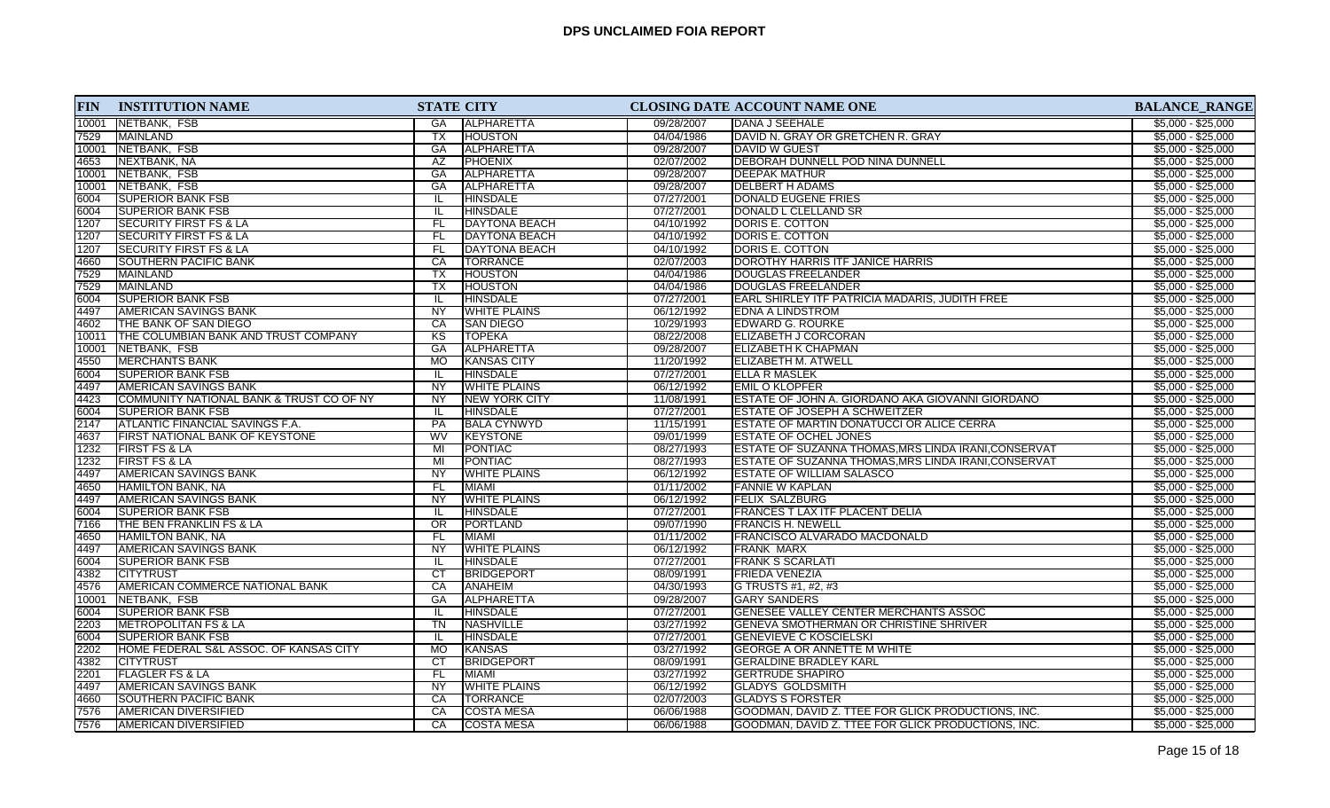# DPS UNCLAIMED FOIA REPORT

| FIN | INSTITUTION NAME | STATE | CITY | CLOSING DATE | ACCOUNT NAME ONE | BALANCE_RANGE |
|---|---|---|---|---|---|---|
| 10001 | NETBANK, FSB | GA | ALPHARETTA | 09/28/2007 | DANA J SEEHALE | $5,000 - $25,000 |
| 7529 | MAINLAND | TX | HOUSTON | 04/04/1986 | DAVID N. GRAY OR GRETCHEN R. GRAY | $5,000 - $25,000 |
| 10001 | NETBANK, FSB | GA | ALPHARETTA | 09/28/2007 | DAVID W GUEST | $5,000 - $25,000 |
| 4653 | NEXTBANK, NA | AZ | PHOENIX | 02/07/2002 | DEBORAH DUNNELL POD NINA DUNNELL | $5,000 - $25,000 |
| 10001 | NETBANK, FSB | GA | ALPHARETTA | 09/28/2007 | DEEPAK MATHUR | $5,000 - $25,000 |
| 10001 | NETBANK, FSB | GA | ALPHARETTA | 09/28/2007 | DELBERT H ADAMS | $5,000 - $25,000 |
| 6004 | SUPERIOR BANK FSB | IL | HINSDALE | 07/27/2001 | DONALD EUGENE FRIES | $5,000 - $25,000 |
| 6004 | SUPERIOR BANK FSB | IL | HINSDALE | 07/27/2001 | DONALD L CLELLAND SR | $5,000 - $25,000 |
| 1207 | SECURITY FIRST FS & LA | FL | DAYTONA BEACH | 04/10/1992 | DORIS E. COTTON | $5,000 - $25,000 |
| 1207 | SECURITY FIRST FS & LA | FL | DAYTONA BEACH | 04/10/1992 | DORIS E. COTTON | $5,000 - $25,000 |
| 1207 | SECURITY FIRST FS & LA | FL | DAYTONA BEACH | 04/10/1992 | DORIS E. COTTON | $5,000 - $25,000 |
| 4660 | SOUTHERN PACIFIC BANK | CA | TORRANCE | 02/07/2003 | DOROTHY HARRIS ITF JANICE HARRIS | $5,000 - $25,000 |
| 7529 | MAINLAND | TX | HOUSTON | 04/04/1986 | DOUGLAS FREELANDER | $5,000 - $25,000 |
| 7529 | MAINLAND | TX | HOUSTON | 04/04/1986 | DOUGLAS FREELANDER | $5,000 - $25,000 |
| 6004 | SUPERIOR BANK FSB | IL | HINSDALE | 07/27/2001 | EARL SHIRLEY ITF PATRICIA MADARIS, JUDITH FREE | $5,000 - $25,000 |
| 4497 | AMERICAN SAVINGS BANK | NY | WHITE PLAINS | 06/12/1992 | EDNA A LINDSTROM | $5,000 - $25,000 |
| 4602 | THE BANK OF SAN DIEGO | CA | SAN DIEGO | 10/29/1993 | EDWARD G. ROURKE | $5,000 - $25,000 |
| 10011 | THE COLUMBIAN BANK AND TRUST COMPANY | KS | TOPEKA | 08/22/2008 | ELIZABETH J CORCORAN | $5,000 - $25,000 |
| 10001 | NETBANK, FSB | GA | ALPHARETTA | 09/28/2007 | ELIZABETH K CHAPMAN | $5,000 - $25,000 |
| 4550 | MERCHANTS BANK | MO | KANSAS CITY | 11/20/1992 | ELIZABETH M. ATWELL | $5,000 - $25,000 |
| 6004 | SUPERIOR BANK FSB | IL | HINSDALE | 07/27/2001 | ELLA R MASLEK | $5,000 - $25,000 |
| 4497 | AMERICAN SAVINGS BANK | NY | WHITE PLAINS | 06/12/1992 | EMIL O KLOPFER | $5,000 - $25,000 |
| 4423 | COMMUNITY NATIONAL BANK & TRUST CO OF NY | NY | NEW YORK CITY | 11/08/1991 | ESTATE OF JOHN A. GIORDANO AKA GIOVANNI GIORDANO | $5,000 - $25,000 |
| 6004 | SUPERIOR BANK FSB | IL | HINSDALE | 07/27/2001 | ESTATE OF JOSEPH A SCHWEITZER | $5,000 - $25,000 |
| 2147 | ATLANTIC FINANCIAL SAVINGS F.A. | PA | BALA CYNWYD | 11/15/1991 | ESTATE OF MARTIN DONATUCCI OR ALICE CERRA | $5,000 - $25,000 |
| 4637 | FIRST NATIONAL BANK OF KEYSTONE | WV | KEYSTONE | 09/01/1999 | ESTATE OF OCHEL JONES | $5,000 - $25,000 |
| 1232 | FIRST FS & LA | MI | PONTIAC | 08/27/1993 | ESTATE OF SUZANNA THOMAS,MRS LINDA IRANI,CONSERVAT | $5,000 - $25,000 |
| 1232 | FIRST FS & LA | MI | PONTIAC | 08/27/1993 | ESTATE OF SUZANNA THOMAS,MRS LINDA IRANI,CONSERVAT | $5,000 - $25,000 |
| 4497 | AMERICAN SAVINGS BANK | NY | WHITE PLAINS | 06/12/1992 | ESTATE OF WILLIAM SALASCO | $5,000 - $25,000 |
| 4650 | HAMILTON BANK, NA | FL | MIAMI | 01/11/2002 | FANNIE W KAPLAN | $5,000 - $25,000 |
| 4497 | AMERICAN SAVINGS BANK | NY | WHITE PLAINS | 06/12/1992 | FELIX SALZBURG | $5,000 - $25,000 |
| 6004 | SUPERIOR BANK FSB | IL | HINSDALE | 07/27/2001 | FRANCES T LAX ITF PLACENT DELIA | $5,000 - $25,000 |
| 7166 | THE BEN FRANKLIN FS & LA | OR | PORTLAND | 09/07/1990 | FRANCIS H. NEWELL | $5,000 - $25,000 |
| 4650 | HAMILTON BANK, NA | FL | MIAMI | 01/11/2002 | FRANCISCO ALVARADO MACDONALD | $5,000 - $25,000 |
| 4497 | AMERICAN SAVINGS BANK | NY | WHITE PLAINS | 06/12/1992 | FRANK MARX | $5,000 - $25,000 |
| 6004 | SUPERIOR BANK FSB | IL | HINSDALE | 07/27/2001 | FRANK S SCARLATI | $5,000 - $25,000 |
| 4382 | CITYTRUST | CT | BRIDGEPORT | 08/09/1991 | FRIEDA VENEZIA | $5,000 - $25,000 |
| 4576 | AMERICAN COMMERCE NATIONAL BANK | CA | ANAHEIM | 04/30/1993 | G TRUSTS #1, #2, #3 | $5,000 - $25,000 |
| 10001 | NETBANK, FSB | GA | ALPHARETTA | 09/28/2007 | GARY SANDERS | $5,000 - $25,000 |
| 6004 | SUPERIOR BANK FSB | IL | HINSDALE | 07/27/2001 | GENESEE VALLEY CENTER MERCHANTS ASSOC | $5,000 - $25,000 |
| 2203 | METROPOLITAN FS & LA | TN | NASHVILLE | 03/27/1992 | GENEVA SMOTHERMAN OR CHRISTINE SHRIVER | $5,000 - $25,000 |
| 6004 | SUPERIOR BANK FSB | IL | HINSDALE | 07/27/2001 | GENEVIEVE C KOSCIELSKI | $5,000 - $25,000 |
| 2202 | HOME FEDERAL S&L ASSOC. OF KANSAS CITY | MO | KANSAS | 03/27/1992 | GEORGE A OR ANNETTE M WHITE | $5,000 - $25,000 |
| 4382 | CITYTRUST | CT | BRIDGEPORT | 08/09/1991 | GERALDINE BRADLEY KARL | $5,000 - $25,000 |
| 2201 | FLAGLER FS & LA | FL | MIAMI | 03/27/1992 | GERTRUDE SHAPIRO | $5,000 - $25,000 |
| 4497 | AMERICAN SAVINGS BANK | NY | WHITE PLAINS | 06/12/1992 | GLADYS GOLDSMITH | $5,000 - $25,000 |
| 4660 | SOUTHERN PACIFIC BANK | CA | TORRANCE | 02/07/2003 | GLADYS S FORSTER | $5,000 - $25,000 |
| 7576 | AMERICAN DIVERSIFIED | CA | COSTA MESA | 06/06/1988 | GOODMAN, DAVID Z. TTEE FOR GLICK PRODUCTIONS, INC. | $5,000 - $25,000 |
| 7576 | AMERICAN DIVERSIFIED | CA | COSTA MESA | 06/06/1988 | GOODMAN, DAVID Z. TTEE FOR GLICK PRODUCTIONS, INC. | $5,000 - $25,000 |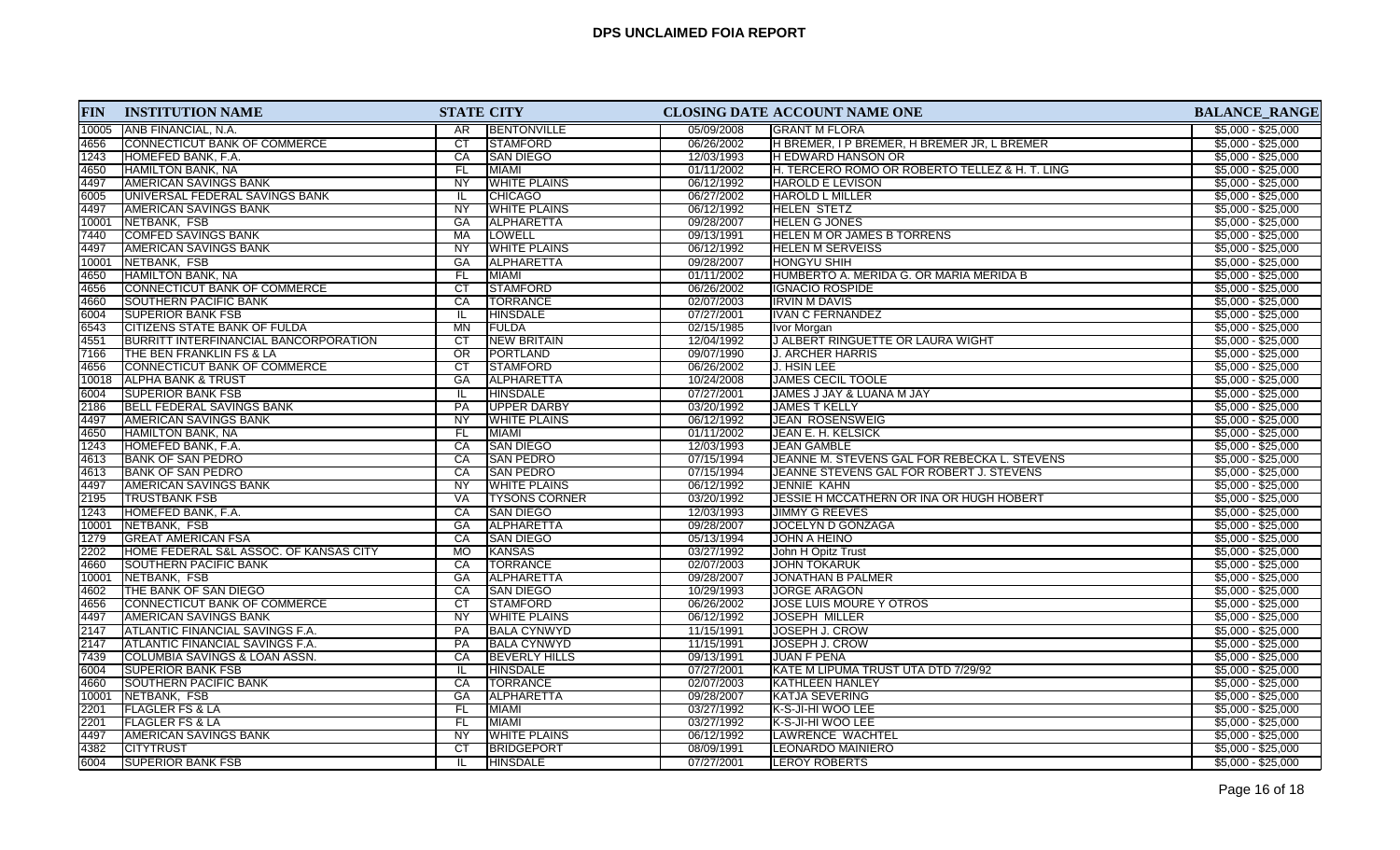# DPS UNCLAIMED FOIA REPORT

| FIN | INSTITUTION NAME | STATE | CITY | CLOSING DATE | ACCOUNT NAME ONE | BALANCE_RANGE |
|---|---|---|---|---|---|---|
| 10005 | ANB FINANCIAL, N.A. | AR | BENTONVILLE | 05/09/2008 | GRANT M FLORA | $5,000 - $25,000 |
| 4656 | CONNECTICUT BANK OF COMMERCE | CT | STAMFORD | 06/26/2002 | H BREMER, I P BREMER, H BREMER JR, L BREMER | $5,000 - $25,000 |
| 1243 | HOMEFED BANK, F.A. | CA | SAN DIEGO | 12/03/1993 | H EDWARD HANSON OR | $5,000 - $25,000 |
| 4650 | HAMILTON BANK, NA | FL | MIAMI | 01/11/2002 | H. TERCERO ROMO OR ROBERTO TELLEZ & H. T. LING | $5,000 - $25,000 |
| 4497 | AMERICAN SAVINGS BANK | NY | WHITE PLAINS | 06/12/1992 | HAROLD E LEVISON | $5,000 - $25,000 |
| 6005 | UNIVERSAL FEDERAL SAVINGS BANK | IL | CHICAGO | 06/27/2002 | HAROLD L MILLER | $5,000 - $25,000 |
| 4497 | AMERICAN SAVINGS BANK | NY | WHITE PLAINS | 06/12/1992 | HELEN STETZ | $5,000 - $25,000 |
| 10001 | NETBANK, FSB | GA | ALPHARETTA | 09/28/2007 | HELEN G JONES | $5,000 - $25,000 |
| 7440 | COMFED SAVINGS BANK | MA | LOWELL | 09/13/1991 | HELEN M OR JAMES B TORRENS | $5,000 - $25,000 |
| 4497 | AMERICAN SAVINGS BANK | NY | WHITE PLAINS | 06/12/1992 | HELEN M SERVEISS | $5,000 - $25,000 |
| 10001 | NETBANK, FSB | GA | ALPHARETTA | 09/28/2007 | HONGYU SHIH | $5,000 - $25,000 |
| 4650 | HAMILTON BANK, NA | FL | MIAMI | 01/11/2002 | HUMBERTO A. MERIDA G. OR MARIA MERIDA B | $5,000 - $25,000 |
| 4656 | CONNECTICUT BANK OF COMMERCE | CT | STAMFORD | 06/26/2002 | IGNACIO ROSPIDE | $5,000 - $25,000 |
| 4660 | SOUTHERN PACIFIC BANK | CA | TORRANCE | 02/07/2003 | IRVIN M DAVIS | $5,000 - $25,000 |
| 6004 | SUPERIOR BANK FSB | IL | HINSDALE | 07/27/2001 | IVAN C FERNANDEZ | $5,000 - $25,000 |
| 6543 | CITIZENS STATE BANK OF FULDA | MN | FULDA | 02/15/1985 | Ivor Morgan | $5,000 - $25,000 |
| 4551 | BURRITT INTERFINANCIAL BANCORPORATION | CT | NEW BRITAIN | 12/04/1992 | J ALBERT RINGUETTE OR LAURA WIGHT | $5,000 - $25,000 |
| 7166 | THE BEN FRANKLIN FS & LA | OR | PORTLAND | 09/07/1990 | J. ARCHER HARRIS | $5,000 - $25,000 |
| 4656 | CONNECTICUT BANK OF COMMERCE | CT | STAMFORD | 06/26/2002 | J. HSIN LEE | $5,000 - $25,000 |
| 10018 | ALPHA BANK & TRUST | GA | ALPHARETTA | 10/24/2008 | JAMES CECIL TOOLE | $5,000 - $25,000 |
| 6004 | SUPERIOR BANK FSB | IL | HINSDALE | 07/27/2001 | JAMES J JAY & LUANA M JAY | $5,000 - $25,000 |
| 2186 | BELL FEDERAL SAVINGS BANK | PA | UPPER DARBY | 03/20/1992 | JAMES T KELLY | $5,000 - $25,000 |
| 4497 | AMERICAN SAVINGS BANK | NY | WHITE PLAINS | 06/12/1992 | JEAN ROSENSWEIG | $5,000 - $25,000 |
| 4650 | HAMILTON BANK, NA | FL | MIAMI | 01/11/2002 | JEAN E. H. KELSICK | $5,000 - $25,000 |
| 1243 | HOMEFED BANK, F.A. | CA | SAN DIEGO | 12/03/1993 | JEAN GAMBLE | $5,000 - $25,000 |
| 4613 | BANK OF SAN PEDRO | CA | SAN PEDRO | 07/15/1994 | JEANNE M. STEVENS GAL FOR REBECKA L. STEVENS | $5,000 - $25,000 |
| 4613 | BANK OF SAN PEDRO | CA | SAN PEDRO | 07/15/1994 | JEANNE STEVENS GAL FOR ROBERT J. STEVENS | $5,000 - $25,000 |
| 4497 | AMERICAN SAVINGS BANK | NY | WHITE PLAINS | 06/12/1992 | JENNIE KAHN | $5,000 - $25,000 |
| 2195 | TRUSTBANK FSB | VA | TYSONS CORNER | 03/20/1992 | JESSIE H MCCATHERN OR INA OR HUGH HOBERT | $5,000 - $25,000 |
| 1243 | HOMEFED BANK, F.A. | CA | SAN DIEGO | 12/03/1993 | JIMMY G REEVES | $5,000 - $25,000 |
| 10001 | NETBANK, FSB | GA | ALPHARETTA | 09/28/2007 | JOCELYN D GONZAGA | $5,000 - $25,000 |
| 1279 | GREAT AMERICAN FSA | CA | SAN DIEGO | 05/13/1994 | JOHN A HEINO | $5,000 - $25,000 |
| 2202 | HOME FEDERAL S&L ASSOC. OF KANSAS CITY | MO | KANSAS | 03/27/1992 | John H Opitz Trust | $5,000 - $25,000 |
| 4660 | SOUTHERN PACIFIC BANK | CA | TORRANCE | 02/07/2003 | JOHN TOKARUK | $5,000 - $25,000 |
| 10001 | NETBANK, FSB | GA | ALPHARETTA | 09/28/2007 | JONATHAN B PALMER | $5,000 - $25,000 |
| 4602 | THE BANK OF SAN DIEGO | CA | SAN DIEGO | 10/29/1993 | JORGE ARAGON | $5,000 - $25,000 |
| 4656 | CONNECTICUT BANK OF COMMERCE | CT | STAMFORD | 06/26/2002 | JOSE LUIS MOURE Y OTROS | $5,000 - $25,000 |
| 4497 | AMERICAN SAVINGS BANK | NY | WHITE PLAINS | 06/12/1992 | JOSEPH MILLER | $5,000 - $25,000 |
| 2147 | ATLANTIC FINANCIAL SAVINGS F.A. | PA | BALA CYNWYD | 11/15/1991 | JOSEPH J. CROW | $5,000 - $25,000 |
| 2147 | ATLANTIC FINANCIAL SAVINGS F.A. | PA | BALA CYNWYD | 11/15/1991 | JOSEPH J. CROW | $5,000 - $25,000 |
| 7439 | COLUMBIA SAVINGS & LOAN ASSN. | CA | BEVERLY HILLS | 09/13/1991 | JUAN F PENA | $5,000 - $25,000 |
| 6004 | SUPERIOR BANK FSB | IL | HINSDALE | 07/27/2001 | KATE M LIPUMA TRUST UTA DTD 7/29/92 | $5,000 - $25,000 |
| 4660 | SOUTHERN PACIFIC BANK | CA | TORRANCE | 02/07/2003 | KATHLEEN HANLEY | $5,000 - $25,000 |
| 10001 | NETBANK, FSB | GA | ALPHARETTA | 09/28/2007 | KATJA SEVERING | $5,000 - $25,000 |
| 2201 | FLAGLER FS & LA | FL | MIAMI | 03/27/1992 | K-S-JI-HI WOO LEE | $5,000 - $25,000 |
| 2201 | FLAGLER FS & LA | FL | MIAMI | 03/27/1992 | K-S-JI-HI WOO LEE | $5,000 - $25,000 |
| 4497 | AMERICAN SAVINGS BANK | NY | WHITE PLAINS | 06/12/1992 | LAWRENCE WACHTEL | $5,000 - $25,000 |
| 4382 | CITYTRUST | CT | BRIDGEPORT | 08/09/1991 | LEONARDO MAINIERO | $5,000 - $25,000 |
| 6004 | SUPERIOR BANK FSB | IL | HINSDALE | 07/27/2001 | LEROY ROBERTS | $5,000 - $25,000 |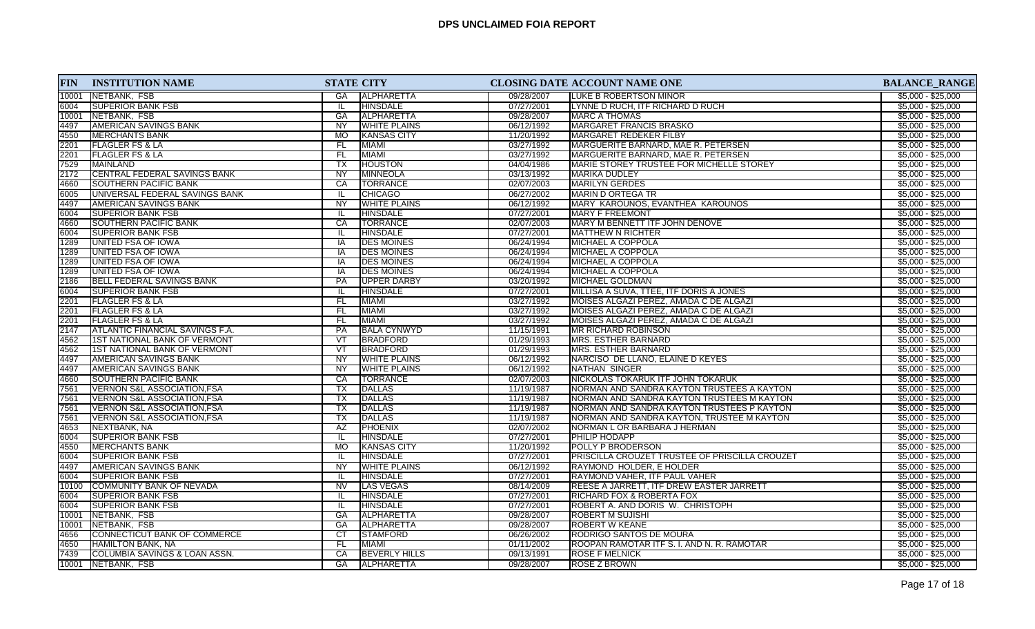# DPS UNCLAIMED FOIA REPORT

| FIN | INSTITUTION NAME | STATE | CITY | CLOSING DATE | ACCOUNT NAME ONE | BALANCE_RANGE |
|---|---|---|---|---|---|---|
| 10001 | NETBANK, FSB | GA | ALPHARETTA | 09/28/2007 | LUKE B ROBERTSON MINOR | $5,000 - $25,000 |
| 6004 | SUPERIOR BANK FSB | IL | HINSDALE | 07/27/2001 | LYNNE D RUCH, ITF RICHARD D RUCH | $5,000 - $25,000 |
| 10001 | NETBANK, FSB | GA | ALPHARETTA | 09/28/2007 | MARC A THOMAS | $5,000 - $25,000 |
| 4497 | AMERICAN SAVINGS BANK | NY | WHITE PLAINS | 06/12/1992 | MARGARET FRANCIS BRASKO | $5,000 - $25,000 |
| 4550 | MERCHANTS BANK | MO | KANSAS CITY | 11/20/1992 | MARGARET REDEKER FILBY | $5,000 - $25,000 |
| 2201 | FLAGLER FS & LA | FL | MIAMI | 03/27/1992 | MARGUERITE BARNARD, MAE R. PETERSEN | $5,000 - $25,000 |
| 2201 | FLAGLER FS & LA | FL | MIAMI | 03/27/1992 | MARGUERITE BARNARD, MAE R. PETERSEN | $5,000 - $25,000 |
| 7529 | MAINLAND | TX | HOUSTON | 04/04/1986 | MARIE STOREY TRUSTEE FOR MICHELLE STOREY | $5,000 - $25,000 |
| 2172 | CENTRAL FEDERAL SAVINGS BANK | NY | MINNEOLA | 03/13/1992 | MARIKA DUDLEY | $5,000 - $25,000 |
| 4660 | SOUTHERN PACIFIC BANK | CA | TORRANCE | 02/07/2003 | MARILYN GERDES | $5,000 - $25,000 |
| 6005 | UNIVERSAL FEDERAL SAVINGS BANK | IL | CHICAGO | 06/27/2002 | MARIN D ORTEGA TR | $5,000 - $25,000 |
| 4497 | AMERICAN SAVINGS BANK | NY | WHITE PLAINS | 06/12/1992 | MARY KAROUNOS, EVANTHEA KAROUNOS | $5,000 - $25,000 |
| 6004 | SUPERIOR BANK FSB | IL | HINSDALE | 07/27/2001 | MARY F FREEMONT | $5,000 - $25,000 |
| 4660 | SOUTHERN PACIFIC BANK | CA | TORRANCE | 02/07/2003 | MARY M BENNETT ITF JOHN DENOVE | $5,000 - $25,000 |
| 6004 | SUPERIOR BANK FSB | IL | HINSDALE | 07/27/2001 | MATTHEW N RICHTER | $5,000 - $25,000 |
| 1289 | UNITED FSA OF IOWA | IA | DES MOINES | 06/24/1994 | MICHAEL A COPPOLA | $5,000 - $25,000 |
| 1289 | UNITED FSA OF IOWA | IA | DES MOINES | 06/24/1994 | MICHAEL A COPPOLA | $5,000 - $25,000 |
| 1289 | UNITED FSA OF IOWA | IA | DES MOINES | 06/24/1994 | MICHAEL A COPPOLA | $5,000 - $25,000 |
| 1289 | UNITED FSA OF IOWA | IA | DES MOINES | 06/24/1994 | MICHAEL A COPPOLA | $5,000 - $25,000 |
| 2186 | BELL FEDERAL SAVINGS BANK | PA | UPPER DARBY | 03/20/1992 | MICHAEL GOLDMAN | $5,000 - $25,000 |
| 6004 | SUPERIOR BANK FSB | IL | HINSDALE | 07/27/2001 | MILLISA A SUVA, TTEE, ITF DORIS A JONES | $5,000 - $25,000 |
| 2201 | FLAGLER FS & LA | FL | MIAMI | 03/27/1992 | MOISES ALGAZI PEREZ, AMADA C DE ALGAZI | $5,000 - $25,000 |
| 2201 | FLAGLER FS & LA | FL | MIAMI | 03/27/1992 | MOISES ALGAZI PEREZ, AMADA C DE ALGAZI | $5,000 - $25,000 |
| 2201 | FLAGLER FS & LA | FL | MIAMI | 03/27/1992 | MOISES ALGAZI PEREZ, AMADA C DE ALGAZI | $5,000 - $25,000 |
| 2147 | ATLANTIC FINANCIAL SAVINGS F.A. | PA | BALA CYNWYD | 11/15/1991 | MR RICHARD ROBINSON | $5,000 - $25,000 |
| 4562 | 1ST NATIONAL BANK OF VERMONT | VT | BRADFORD | 01/29/1993 | MRS. ESTHER BARNARD | $5,000 - $25,000 |
| 4562 | 1ST NATIONAL BANK OF VERMONT | VT | BRADFORD | 01/29/1993 | MRS. ESTHER BARNARD | $5,000 - $25,000 |
| 4497 | AMERICAN SAVINGS BANK | NY | WHITE PLAINS | 06/12/1992 | NARCISO DE LLANO, ELAINE D KEYES | $5,000 - $25,000 |
| 4497 | AMERICAN SAVINGS BANK | NY | WHITE PLAINS | 06/12/1992 | NATHAN SINGER | $5,000 - $25,000 |
| 4660 | SOUTHERN PACIFIC BANK | CA | TORRANCE | 02/07/2003 | NICKOLAS TOKARUK ITF JOHN TOKARUK | $5,000 - $25,000 |
| 7561 | VERNON S&L ASSOCIATION,FSA | TX | DALLAS | 11/19/1987 | NORMAN AND SANDRA KAYTON TRUSTEES A KAYTON | $5,000 - $25,000 |
| 7561 | VERNON S&L ASSOCIATION,FSA | TX | DALLAS | 11/19/1987 | NORMAN AND SANDRA KAYTON TRUSTEES M KAYTON | $5,000 - $25,000 |
| 7561 | VERNON S&L ASSOCIATION,FSA | TX | DALLAS | 11/19/1987 | NORMAN AND SANDRA KAYTON TRUSTEES P KAYTON | $5,000 - $25,000 |
| 7561 | VERNON S&L ASSOCIATION,FSA | TX | DALLAS | 11/19/1987 | NORMAN AND SANDRA KAYTON, TRUSTEE M KAYTON | $5,000 - $25,000 |
| 4653 | NEXTBANK, NA | AZ | PHOENIX | 02/07/2002 | NORMAN L OR BARBARA J HERMAN | $5,000 - $25,000 |
| 6004 | SUPERIOR BANK FSB | IL | HINSDALE | 07/27/2001 | PHILIP HODAPP | $5,000 - $25,000 |
| 4550 | MERCHANTS BANK | MO | KANSAS CITY | 11/20/1992 | POLLY P BRODERSON | $5,000 - $25,000 |
| 6004 | SUPERIOR BANK FSB | IL | HINSDALE | 07/27/2001 | PRISCILLA CROUZET TRUSTEE OF PRISCILLA CROUZET | $5,000 - $25,000 |
| 4497 | AMERICAN SAVINGS BANK | NY | WHITE PLAINS | 06/12/1992 | RAYMOND HOLDER, E HOLDER | $5,000 - $25,000 |
| 6004 | SUPERIOR BANK FSB | IL | HINSDALE | 07/27/2001 | RAYMOND VAHER, ITF PAUL VAHER | $5,000 - $25,000 |
| 10100 | COMMUNITY BANK OF NEVADA | NV | LAS VEGAS | 08/14/2009 | REESE A JARRETT, ITF DREW EASTER JARRETT | $5,000 - $25,000 |
| 6004 | SUPERIOR BANK FSB | IL | HINSDALE | 07/27/2001 | RICHARD FOX & ROBERTA FOX | $5,000 - $25,000 |
| 6004 | SUPERIOR BANK FSB | IL | HINSDALE | 07/27/2001 | ROBERT A. AND DORIS W. CHRISTOPH | $5,000 - $25,000 |
| 10001 | NETBANK, FSB | GA | ALPHARETTA | 09/28/2007 | ROBERT M SUJISHI | $5,000 - $25,000 |
| 10001 | NETBANK, FSB | GA | ALPHARETTA | 09/28/2007 | ROBERT W KEANE | $5,000 - $25,000 |
| 4656 | CONNECTICUT BANK OF COMMERCE | CT | STAMFORD | 06/26/2002 | RODRIGO SANTOS DE MOURA | $5,000 - $25,000 |
| 4650 | HAMILTON BANK, NA | FL | MIAMI | 01/11/2002 | ROOPAN RAMOTAR ITF S. I. AND N. R. RAMOTAR | $5,000 - $25,000 |
| 7439 | COLUMBIA SAVINGS & LOAN ASSN. | CA | BEVERLY HILLS | 09/13/1991 | ROSE F MELNICK | $5,000 - $25,000 |
| 10001 | NETBANK, FSB | GA | ALPHARETTA | 09/28/2007 | ROSE Z BROWN | $5,000 - $25,000 |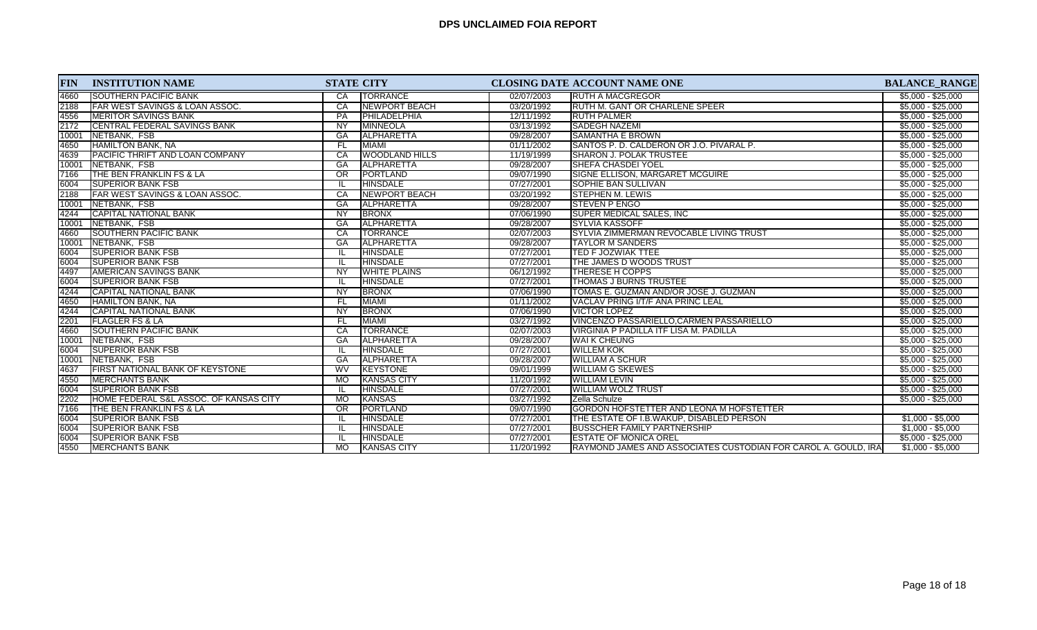# DPS UNCLAIMED FOIA REPORT

| FIN | INSTITUTION NAME | STATE | CITY | CLOSING DATE | ACCOUNT NAME ONE | BALANCE_RANGE |
|---|---|---|---|---|---|---|
| 4660 | SOUTHERN PACIFIC BANK | CA | TORRANCE | 02/07/2003 | RUTH A MACGREGOR | $5,000 - $25,000 |
| 2188 | FAR WEST SAVINGS & LOAN ASSOC. | CA | NEWPORT BEACH | 03/20/1992 | RUTH M. GANT OR CHARLENE SPEER | $5,000 - $25,000 |
| 4556 | MERITOR SAVINGS BANK | PA | PHILADELPHIA | 12/11/1992 | RUTH PALMER | $5,000 - $25,000 |
| 2172 | CENTRAL FEDERAL SAVINGS BANK | NY | MINNEOLA | 03/13/1992 | SADEGH NAZEMI | $5,000 - $25,000 |
| 10001 | NETBANK, FSB | GA | ALPHARETTA | 09/28/2007 | SAMANTHA E BROWN | $5,000 - $25,000 |
| 4650 | HAMILTON BANK, NA | FL | MIAMI | 01/11/2002 | SANTOS P. D. CALDERON OR J.O. PIVARAL P. | $5,000 - $25,000 |
| 4639 | PACIFIC THRIFT AND LOAN COMPANY | CA | WOODLAND HILLS | 11/19/1999 | SHARON J. POLAK TRUSTEE | $5,000 - $25,000 |
| 10001 | NETBANK, FSB | GA | ALPHARETTA | 09/28/2007 | SHEFA CHASDEI YOEL | $5,000 - $25,000 |
| 7166 | THE BEN FRANKLIN FS & LA | OR | PORTLAND | 09/07/1990 | SIGNE ELLISON, MARGARET MCGUIRE | $5,000 - $25,000 |
| 6004 | SUPERIOR BANK FSB | IL | HINSDALE | 07/27/2001 | SOPHIE BAN SULLIVAN | $5,000 - $25,000 |
| 2188 | FAR WEST SAVINGS & LOAN ASSOC. | CA | NEWPORT BEACH | 03/20/1992 | STEPHEN M. LEWIS | $5,000 - $25,000 |
| 10001 | NETBANK, FSB | GA | ALPHARETTA | 09/28/2007 | STEVEN P ENGO | $5,000 - $25,000 |
| 4244 | CAPITAL NATIONAL BANK | NY | BRONX | 07/06/1990 | SUPER MEDICAL SALES, INC | $5,000 - $25,000 |
| 10001 | NETBANK, FSB | GA | ALPHARETTA | 09/28/2007 | SYLVIA KASSOFF | $5,000 - $25,000 |
| 4660 | SOUTHERN PACIFIC BANK | CA | TORRANCE | 02/07/2003 | SYLVIA ZIMMERMAN REVOCABLE LIVING TRUST | $5,000 - $25,000 |
| 10001 | NETBANK, FSB | GA | ALPHARETTA | 09/28/2007 | TAYLOR M SANDERS | $5,000 - $25,000 |
| 6004 | SUPERIOR BANK FSB | IL | HINSDALE | 07/27/2001 | TED F JOZWIAK TTEE | $5,000 - $25,000 |
| 6004 | SUPERIOR BANK FSB | IL | HINSDALE | 07/27/2001 | THE JAMES D WOODS TRUST | $5,000 - $25,000 |
| 4497 | AMERICAN SAVINGS BANK | NY | WHITE PLAINS | 06/12/1992 | THERESE H COPPS | $5,000 - $25,000 |
| 6004 | SUPERIOR BANK FSB | IL | HINSDALE | 07/27/2001 | THOMAS J BURNS TRUSTEE | $5,000 - $25,000 |
| 4244 | CAPITAL NATIONAL BANK | NY | BRONX | 07/06/1990 | TOMAS E. GUZMAN AND/OR JOSE J. GUZMAN | $5,000 - $25,000 |
| 4650 | HAMILTON BANK, NA | FL | MIAMI | 01/11/2002 | VACLAV PRING I/T/F ANA PRINC LEAL | $5,000 - $25,000 |
| 4244 | CAPITAL NATIONAL BANK | NY | BRONX | 07/06/1990 | VICTOR LOPEZ | $5,000 - $25,000 |
| 2201 | FLAGLER FS & LA | FL | MIAMI | 03/27/1992 | VINCENZO PASSARIELLO,CARMEN PASSARIELLO | $5,000 - $25,000 |
| 4660 | SOUTHERN PACIFIC BANK | CA | TORRANCE | 02/07/2003 | VIRGINIA P PADILLA ITF LISA M. PADILLA | $5,000 - $25,000 |
| 10001 | NETBANK, FSB | GA | ALPHARETTA | 09/28/2007 | WAI K CHEUNG | $5,000 - $25,000 |
| 6004 | SUPERIOR BANK FSB | IL | HINSDALE | 07/27/2001 | WILLEM KOK | $5,000 - $25,000 |
| 10001 | NETBANK, FSB | GA | ALPHARETTA | 09/28/2007 | WILLIAM A SCHUR | $5,000 - $25,000 |
| 4637 | FIRST NATIONAL BANK OF KEYSTONE | WV | KEYSTONE | 09/01/1999 | WILLIAM G SKEWES | $5,000 - $25,000 |
| 4550 | MERCHANTS BANK | MO | KANSAS CITY | 11/20/1992 | WILLIAM LEVIN | $5,000 - $25,000 |
| 6004 | SUPERIOR BANK FSB | IL | HINSDALE | 07/27/2001 | WILLIAM WOLZ TRUST | $5,000 - $25,000 |
| 2202 | HOME FEDERAL S&L ASSOC. OF KANSAS CITY | MO | KANSAS | 03/27/1992 | Zella Schulze | $5,000 - $25,000 |
| 7166 | THE BEN FRANKLIN FS & LA | OR | PORTLAND | 09/07/1990 | GORDON HOFSTETTER AND LEONA M HOFSTETTER | |
| 6004 | SUPERIOR BANK FSB | IL | HINSDALE | 07/27/2001 | THE ESTATE OF I.B.WAKUP, DISABLED PERSON | $1,000 - $5,000 |
| 6004 | SUPERIOR BANK FSB | IL | HINSDALE | 07/27/2001 | BUSSCHER FAMILY PARTNERSHIP | $1,000 - $5,000 |
| 6004 | SUPERIOR BANK FSB | IL | HINSDALE | 07/27/2001 | ESTATE OF MONICA OREL | $5,000 - $25,000 |
| 4550 | MERCHANTS BANK | MO | KANSAS CITY | 11/20/1992 | RAYMOND JAMES AND ASSOCIATES CUSTODIAN FOR CAROL A. GOULD, IRA | $1,000 - $5,000 |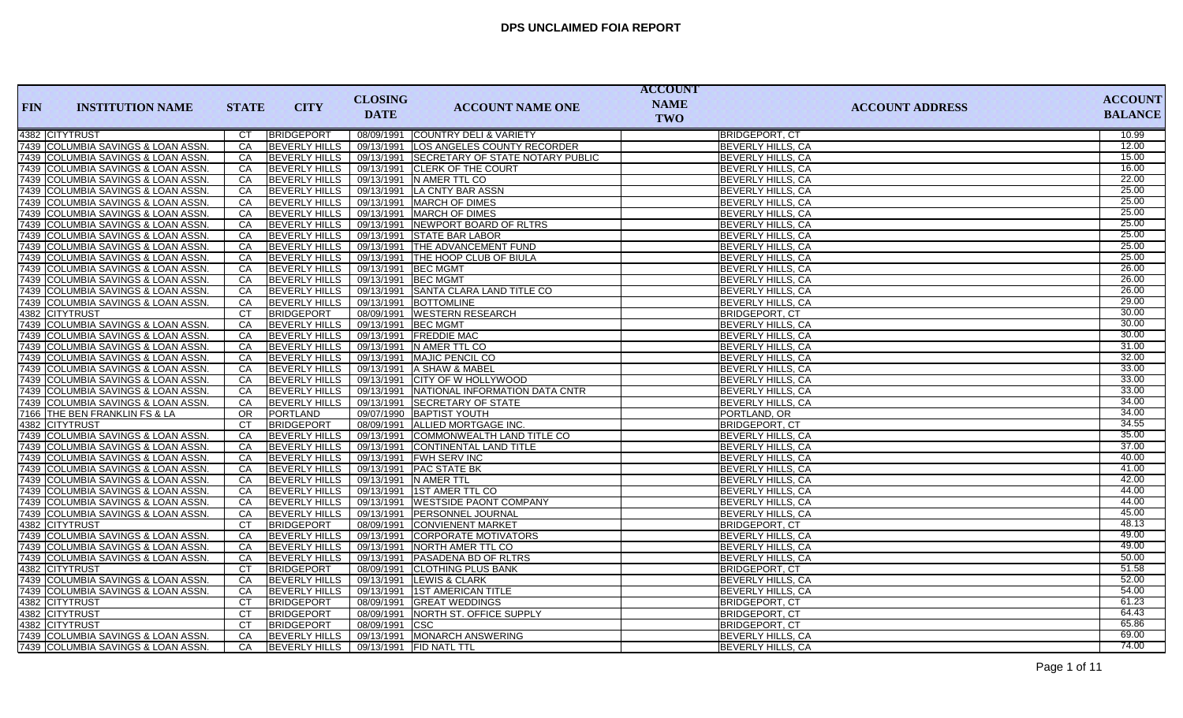# DPS UNCLAIMED FOIA REPORT

| FIN | INSTITUTION NAME | STATE | CITY | CLOSING DATE | ACCOUNT NAME ONE | ACCOUNT NAME TWO | ACCOUNT ADDRESS | ACCOUNT BALANCE |
|---|---|---|---|---|---|---|---|---|
| 4382 | CITYTRUST | CT | BRIDGEPORT | 08/09/1991 | COUNTRY DELI & VARIETY | | BRIDGEPORT, CT | 10.99 |
| 7439 | COLUMBIA SAVINGS & LOAN ASSN. | CA | BEVERLY HILLS | 09/13/1991 | LOS ANGELES COUNTY RECORDER | | BEVERLY HILLS, CA | 12.00 |
| 7439 | COLUMBIA SAVINGS & LOAN ASSN. | CA | BEVERLY HILLS | 09/13/1991 | SECRETARY OF STATE NOTARY PUBLIC | | BEVERLY HILLS, CA | 15.00 |
| 7439 | COLUMBIA SAVINGS & LOAN ASSN. | CA | BEVERLY HILLS | 09/13/1991 | CLERK OF THE COURT | | BEVERLY HILLS, CA | 16.00 |
| 7439 | COLUMBIA SAVINGS & LOAN ASSN. | CA | BEVERLY HILLS | 09/13/1991 | N AMER TTL CO | | BEVERLY HILLS, CA | 22.00 |
| 7439 | COLUMBIA SAVINGS & LOAN ASSN. | CA | BEVERLY HILLS | 09/13/1991 | LA CNTY BAR ASSN | | BEVERLY HILLS, CA | 25.00 |
| 7439 | COLUMBIA SAVINGS & LOAN ASSN. | CA | BEVERLY HILLS | 09/13/1991 | MARCH OF DIMES | | BEVERLY HILLS, CA | 25.00 |
| 7439 | COLUMBIA SAVINGS & LOAN ASSN. | CA | BEVERLY HILLS | 09/13/1991 | MARCH OF DIMES | | BEVERLY HILLS, CA | 25.00 |
| 7439 | COLUMBIA SAVINGS & LOAN ASSN. | CA | BEVERLY HILLS | 09/13/1991 | NEWPORT BOARD OF RLTRS | | BEVERLY HILLS, CA | 25.00 |
| 7439 | COLUMBIA SAVINGS & LOAN ASSN. | CA | BEVERLY HILLS | 09/13/1991 | STATE BAR LABOR | | BEVERLY HILLS, CA | 25.00 |
| 7439 | COLUMBIA SAVINGS & LOAN ASSN. | CA | BEVERLY HILLS | 09/13/1991 | THE ADVANCEMENT FUND | | BEVERLY HILLS, CA | 25.00 |
| 7439 | COLUMBIA SAVINGS & LOAN ASSN. | CA | BEVERLY HILLS | 09/13/1991 | THE HOOP CLUB OF BIULA | | BEVERLY HILLS, CA | 25.00 |
| 7439 | COLUMBIA SAVINGS & LOAN ASSN. | CA | BEVERLY HILLS | 09/13/1991 | BEC MGMT | | BEVERLY HILLS, CA | 26.00 |
| 7439 | COLUMBIA SAVINGS & LOAN ASSN. | CA | BEVERLY HILLS | 09/13/1991 | BEC MGMT | | BEVERLY HILLS, CA | 26.00 |
| 7439 | COLUMBIA SAVINGS & LOAN ASSN. | CA | BEVERLY HILLS | 09/13/1991 | SANTA CLARA LAND TITLE CO | | BEVERLY HILLS, CA | 26.00 |
| 7439 | COLUMBIA SAVINGS & LOAN ASSN. | CA | BEVERLY HILLS | 09/13/1991 | BOTTOMLINE | | BEVERLY HILLS, CA | 29.00 |
| 4382 | CITYTRUST | CT | BRIDGEPORT | 08/09/1991 | WESTERN RESEARCH | | BRIDGEPORT, CT | 30.00 |
| 7439 | COLUMBIA SAVINGS & LOAN ASSN. | CA | BEVERLY HILLS | 09/13/1991 | BEC MGMT | | BEVERLY HILLS, CA | 30.00 |
| 7439 | COLUMBIA SAVINGS & LOAN ASSN. | CA | BEVERLY HILLS | 09/13/1991 | FREDDIE MAC | | BEVERLY HILLS, CA | 30.00 |
| 7439 | COLUMBIA SAVINGS & LOAN ASSN. | CA | BEVERLY HILLS | 09/13/1991 | N AMER TTL CO | | BEVERLY HILLS, CA | 31.00 |
| 7439 | COLUMBIA SAVINGS & LOAN ASSN. | CA | BEVERLY HILLS | 09/13/1991 | MAJIC PENCIL CO | | BEVERLY HILLS, CA | 32.00 |
| 7439 | COLUMBIA SAVINGS & LOAN ASSN. | CA | BEVERLY HILLS | 09/13/1991 | A SHAW & MABEL | | BEVERLY HILLS, CA | 33.00 |
| 7439 | COLUMBIA SAVINGS & LOAN ASSN. | CA | BEVERLY HILLS | 09/13/1991 | CITY OF W HOLLYWOOD | | BEVERLY HILLS, CA | 33.00 |
| 7439 | COLUMBIA SAVINGS & LOAN ASSN. | CA | BEVERLY HILLS | 09/13/1991 | NATIONAL INFORMATION DATA CNTR | | BEVERLY HILLS, CA | 33.00 |
| 7439 | COLUMBIA SAVINGS & LOAN ASSN. | CA | BEVERLY HILLS | 09/13/1991 | SECRETARY OF STATE | | BEVERLY HILLS, CA | 34.00 |
| 7166 | THE BEN FRANKLIN FS & LA | OR | PORTLAND | 09/07/1990 | BAPTIST YOUTH | | PORTLAND, OR | 34.00 |
| 4382 | CITYTRUST | CT | BRIDGEPORT | 08/09/1991 | ALLIED MORTGAGE INC. | | BRIDGEPORT, CT | 34.55 |
| 7439 | COLUMBIA SAVINGS & LOAN ASSN. | CA | BEVERLY HILLS | 09/13/1991 | COMMONWEALTH LAND TITLE CO | | BEVERLY HILLS, CA | 35.00 |
| 7439 | COLUMBIA SAVINGS & LOAN ASSN. | CA | BEVERLY HILLS | 09/13/1991 | CONTINENTAL LAND TITLE | | BEVERLY HILLS, CA | 37.00 |
| 7439 | COLUMBIA SAVINGS & LOAN ASSN. | CA | BEVERLY HILLS | 09/13/1991 | FWH SERV INC | | BEVERLY HILLS, CA | 40.00 |
| 7439 | COLUMBIA SAVINGS & LOAN ASSN. | CA | BEVERLY HILLS | 09/13/1991 | PAC STATE BK | | BEVERLY HILLS, CA | 41.00 |
| 7439 | COLUMBIA SAVINGS & LOAN ASSN. | CA | BEVERLY HILLS | 09/13/1991 | N AMER TTL | | BEVERLY HILLS, CA | 42.00 |
| 7439 | COLUMBIA SAVINGS & LOAN ASSN. | CA | BEVERLY HILLS | 09/13/1991 | 1ST AMER TTL CO | | BEVERLY HILLS, CA | 44.00 |
| 7439 | COLUMBIA SAVINGS & LOAN ASSN. | CA | BEVERLY HILLS | 09/13/1991 | WESTSIDE PAONT COMPANY | | BEVERLY HILLS, CA | 44.00 |
| 7439 | COLUMBIA SAVINGS & LOAN ASSN. | CA | BEVERLY HILLS | 09/13/1991 | PERSONNEL JOURNAL | | BEVERLY HILLS, CA | 45.00 |
| 4382 | CITYTRUST | CT | BRIDGEPORT | 08/09/1991 | CONVIENENT MARKET | | BRIDGEPORT, CT | 48.13 |
| 7439 | COLUMBIA SAVINGS & LOAN ASSN. | CA | BEVERLY HILLS | 09/13/1991 | CORPORATE MOTIVATORS | | BEVERLY HILLS, CA | 49.00 |
| 7439 | COLUMBIA SAVINGS & LOAN ASSN. | CA | BEVERLY HILLS | 09/13/1991 | NORTH AMER TTL CO | | BEVERLY HILLS, CA | 49.00 |
| 7439 | COLUMBIA SAVINGS & LOAN ASSN. | CA | BEVERLY HILLS | 09/13/1991 | PASADENA BD OF RLTRS | | BEVERLY HILLS, CA | 50.00 |
| 4382 | CITYTRUST | CT | BRIDGEPORT | 08/09/1991 | CLOTHING PLUS BANK | | BRIDGEPORT, CT | 51.58 |
| 7439 | COLUMBIA SAVINGS & LOAN ASSN. | CA | BEVERLY HILLS | 09/13/1991 | LEWIS & CLARK | | BEVERLY HILLS, CA | 52.00 |
| 7439 | COLUMBIA SAVINGS & LOAN ASSN. | CA | BEVERLY HILLS | 09/13/1991 | 1ST AMERICAN TITLE | | BEVERLY HILLS, CA | 54.00 |
| 4382 | CITYTRUST | CT | BRIDGEPORT | 08/09/1991 | GREAT WEDDINGS | | BRIDGEPORT, CT | 61.23 |
| 4382 | CITYTRUST | CT | BRIDGEPORT | 08/09/1991 | NORTH ST. OFFICE SUPPLY | | BRIDGEPORT, CT | 64.43 |
| 4382 | CITYTRUST | CT | BRIDGEPORT | 08/09/1991 | CSC | | BRIDGEPORT, CT | 65.86 |
| 7439 | COLUMBIA SAVINGS & LOAN ASSN. | CA | BEVERLY HILLS | 09/13/1991 | MONARCH ANSWERING | | BEVERLY HILLS, CA | 69.00 |
| 7439 | COLUMBIA SAVINGS & LOAN ASSN. | CA | BEVERLY HILLS | 09/13/1991 | FID NATL TTL | | BEVERLY HILLS, CA | 74.00 |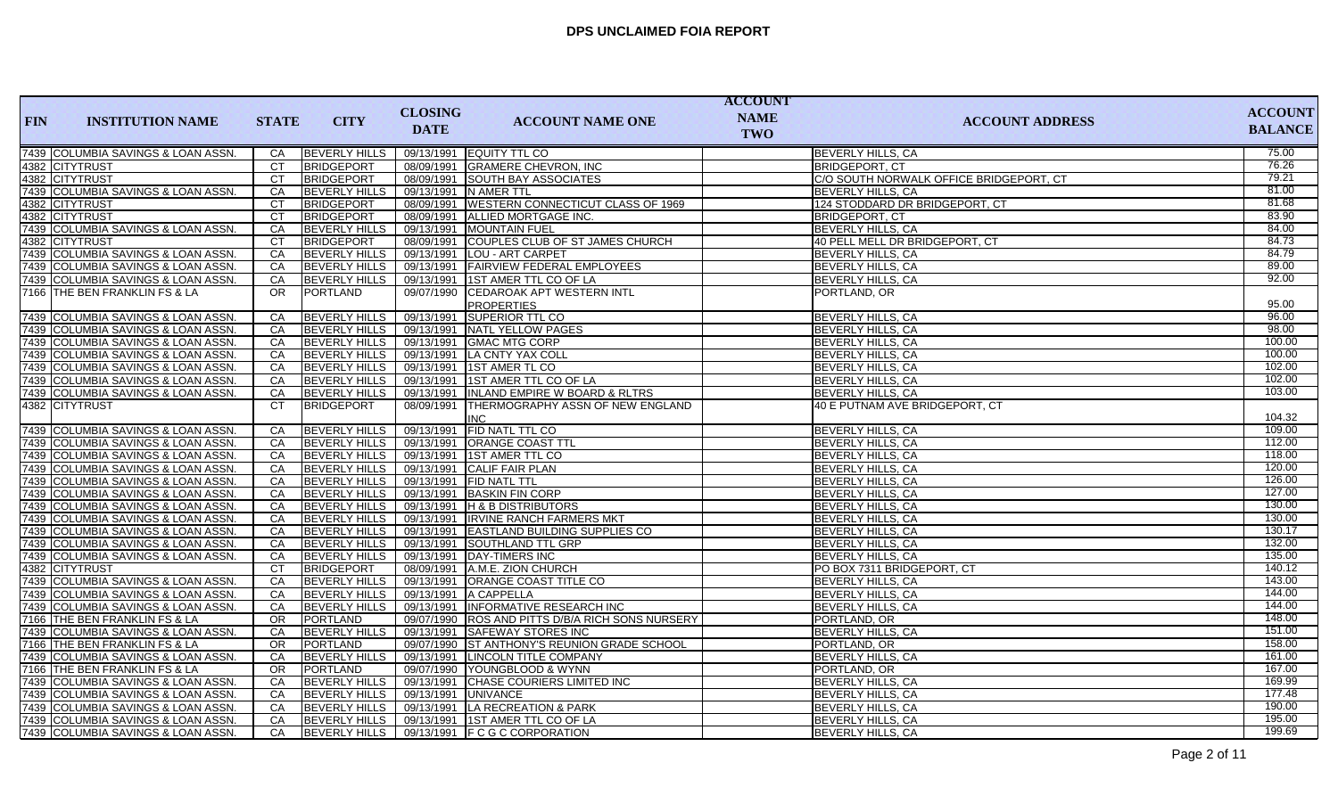# DPS UNCLAIMED FOIA REPORT

| FIN | INSTITUTION NAME | STATE | CITY | CLOSING DATE | ACCOUNT NAME ONE | ACCOUNT NAME TWO | ACCOUNT ADDRESS | ACCOUNT BALANCE |
|---|---|---|---|---|---|---|---|---|
| 7439 | COLUMBIA SAVINGS & LOAN ASSN. | CA | BEVERLY HILLS | 09/13/1991 | EQUITY TTL CO | | BEVERLY HILLS, CA | 75.00 |
| 4382 | CITYTRUST | CT | BRIDGEPORT | 08/09/1991 | GRAMERE CHEVRON, INC | | BRIDGEPORT, CT | 76.26 |
| 4382 | CITYTRUST | CT | BRIDGEPORT | 08/09/1991 | SOUTH BAY ASSOCIATES | | C/O SOUTH NORWALK OFFICE BRIDGEPORT, CT | 79.21 |
| 7439 | COLUMBIA SAVINGS & LOAN ASSN. | CA | BEVERLY HILLS | 09/13/1991 | N AMER TTL | | BEVERLY HILLS, CA | 81.00 |
| 4382 | CITYTRUST | CT | BRIDGEPORT | 08/09/1991 | WESTERN CONNECTICUT CLASS OF 1969 | | 124 STODDARD DR BRIDGEPORT, CT | 81.68 |
| 4382 | CITYTRUST | CT | BRIDGEPORT | 08/09/1991 | ALLIED MORTGAGE INC. | | BRIDGEPORT, CT | 83.90 |
| 7439 | COLUMBIA SAVINGS & LOAN ASSN. | CA | BEVERLY HILLS | 09/13/1991 | MOUNTAIN FUEL | | BEVERLY HILLS, CA | 84.00 |
| 4382 | CITYTRUST | CT | BRIDGEPORT | 08/09/1991 | COUPLES CLUB OF ST JAMES CHURCH | | 40 PELL MELL DR BRIDGEPORT, CT | 84.73 |
| 7439 | COLUMBIA SAVINGS & LOAN ASSN. | CA | BEVERLY HILLS | 09/13/1991 | LOU - ART CARPET | | BEVERLY HILLS, CA | 84.79 |
| 7439 | COLUMBIA SAVINGS & LOAN ASSN. | CA | BEVERLY HILLS | 09/13/1991 | FAIRVIEW FEDERAL EMPLOYEES | | BEVERLY HILLS, CA | 89.00 |
| 7439 | COLUMBIA SAVINGS & LOAN ASSN. | CA | BEVERLY HILLS | 09/13/1991 | 1ST AMER TTL CO OF LA | | BEVERLY HILLS, CA | 92.00 |
| 7166 | THE BEN FRANKLIN FS & LA | OR | PORTLAND | 09/07/1990 | CEDAROAK APT WESTERN INTL PROPERTIES | | PORTLAND, OR | 95.00 |
| 7439 | COLUMBIA SAVINGS & LOAN ASSN. | CA | BEVERLY HILLS | 09/13/1991 | SUPERIOR TTL CO | | BEVERLY HILLS, CA | 96.00 |
| 7439 | COLUMBIA SAVINGS & LOAN ASSN. | CA | BEVERLY HILLS | 09/13/1991 | NATL YELLOW PAGES | | BEVERLY HILLS, CA | 98.00 |
| 7439 | COLUMBIA SAVINGS & LOAN ASSN. | CA | BEVERLY HILLS | 09/13/1991 | GMAC MTG CORP | | BEVERLY HILLS, CA | 100.00 |
| 7439 | COLUMBIA SAVINGS & LOAN ASSN. | CA | BEVERLY HILLS | 09/13/1991 | LA CNTY YAX COLL | | BEVERLY HILLS, CA | 100.00 |
| 7439 | COLUMBIA SAVINGS & LOAN ASSN. | CA | BEVERLY HILLS | 09/13/1991 | 1ST AMER TL CO | | BEVERLY HILLS, CA | 102.00 |
| 7439 | COLUMBIA SAVINGS & LOAN ASSN. | CA | BEVERLY HILLS | 09/13/1991 | 1ST AMER TTL CO OF LA | | BEVERLY HILLS, CA | 102.00 |
| 7439 | COLUMBIA SAVINGS & LOAN ASSN. | CA | BEVERLY HILLS | 09/13/1991 | INLAND EMPIRE W BOARD & RLTRS | | BEVERLY HILLS, CA | 103.00 |
| 4382 | CITYTRUST | CT | BRIDGEPORT | 08/09/1991 | THERMOGRAPHY ASSN OF NEW ENGLAND INC | | 40 E PUTNAM AVE BRIDGEPORT, CT | 104.32 |
| 7439 | COLUMBIA SAVINGS & LOAN ASSN. | CA | BEVERLY HILLS | 09/13/1991 | FID NATL TTL CO | | BEVERLY HILLS, CA | 109.00 |
| 7439 | COLUMBIA SAVINGS & LOAN ASSN. | CA | BEVERLY HILLS | 09/13/1991 | ORANGE COAST TTL | | BEVERLY HILLS, CA | 112.00 |
| 7439 | COLUMBIA SAVINGS & LOAN ASSN. | CA | BEVERLY HILLS | 09/13/1991 | 1ST AMER TTL CO | | BEVERLY HILLS, CA | 118.00 |
| 7439 | COLUMBIA SAVINGS & LOAN ASSN. | CA | BEVERLY HILLS | 09/13/1991 | CALIF FAIR PLAN | | BEVERLY HILLS, CA | 120.00 |
| 7439 | COLUMBIA SAVINGS & LOAN ASSN. | CA | BEVERLY HILLS | 09/13/1991 | FID NATL TTL | | BEVERLY HILLS, CA | 126.00 |
| 7439 | COLUMBIA SAVINGS & LOAN ASSN. | CA | BEVERLY HILLS | 09/13/1991 | BASKIN FIN CORP | | BEVERLY HILLS, CA | 127.00 |
| 7439 | COLUMBIA SAVINGS & LOAN ASSN. | CA | BEVERLY HILLS | 09/13/1991 | H & B DISTRIBUTORS | | BEVERLY HILLS, CA | 130.00 |
| 7439 | COLUMBIA SAVINGS & LOAN ASSN. | CA | BEVERLY HILLS | 09/13/1991 | IRVINE RANCH FARMERS MKT | | BEVERLY HILLS, CA | 130.00 |
| 7439 | COLUMBIA SAVINGS & LOAN ASSN. | CA | BEVERLY HILLS | 09/13/1991 | EASTLAND BUILDING SUPPLIES CO | | BEVERLY HILLS, CA | 130.17 |
| 7439 | COLUMBIA SAVINGS & LOAN ASSN. | CA | BEVERLY HILLS | 09/13/1991 | SOUTHLAND TTL GRP | | BEVERLY HILLS, CA | 132.00 |
| 7439 | COLUMBIA SAVINGS & LOAN ASSN. | CA | BEVERLY HILLS | 09/13/1991 | DAY-TIMERS INC | | BEVERLY HILLS, CA | 135.00 |
| 4382 | CITYTRUST | CT | BRIDGEPORT | 08/09/1991 | A.M.E. ZION CHURCH | | PO BOX 7311 BRIDGEPORT, CT | 140.12 |
| 7439 | COLUMBIA SAVINGS & LOAN ASSN. | CA | BEVERLY HILLS | 09/13/1991 | ORANGE COAST TITLE CO | | BEVERLY HILLS, CA | 143.00 |
| 7439 | COLUMBIA SAVINGS & LOAN ASSN. | CA | BEVERLY HILLS | 09/13/1991 | A CAPPELLA | | BEVERLY HILLS, CA | 144.00 |
| 7439 | COLUMBIA SAVINGS & LOAN ASSN. | CA | BEVERLY HILLS | 09/13/1991 | INFORMATIVE RESEARCH INC | | BEVERLY HILLS, CA | 144.00 |
| 7166 | THE BEN FRANKLIN FS & LA | OR | PORTLAND | 09/07/1990 | ROS AND PITTS D/B/A RICH SONS NURSERY | | PORTLAND, OR | 148.00 |
| 7439 | COLUMBIA SAVINGS & LOAN ASSN. | CA | BEVERLY HILLS | 09/13/1991 | SAFEWAY STORES INC | | BEVERLY HILLS, CA | 151.00 |
| 7166 | THE BEN FRANKLIN FS & LA | OR | PORTLAND | 09/07/1990 | ST ANTHONY'S REUNION GRADE SCHOOL | | PORTLAND, OR | 158.00 |
| 7439 | COLUMBIA SAVINGS & LOAN ASSN. | CA | BEVERLY HILLS | 09/13/1991 | LINCOLN TITLE COMPANY | | BEVERLY HILLS, CA | 161.00 |
| 7166 | THE BEN FRANKLIN FS & LA | OR | PORTLAND | 09/07/1990 | YOUNGBLOOD & WYNN | | PORTLAND, OR | 167.00 |
| 7439 | COLUMBIA SAVINGS & LOAN ASSN. | CA | BEVERLY HILLS | 09/13/1991 | CHASE COURIERS LIMITED INC | | BEVERLY HILLS, CA | 169.99 |
| 7439 | COLUMBIA SAVINGS & LOAN ASSN. | CA | BEVERLY HILLS | 09/13/1991 | UNIVANCE | | BEVERLY HILLS, CA | 177.48 |
| 7439 | COLUMBIA SAVINGS & LOAN ASSN. | CA | BEVERLY HILLS | 09/13/1991 | LA RECREATION & PARK | | BEVERLY HILLS, CA | 190.00 |
| 7439 | COLUMBIA SAVINGS & LOAN ASSN. | CA | BEVERLY HILLS | 09/13/1991 | 1ST AMER TTL CO OF LA | | BEVERLY HILLS, CA | 195.00 |
| 7439 | COLUMBIA SAVINGS & LOAN ASSN. | CA | BEVERLY HILLS | 09/13/1991 | F C G C CORPORATION | | BEVERLY HILLS, CA | 199.69 |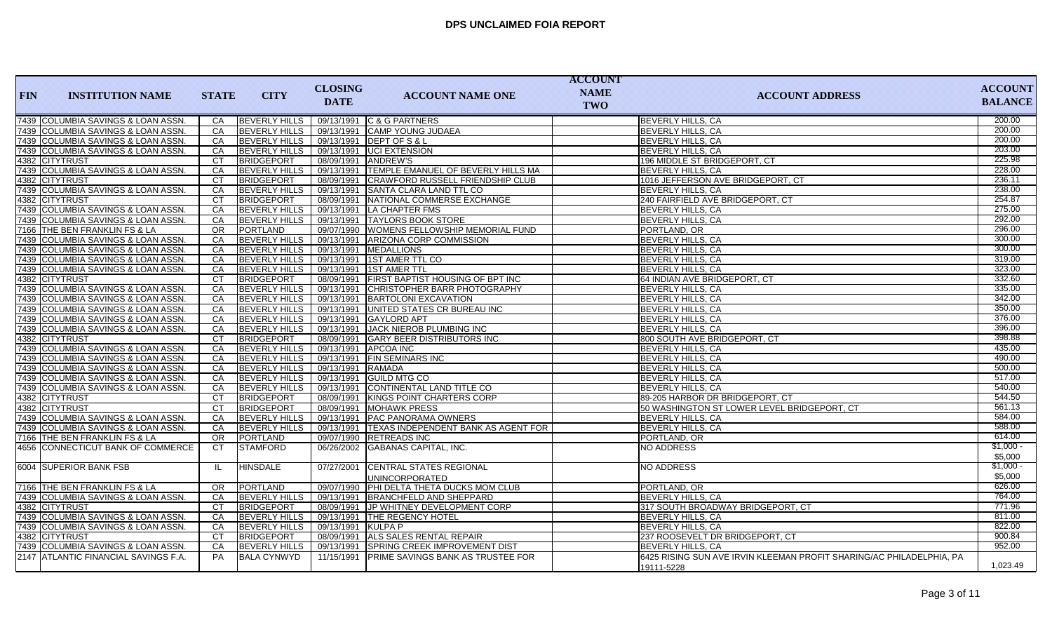# DPS UNCLAIMED FOIA REPORT

| FIN | INSTITUTION NAME | STATE | CITY | CLOSING DATE | ACCOUNT NAME ONE | ACCOUNT NAME TWO | ACCOUNT ADDRESS | ACCOUNT BALANCE |
|---|---|---|---|---|---|---|---|---|
| 7439 | COLUMBIA SAVINGS & LOAN ASSN. | CA | BEVERLY HILLS | 09/13/1991 | C & G PARTNERS | | BEVERLY HILLS, CA | 200.00 |
| 7439 | COLUMBIA SAVINGS & LOAN ASSN. | CA | BEVERLY HILLS | 09/13/1991 | CAMP YOUNG JUDAEA | | BEVERLY HILLS, CA | 200.00 |
| 7439 | COLUMBIA SAVINGS & LOAN ASSN. | CA | BEVERLY HILLS | 09/13/1991 | DEPT OF S & L | | BEVERLY HILLS, CA | 200.00 |
| 7439 | COLUMBIA SAVINGS & LOAN ASSN. | CA | BEVERLY HILLS | 09/13/1991 | UCI EXTENSION | | BEVERLY HILLS, CA | 203.00 |
| 4382 | CITYTRUST | CT | BRIDGEPORT | 08/09/1991 | ANDREW'S | | 196 MIDDLE ST BRIDGEPORT, CT | 225.98 |
| 7439 | COLUMBIA SAVINGS & LOAN ASSN. | CA | BEVERLY HILLS | 09/13/1991 | TEMPLE EMANUEL OF BEVERLY HILLS MA | | BEVERLY HILLS, CA | 228.00 |
| 4382 | CITYTRUST | CT | BRIDGEPORT | 08/09/1991 | CRAWFORD RUSSELL FRIENDSHIP CLUB | | 1016 JEFFERSON AVE BRIDGEPORT, CT | 236.11 |
| 7439 | COLUMBIA SAVINGS & LOAN ASSN. | CA | BEVERLY HILLS | 09/13/1991 | SANTA CLARA LAND TTL CO | | BEVERLY HILLS, CA | 238.00 |
| 4382 | CITYTRUST | CT | BRIDGEPORT | 08/09/1991 | NATIONAL COMMERSE EXCHANGE | | 240 FAIRFIELD AVE BRIDGEPORT, CT | 254.87 |
| 7439 | COLUMBIA SAVINGS & LOAN ASSN. | CA | BEVERLY HILLS | 09/13/1991 | LA CHAPTER FMS | | BEVERLY HILLS, CA | 275.00 |
| 7439 | COLUMBIA SAVINGS & LOAN ASSN. | CA | BEVERLY HILLS | 09/13/1991 | TAYLORS BOOK STORE | | BEVERLY HILLS, CA | 292.00 |
| 7166 | THE BEN FRANKLIN FS & LA | OR | PORTLAND | 09/07/1990 | WOMENS FELLOWSHIP MEMORIAL FUND | | PORTLAND, OR | 296.00 |
| 7439 | COLUMBIA SAVINGS & LOAN ASSN. | CA | BEVERLY HILLS | 09/13/1991 | ARIZONA CORP COMMISSION | | BEVERLY HILLS, CA | 300.00 |
| 7439 | COLUMBIA SAVINGS & LOAN ASSN. | CA | BEVERLY HILLS | 09/13/1991 | MEDALLIONS | | BEVERLY HILLS, CA | 300.00 |
| 7439 | COLUMBIA SAVINGS & LOAN ASSN. | CA | BEVERLY HILLS | 09/13/1991 | 1ST AMER TTL CO | | BEVERLY HILLS, CA | 319.00 |
| 7439 | COLUMBIA SAVINGS & LOAN ASSN. | CA | BEVERLY HILLS | 09/13/1991 | 1ST AMER TTL | | BEVERLY HILLS, CA | 323.00 |
| 4382 | CITYTRUST | CT | BRIDGEPORT | 08/09/1991 | FIRST BAPTIST HOUSING OF BPT INC | | 64 INDIAN AVE BRIDGEPORT, CT | 332.60 |
| 7439 | COLUMBIA SAVINGS & LOAN ASSN. | CA | BEVERLY HILLS | 09/13/1991 | CHRISTOPHER BARR PHOTOGRAPHY | | BEVERLY HILLS, CA | 335.00 |
| 7439 | COLUMBIA SAVINGS & LOAN ASSN. | CA | BEVERLY HILLS | 09/13/1991 | BARTOLONI EXCAVATION | | BEVERLY HILLS, CA | 342.00 |
| 7439 | COLUMBIA SAVINGS & LOAN ASSN. | CA | BEVERLY HILLS | 09/13/1991 | UNITED STATES CR BUREAU INC | | BEVERLY HILLS, CA | 350.00 |
| 7439 | COLUMBIA SAVINGS & LOAN ASSN. | CA | BEVERLY HILLS | 09/13/1991 | GAYLORD APT | | BEVERLY HILLS, CA | 376.00 |
| 7439 | COLUMBIA SAVINGS & LOAN ASSN. | CA | BEVERLY HILLS | 09/13/1991 | JACK NIEROB PLUMBING INC | | BEVERLY HILLS, CA | 396.00 |
| 4382 | CITYTRUST | CT | BRIDGEPORT | 08/09/1991 | GARY BEER DISTRIBUTORS INC | | 800 SOUTH AVE BRIDGEPORT, CT | 398.88 |
| 7439 | COLUMBIA SAVINGS & LOAN ASSN. | CA | BEVERLY HILLS | 09/13/1991 | APCOA INC | | BEVERLY HILLS, CA | 435.00 |
| 7439 | COLUMBIA SAVINGS & LOAN ASSN. | CA | BEVERLY HILLS | 09/13/1991 | FIN SEMINARS INC | | BEVERLY HILLS, CA | 490.00 |
| 7439 | COLUMBIA SAVINGS & LOAN ASSN. | CA | BEVERLY HILLS | 09/13/1991 | RAMADA | | BEVERLY HILLS, CA | 500.00 |
| 7439 | COLUMBIA SAVINGS & LOAN ASSN. | CA | BEVERLY HILLS | 09/13/1991 | GUILD MTG CO | | BEVERLY HILLS, CA | 517.00 |
| 7439 | COLUMBIA SAVINGS & LOAN ASSN. | CA | BEVERLY HILLS | 09/13/1991 | CONTINENTAL LAND TITLE CO | | BEVERLY HILLS, CA | 540.00 |
| 4382 | CITYTRUST | CT | BRIDGEPORT | 08/09/1991 | KINGS POINT CHARTERS CORP | | 89-205 HARBOR DR BRIDGEPORT, CT | 544.50 |
| 4382 | CITYTRUST | CT | BRIDGEPORT | 08/09/1991 | MOHAWK PRESS | | 50 WASHINGTON ST LOWER LEVEL BRIDGEPORT, CT | 561.13 |
| 7439 | COLUMBIA SAVINGS & LOAN ASSN. | CA | BEVERLY HILLS | 09/13/1991 | PAC PANORAMA OWNERS | | BEVERLY HILLS, CA | 584.00 |
| 7439 | COLUMBIA SAVINGS & LOAN ASSN. | CA | BEVERLY HILLS | 09/13/1991 | TEXAS INDEPENDENT BANK AS AGENT FOR | | BEVERLY HILLS, CA | 588.00 |
| 7166 | THE BEN FRANKLIN FS & LA | OR | PORTLAND | 09/07/1990 | RETREADS INC | | PORTLAND, OR | 614.00 |
| 4656 | CONNECTICUT BANK OF COMMERCE | CT | STAMFORD | 06/26/2002 | GABANAS CAPITAL, INC. | | NO ADDRESS | $1,000 - $5,000 |
| 6004 | SUPERIOR BANK FSB | IL | HINSDALE | 07/27/2001 | CENTRAL STATES REGIONAL UNINCORPORATED | | NO ADDRESS | $1,000 - $5,000 |
| 7166 | THE BEN FRANKLIN FS & LA | OR | PORTLAND | 09/07/1990 | PHI DELTA THETA DUCKS MOM CLUB | | PORTLAND, OR | 626.00 |
| 7439 | COLUMBIA SAVINGS & LOAN ASSN. | CA | BEVERLY HILLS | 09/13/1991 | BRANCHFELD AND SHEPPARD | | BEVERLY HILLS, CA | 764.00 |
| 4382 | CITYTRUST | CT | BRIDGEPORT | 08/09/1991 | JP WHITNEY DEVELOPMENT CORP | | 317 SOUTH BROADWAY BRIDGEPORT, CT | 771.96 |
| 7439 | COLUMBIA SAVINGS & LOAN ASSN. | CA | BEVERLY HILLS | 09/13/1991 | THE REGENCY HOTEL | | BEVERLY HILLS, CA | 811.00 |
| 7439 | COLUMBIA SAVINGS & LOAN ASSN. | CA | BEVERLY HILLS | 09/13/1991 | KULPA P | | BEVERLY HILLS, CA | 822.00 |
| 4382 | CITYTRUST | CT | BRIDGEPORT | 08/09/1991 | ALS SALES RENTAL REPAIR | | 237 ROOSEVELT DR BRIDGEPORT, CT | 900.84 |
| 7439 | COLUMBIA SAVINGS & LOAN ASSN. | CA | BEVERLY HILLS | 09/13/1991 | SPRING CREEK IMPROVEMENT DIST | | BEVERLY HILLS, CA | 952.00 |
| 2147 | ATLANTIC FINANCIAL SAVINGS F.A. | PA | BALA CYNWYD | 11/15/1991 | PRIME SAVINGS BANK AS TRUSTEE FOR | | 6425 RISING SUN AVE IRVIN KLEEMAN PROFIT SHARING/AC PHILADELPHIA, PA 19111-5228 | 1,023.49 |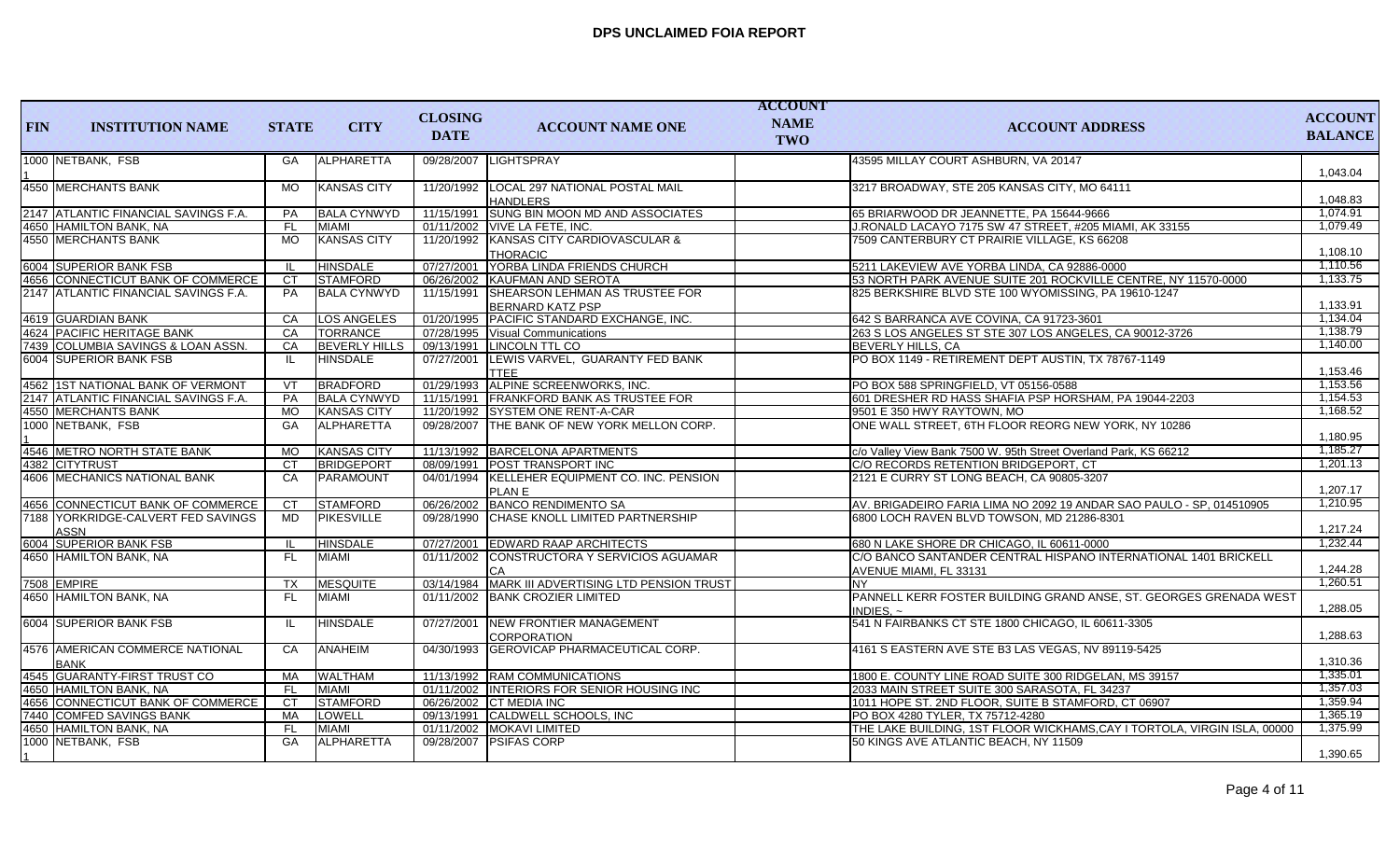# DPS UNCLAIMED FOIA REPORT

| FIN | INSTITUTION NAME | STATE | CITY | CLOSING DATE | ACCOUNT NAME ONE | ACCOUNT NAME TWO | ACCOUNT ADDRESS | ACCOUNT BALANCE |
|---|---|---|---|---|---|---|---|---|
| 1000 1 | NETBANK, FSB | GA | ALPHARETTA | 09/28/2007 | LIGHTSPRAY | | 43595 MILLAY COURT ASHBURN, VA 20147 | 1,043.04 |
| 4550 | MERCHANTS BANK | MO | KANSAS CITY | 11/20/1992 | LOCAL 297 NATIONAL POSTAL MAIL HANDLERS | | 3217 BROADWAY, STE 205 KANSAS CITY, MO 64111 | 1,048.83 |
| 2147 | ATLANTIC FINANCIAL SAVINGS F.A. | PA | BALA CYNWYD | 11/15/1991 | SUNG BIN MOON MD AND ASSOCIATES | | 65 BRIARWOOD DR JEANNETTE, PA 15644-9666 | 1,074.91 |
| 4650 | HAMILTON BANK, NA | FL | MIAMI | 01/11/2002 | VIVE LA FETE, INC. | | J.RONALD LACAYO 7175 SW 47 STREET, #205 MIAMI, AK 33155 | 1,079.49 |
| 4550 | MERCHANTS BANK | MO | KANSAS CITY | 11/20/1992 | KANSAS CITY CARDIOVASCULAR & THORACIC | | 7509 CANTERBURY CT PRAIRIE VILLAGE, KS 66208 | 1,108.10 |
| 6004 | SUPERIOR BANK FSB | IL | HINSDALE | 07/27/2001 | YORBA LINDA FRIENDS CHURCH | | 5211 LAKEVIEW AVE YORBA LINDA, CA 92886-0000 | 1,110.56 |
| 4656 | CONNECTICUT BANK OF COMMERCE | CT | STAMFORD | 06/26/2002 | KAUFMAN AND SEROTA | | 53 NORTH PARK AVENUE SUITE 201 ROCKVILLE CENTRE, NY 11570-0000 | 1,133.75 |
| 2147 | ATLANTIC FINANCIAL SAVINGS F.A. | PA | BALA CYNWYD | 11/15/1991 | SHEARSON LEHMAN AS TRUSTEE FOR BERNARD KATZ PSP | | 825 BERKSHIRE BLVD STE 100 WYOMISSING, PA 19610-1247 | 1,133.91 |
| 4619 | GUARDIAN BANK | CA | LOS ANGELES | 01/20/1995 | PACIFIC STANDARD EXCHANGE, INC. | | 642 S BARRANCA AVE COVINA, CA 91723-3601 | 1,134.04 |
| 4624 | PACIFIC HERITAGE BANK | CA | TORRANCE | 07/28/1995 | Visual Communications | | 263 S LOS ANGELES ST STE 307 LOS ANGELES, CA 90012-3726 | 1,138.79 |
| 7439 | COLUMBIA SAVINGS & LOAN ASSN. | CA | BEVERLY HILLS | 09/13/1991 | LINCOLN TTL CO | | BEVERLY HILLS, CA | 1,140.00 |
| 6004 | SUPERIOR BANK FSB | IL | HINSDALE | 07/27/2001 | LEWIS VARVEL, GUARANTY FED BANK TTEE | | PO BOX 1149 - RETIREMENT DEPT AUSTIN, TX 78767-1149 | 1,153.46 |
| 4562 | 1ST NATIONAL BANK OF VERMONT | VT | BRADFORD | 01/29/1993 | ALPINE SCREENWORKS, INC. | | PO BOX 588 SPRINGFIELD, VT 05156-0588 | 1,153.56 |
| 2147 | ATLANTIC FINANCIAL SAVINGS F.A. | PA | BALA CYNWYD | 11/15/1991 | FRANKFORD BANK AS TRUSTEE FOR | | 601 DRESHER RD HASS SHAFIA PSP HORSHAM, PA 19044-2203 | 1,154.53 |
| 4550 | MERCHANTS BANK | MO | KANSAS CITY | 11/20/1992 | SYSTEM ONE RENT-A-CAR | | 9501 E 350 HWY RAYTOWN, MO | 1,168.52 |
| 1000 1 | NETBANK, FSB | GA | ALPHARETTA | 09/28/2007 | THE BANK OF NEW YORK MELLON CORP. | | ONE WALL STREET, 6TH FLOOR REORG NEW YORK, NY 10286 | 1,180.95 |
| 4546 | METRO NORTH STATE BANK | MO | KANSAS CITY | 11/13/1992 | BARCELONA APARTMENTS | | c/o Valley View Bank 7500 W. 95th Street Overland Park, KS 66212 | 1,185.27 |
| 4382 | CITYTRUST | CT | BRIDGEPORT | 08/09/1991 | POST TRANSPORT INC | | C/O RECORDS RETENTION BRIDGEPORT, CT | 1,201.13 |
| 4606 | MECHANICS NATIONAL BANK | CA | PARAMOUNT | 04/01/1994 | KELLEHER EQUIPMENT CO. INC. PENSION PLAN E | | 2121 E CURRY ST LONG BEACH, CA 90805-3207 | 1,207.17 |
| 4656 | CONNECTICUT BANK OF COMMERCE | CT | STAMFORD | 06/26/2002 | BANCO RENDIMENTO SA | | AV. BRIGADEIRO FARIA LIMA NO 2092 19 ANDAR SAO PAULO - SP, 014510905 | 1,210.95 |
| 7188 | YORKRIDGE-CALVERT FED SAVINGS ASSN | MD | PIKESVILLE | 09/28/1990 | CHASE KNOLL LIMITED PARTNERSHIP | | 6800 LOCH RAVEN BLVD TOWSON, MD 21286-8301 | 1,217.24 |
| 6004 | SUPERIOR BANK FSB | IL | HINSDALE | 07/27/2001 | EDWARD RAAP ARCHITECTS | | 680 N LAKE SHORE DR CHICAGO, IL 60611-0000 | 1,232.44 |
| 4650 | HAMILTON BANK, NA | FL | MIAMI | 01/11/2002 | CONSTRUCTORA Y SERVICIOS AGUAMAR CA | | C/O BANCO SANTANDER CENTRAL HISPANO INTERNATIONAL 1401 BRICKELL AVENUE MIAMI, FL 33131 | 1,244.28 |
| 7508 | EMPIRE | TX | MESQUITE | 03/14/1984 | MARK III ADVERTISING LTD PENSION TRUST | | NY | 1,260.51 |
| 4650 | HAMILTON BANK, NA | FL | MIAMI | 01/11/2002 | BANK CROZIER LIMITED | | PANNELL KERR FOSTER BUILDING GRAND ANSE, ST. GEORGES GRENADA WEST INDIES, ~ | 1,288.05 |
| 6004 | SUPERIOR BANK FSB | IL | HINSDALE | 07/27/2001 | NEW FRONTIER MANAGEMENT CORPORATION | | 541 N FAIRBANKS CT STE 1800 CHICAGO, IL 60611-3305 | 1,288.63 |
| 4576 | AMERICAN COMMERCE NATIONAL BANK | CA | ANAHEIM | 04/30/1993 | GEROVICAP PHARMACEUTICAL CORP. | | 4161 S EASTERN AVE STE B3 LAS VEGAS, NV 89119-5425 | 1,310.36 |
| 4545 | GUARANTY-FIRST TRUST CO | MA | WALTHAM | 11/13/1992 | RAM COMMUNICATIONS | | 1800 E. COUNTY LINE ROAD SUITE 300 RIDGELAN, MS 39157 | 1,335.01 |
| 4650 | HAMILTON BANK, NA | FL | MIAMI | 01/11/2002 | INTERIORS FOR SENIOR HOUSING INC | | 2033 MAIN STREET SUITE 300 SARASOTA, FL 34237 | 1,357.03 |
| 4656 | CONNECTICUT BANK OF COMMERCE | CT | STAMFORD | 06/26/2002 | CT MEDIA INC | | 1011 HOPE ST. 2ND FLOOR, SUITE B STAMFORD, CT 06907 | 1,359.94 |
| 7440 | COMFED SAVINGS BANK | MA | LOWELL | 09/13/1991 | CALDWELL SCHOOLS, INC | | PO BOX 4280 TYLER, TX 75712-4280 | 1,365.19 |
| 4650 | HAMILTON BANK, NA | FL | MIAMI | 01/11/2002 | MOKAVI LIMITED | | THE LAKE BUILDING, 1ST FLOOR WICKHAMS,CAY I TORTOLA, VIRGIN ISLA, 00000 | 1,375.99 |
| 1000 1 | NETBANK, FSB | GA | ALPHARETTA | 09/28/2007 | PSIFAS CORP | | 50 KINGS AVE ATLANTIC BEACH, NY 11509 | 1,390.65 |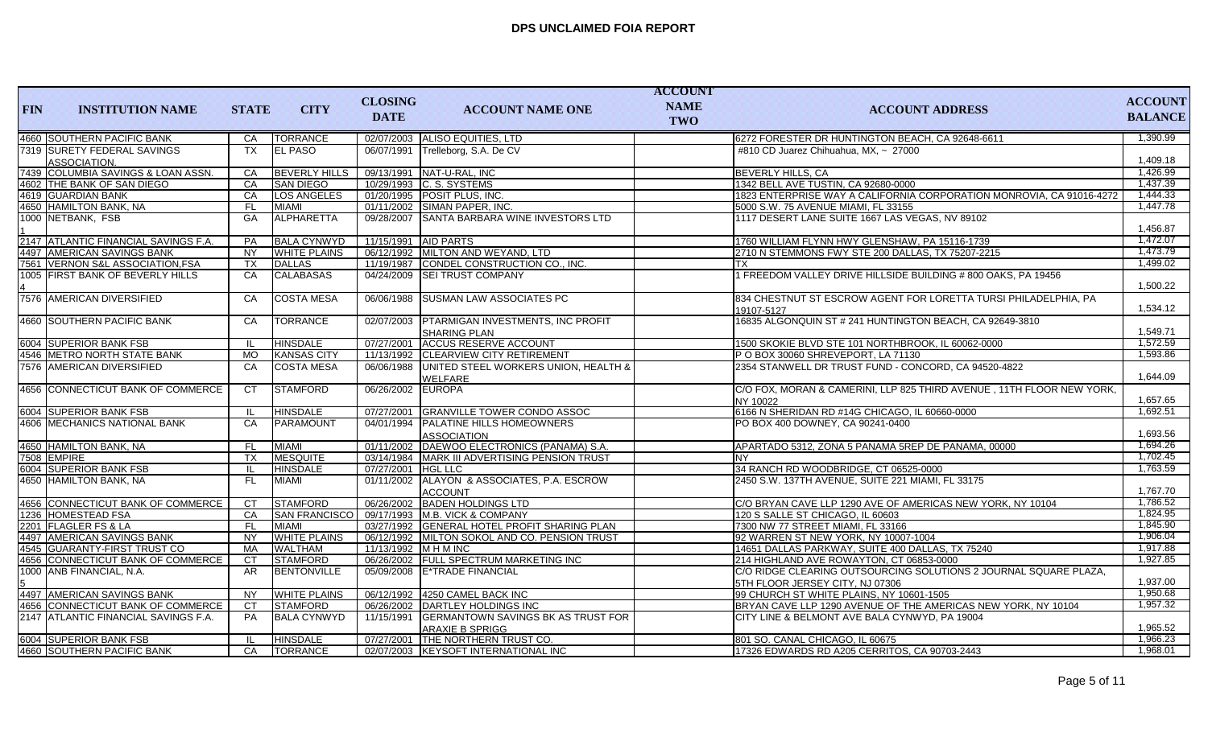# DPS UNCLAIMED FOIA REPORT

| FIN | INSTITUTION NAME | STATE | CITY | CLOSING DATE | ACCOUNT NAME ONE | ACCOUNT NAME TWO | ACCOUNT ADDRESS | ACCOUNT BALANCE |
|---|---|---|---|---|---|---|---|---|
| 4660 | SOUTHERN PACIFIC BANK | CA | TORRANCE | 02/07/2003 | ALISO EQUITIES, LTD | | 6272 FORESTER DR HUNTINGTON BEACH, CA 92648-6611 | 1,390.99 |
| 7319 | SURETY FEDERAL SAVINGS ASSOCIATION. | TX | EL PASO | 06/07/1991 | Trelleborg, S.A. De CV | | #810 CD Juarez Chihuahua, MX, ~ 27000 | 1,409.18 |
| 7439 | COLUMBIA SAVINGS & LOAN ASSN. | CA | BEVERLY HILLS | 09/13/1991 | NAT-U-RAL, INC | | BEVERLY HILLS, CA | 1,426.99 |
| 4602 | THE BANK OF SAN DIEGO | CA | SAN DIEGO | 10/29/1993 | C. S. SYSTEMS | | 1342 BELL AVE TUSTIN, CA 92680-0000 | 1,437.39 |
| 4619 | GUARDIAN BANK | CA | LOS ANGELES | 01/20/1995 | POSIT PLUS, INC. | | 1823 ENTERPRISE WAY A CALIFORNIA CORPORATION MONROVIA, CA 91016-4272 | 1,444.33 |
| 4650 | HAMILTON BANK, NA | FL | MIAMI | 01/11/2002 | SIMAN PAPER, INC. | | 5000 S.W. 75 AVENUE MIAMI, FL 33155 | 1,447.78 |
| 10001 | NETBANK, FSB | GA | ALPHARETTA | 09/28/2007 | SANTA BARBARA WINE INVESTORS LTD | | 1117 DESERT LANE SUITE 1667 LAS VEGAS, NV 89102 | 1,456.87 |
| 2147 | ATLANTIC FINANCIAL SAVINGS F.A. | PA | BALA CYNWYD | 11/15/1991 | AID PARTS | | 1760 WILLIAM FLYNN HWY GLENSHAW, PA 15116-1739 | 1,472.07 |
| 4497 | AMERICAN SAVINGS BANK | NY | WHITE PLAINS | 06/12/1992 | MILTON AND WEYAND, LTD | | 2710 N STEMMONS FWY STE 200 DALLAS, TX 75207-2215 | 1,473.79 |
| 7561 | VERNON S&L ASSOCIATION,FSA | TX | DALLAS | 11/19/1987 | CONDEL CONSTRUCTION CO., INC. | | TX | 1,499.02 |
| 10054 | FIRST BANK OF BEVERLY HILLS | CA | CALABASAS | 04/24/2009 | SEI TRUST COMPANY | | 1 FREEDOM VALLEY DRIVE HILLSIDE BUILDING # 800 OAKS, PA 19456 | 1,500.22 |
| 7576 | AMERICAN DIVERSIFIED | CA | COSTA MESA | 06/06/1988 | SUSMAN LAW ASSOCIATES PC | | 834 CHESTNUT ST ESCROW AGENT FOR LORETTA TURSI PHILADELPHIA, PA 19107-5127 | 1,534.12 |
| 4660 | SOUTHERN PACIFIC BANK | CA | TORRANCE | 02/07/2003 | PTARMIGAN INVESTMENTS, INC PROFIT SHARING PLAN | | 16835 ALGONQUIN ST # 241 HUNTINGTON BEACH, CA 92649-3810 | 1,549.71 |
| 6004 | SUPERIOR BANK FSB | IL | HINSDALE | 07/27/2001 | ACCUS RESERVE ACCOUNT | | 1500 SKOKIE BLVD STE 101 NORTHBROOK, IL 60062-0000 | 1,572.59 |
| 4546 | METRO NORTH STATE BANK | MO | KANSAS CITY | 11/13/1992 | CLEARVIEW CITY RETIREMENT | | P O BOX 30060 SHREVEPORT, LA 71130 | 1,593.86 |
| 7576 | AMERICAN DIVERSIFIED | CA | COSTA MESA | 06/06/1988 | UNITED STEEL WORKERS UNION, HEALTH & WELFARE | | 2354 STANWELL DR TRUST FUND - CONCORD, CA 94520-4822 | 1,644.09 |
| 4656 | CONNECTICUT BANK OF COMMERCE | CT | STAMFORD | 06/26/2002 | EUROPA | | C/O FOX, MORAN & CAMERINI, LLP 825 THIRD AVENUE , 11TH FLOOR NEW YORK, NY 10022 | 1,657.65 |
| 6004 | SUPERIOR BANK FSB | IL | HINSDALE | 07/27/2001 | GRANVILLE TOWER CONDO ASSOC | | 6166 N SHERIDAN RD #14G CHICAGO, IL 60660-0000 | 1,692.51 |
| 4606 | MECHANICS NATIONAL BANK | CA | PARAMOUNT | 04/01/1994 | PALATINE HILLS HOMEOWNERS ASSOCIATION | | PO BOX 400 DOWNEY, CA 90241-0400 | 1,693.56 |
| 4650 | HAMILTON BANK, NA | FL | MIAMI | 01/11/2002 | DAEWOO ELECTRONICS (PANAMA) S.A. | | APARTADO 5312, ZONA 5 PANAMA 5REP DE PANAMA, 00000 | 1,694.26 |
| 7508 | EMPIRE | TX | MESQUITE | 03/14/1984 | MARK III ADVERTISING PENSION TRUST | | NY | 1,702.45 |
| 6004 | SUPERIOR BANK FSB | IL | HINSDALE | 07/27/2001 | HGL LLC | | 34 RANCH RD WOODBRIDGE, CT 06525-0000 | 1,763.59 |
| 4650 | HAMILTON BANK, NA | FL | MIAMI | 01/11/2002 | ALAYON & ASSOCIATES, P.A. ESCROW ACCOUNT | | 2450 S.W. 137TH AVENUE, SUITE 221 MIAMI, FL 33175 | 1,767.70 |
| 4656 | CONNECTICUT BANK OF COMMERCE | CT | STAMFORD | 06/26/2002 | BADEN HOLDINGS LTD | | C/O BRYAN CAVE LLP 1290 AVE OF AMERICAS NEW YORK, NY 10104 | 1,786.52 |
| 1236 | HOMESTEAD FSA | CA | SAN FRANCISCO | 09/17/1993 | M.B. VICK & COMPANY | | 120 S SALLE ST CHICAGO, IL 60603 | 1,824.95 |
| 2201 | FLAGLER FS & LA | FL | MIAMI | 03/27/1992 | GENERAL HOTEL PROFIT SHARING PLAN | | 7300 NW 77 STREET MIAMI, FL 33166 | 1,845.90 |
| 4497 | AMERICAN SAVINGS BANK | NY | WHITE PLAINS | 06/12/1992 | MILTON SOKOL AND CO. PENSION TRUST | | 92 WARREN ST NEW YORK, NY 10007-1004 | 1,906.04 |
| 4545 | GUARANTY-FIRST TRUST CO | MA | WALTHAM | 11/13/1992 | M H M INC | | 14651 DALLAS PARKWAY, SUITE 400 DALLAS, TX 75240 | 1,917.88 |
| 4656 | CONNECTICUT BANK OF COMMERCE | CT | STAMFORD | 06/26/2002 | FULL SPECTRUM MARKETING INC | | 214 HIGHLAND AVE ROWAYTON, CT 06853-0000 | 1,927.85 |
| 10005 | ANB FINANCIAL, N.A. | AR | BENTONVILLE | 05/09/2008 | E*TRADE FINANCIAL | | C/O RIDGE CLEARING OUTSOURCING SOLUTIONS 2 JOURNAL SQUARE PLAZA, 5TH FLOOR JERSEY CITY, NJ 07306 | 1,937.00 |
| 4497 | AMERICAN SAVINGS BANK | NY | WHITE PLAINS | 06/12/1992 | 4250 CAMEL BACK INC | | 99 CHURCH ST WHITE PLAINS, NY 10601-1505 | 1,950.68 |
| 4656 | CONNECTICUT BANK OF COMMERCE | CT | STAMFORD | 06/26/2002 | DARTLEY HOLDINGS INC | | BRYAN CAVE LLP 1290 AVENUE OF THE AMERICAS NEW YORK, NY 10104 | 1,957.32 |
| 2147 | ATLANTIC FINANCIAL SAVINGS F.A. | PA | BALA CYNWYD | 11/15/1991 | GERMANTOWN SAVINGS BK AS TRUST FOR ARAXIE B SPRIGG | | CITY LINE & BELMONT AVE BALA CYNWYD, PA 19004 | 1,965.52 |
| 6004 | SUPERIOR BANK FSB | IL | HINSDALE | 07/27/2001 | THE NORTHERN TRUST CO. | | 801 SO. CANAL CHICAGO, IL 60675 | 1,966.23 |
| 4660 | SOUTHERN PACIFIC BANK | CA | TORRANCE | 02/07/2003 | KEYSOFT INTERNATIONAL INC | | 17326 EDWARDS RD A205 CERRITOS, CA 90703-2443 | 1,968.01 |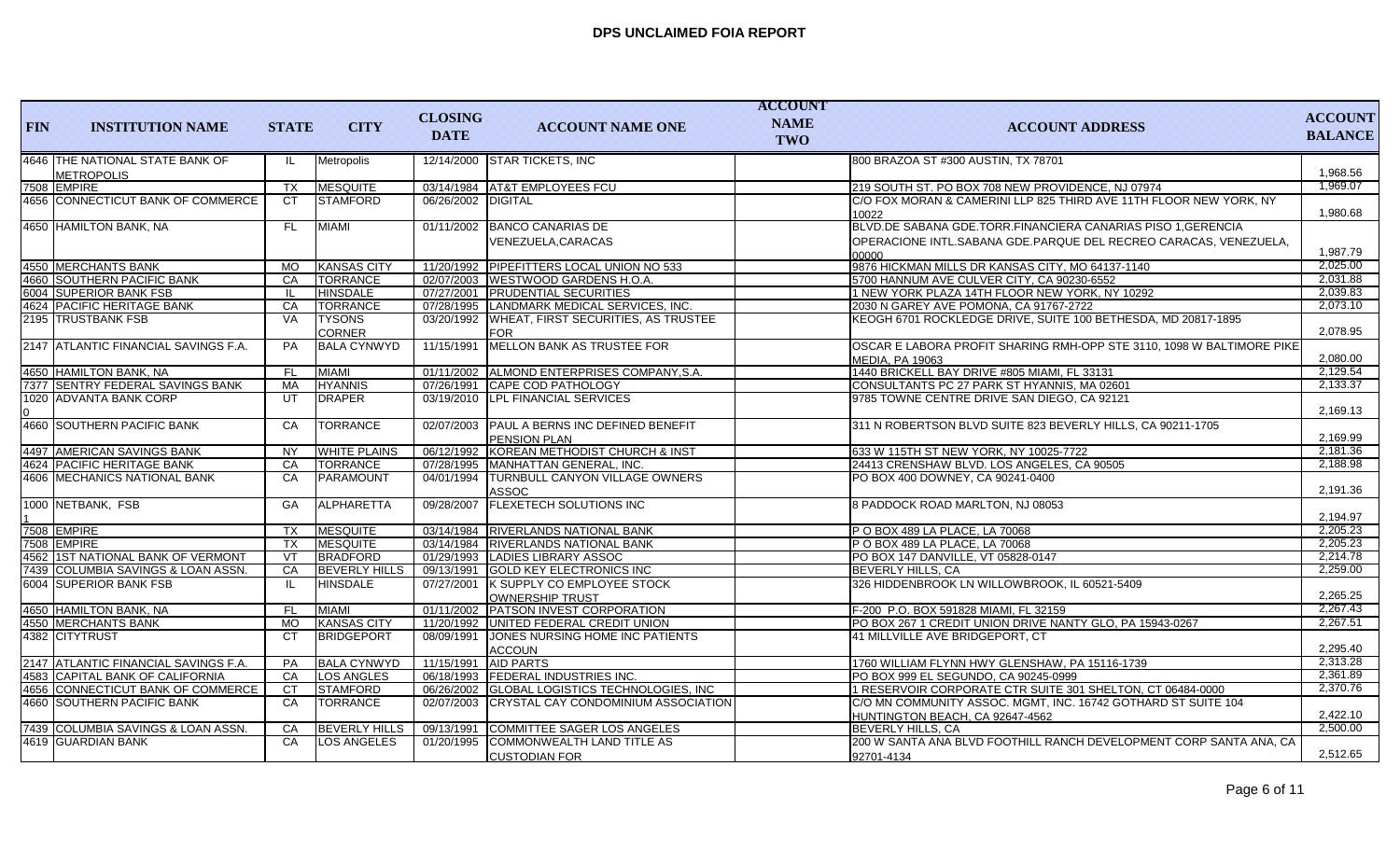# DPS UNCLAIMED FOIA REPORT

| FIN | INSTITUTION NAME | STATE | CITY | CLOSING DATE | ACCOUNT NAME ONE | ACCOUNT NAME TWO | ACCOUNT ADDRESS | ACCOUNT BALANCE |
|---|---|---|---|---|---|---|---|---|
| 4646 | THE NATIONAL STATE BANK OF METROPOLIS | IL | Metropolis | 12/14/2000 | STAR TICKETS, INC | | 800 BRAZOA ST #300 AUSTIN, TX 78701 | 1,968.56 |
| 7508 | EMPIRE | TX | MESQUITE | 03/14/1984 | AT&T EMPLOYEES FCU | | 219 SOUTH ST. PO BOX 708 NEW PROVIDENCE, NJ 07974 | 1,969.07 |
| 4656 | CONNECTICUT BANK OF COMMERCE | CT | STAMFORD | 06/26/2002 | DIGITAL | | C/O FOX MORAN & CAMERINI LLP 825 THIRD AVE 11TH FLOOR NEW YORK, NY 10022 | 1,980.68 |
| 4650 | HAMILTON BANK, NA | FL | MIAMI | 01/11/2002 | BANCO CANARIAS DE VENEZUELA,CARACAS | | BLVD.DE SABANA GDE.TORR.FINANCIERA CANARIAS PISO 1,GERENCIA OPERACIONE INTL.SABANA GDE.PARQUE DEL RECREO CARACAS, VENEZUELA, 00000 | 1,987.79 |
| 4550 | MERCHANTS BANK | MO | KANSAS CITY | 11/20/1992 | PIPEFITTERS LOCAL UNION NO 533 | | 9876 HICKMAN MILLS DR KANSAS CITY, MO 64137-1140 | 2,025.00 |
| 4660 | SOUTHERN PACIFIC BANK | CA | TORRANCE | 02/07/2003 | WESTWOOD GARDENS H.O.A. | | 5700 HANNUM AVE CULVER CITY, CA 90230-6552 | 2,031.88 |
| 6004 | SUPERIOR BANK FSB | IL | HINSDALE | 07/27/2001 | PRUDENTIAL SECURITIES | | 1 NEW YORK PLAZA 14TH FLOOR NEW YORK, NY 10292 | 2,039.83 |
| 4624 | PACIFIC HERITAGE BANK | CA | TORRANCE | 07/28/1995 | LANDMARK MEDICAL SERVICES, INC. | | 2030 N GAREY AVE POMONA, CA 91767-2722 | 2,073.10 |
| 2195 | TRUSTBANK FSB | VA | TYSONS CORNER | 03/20/1992 | WHEAT, FIRST SECURITIES, AS TRUSTEE FOR | | KEOGH 6701 ROCKLEDGE DRIVE, SUITE 100 BETHESDA, MD 20817-1895 | 2,078.95 |
| 2147 | ATLANTIC FINANCIAL SAVINGS F.A. | PA | BALA CYNWYD | 11/15/1991 | MELLON BANK AS TRUSTEE FOR | | OSCAR E LABORA PROFIT SHARING RMH-OPP STE 3110, 1098 W BALTIMORE PIKE MEDIA, PA 19063 | 2,080.00 |
| 4650 | HAMILTON BANK, NA | FL | MIAMI | 01/11/2002 | ALMOND ENTERPRISES COMPANY,S.A. | | 1440 BRICKELL BAY DRIVE #805 MIAMI, FL 33131 | 2,129.54 |
| 7377 | SENTRY FEDERAL SAVINGS BANK | MA | HYANNIS | 07/26/1991 | CAPE COD PATHOLOGY | | CONSULTANTS PC 27 PARK ST HYANNIS, MA 02601 | 2,133.37 |
| 10200 | ADVANTA BANK CORP | UT | DRAPER | 03/19/2010 | LPL FINANCIAL SERVICES | | 9785 TOWNE CENTRE DRIVE SAN DIEGO, CA 92121 | 2,169.13 |
| 4660 | SOUTHERN PACIFIC BANK | CA | TORRANCE | 02/07/2003 | PAUL A BERNS INC DEFINED BENEFIT PENSION PLAN | | 311 N ROBERTSON BLVD SUITE 823 BEVERLY HILLS, CA 90211-1705 | 2,169.99 |
| 4497 | AMERICAN SAVINGS BANK | NY | WHITE PLAINS | 06/12/1992 | KOREAN METHODIST CHURCH & INST | | 633 W 115TH ST NEW YORK, NY 10025-7722 | 2,181.36 |
| 4624 | PACIFIC HERITAGE BANK | CA | TORRANCE | 07/28/1995 | MANHATTAN GENERAL, INC. | | 24413 CRENSHAW BLVD. LOS ANGELES, CA 90505 | 2,188.98 |
| 4606 | MECHANICS NATIONAL BANK | CA | PARAMOUNT | 04/01/1994 | TURNBULL CANYON VILLAGE OWNERS ASSOC | | PO BOX 400 DOWNEY, CA 90241-0400 | 2,191.36 |
| 10001 | NETBANK, FSB | GA | ALPHARETTA | 09/28/2007 | FLEXETECH SOLUTIONS INC | | 8 PADDOCK ROAD MARLTON, NJ 08053 | 2,194.97 |
| 7508 | EMPIRE | TX | MESQUITE | 03/14/1984 | RIVERLANDS NATIONAL BANK | | P O BOX 489 LA PLACE, LA 70068 | 2,205.23 |
| 7508 | EMPIRE | TX | MESQUITE | 03/14/1984 | RIVERLANDS NATIONAL BANK | | P O BOX 489 LA PLACE, LA 70068 | 2,205.23 |
| 4562 | 1ST NATIONAL BANK OF VERMONT | VT | BRADFORD | 01/29/1993 | LADIES LIBRARY ASSOC | | PO BOX 147 DANVILLE, VT 05828-0147 | 2,214.78 |
| 7439 | COLUMBIA SAVINGS & LOAN ASSN. | CA | BEVERLY HILLS | 09/13/1991 | GOLD KEY ELECTRONICS INC | | BEVERLY HILLS, CA | 2,259.00 |
| 6004 | SUPERIOR BANK FSB | IL | HINSDALE | 07/27/2001 | K SUPPLY CO EMPLOYEE STOCK OWNERSHIP TRUST | | 326 HIDDENBROOK LN WILLOWBROOK, IL 60521-5409 | 2,265.25 |
| 4650 | HAMILTON BANK, NA | FL | MIAMI | 01/11/2002 | PATSON INVEST CORPORATION | | F-200 P.O. BOX 591828 MIAMI, FL 32159 | 2,267.43 |
| 4550 | MERCHANTS BANK | MO | KANSAS CITY | 11/20/1992 | UNITED FEDERAL CREDIT UNION | | PO BOX 267 1 CREDIT UNION DRIVE NANTY GLO, PA 15943-0267 | 2,267.51 |
| 4382 | CITYTRUST | CT | BRIDGEPORT | 08/09/1991 | JONES NURSING HOME INC PATIENTS ACCOUN | | 41 MILLVILLE AVE BRIDGEPORT, CT | 2,295.40 |
| 2147 | ATLANTIC FINANCIAL SAVINGS F.A. | PA | BALA CYNWYD | 11/15/1991 | AID PARTS | | 1760 WILLIAM FLYNN HWY GLENSHAW, PA 15116-1739 | 2,313.28 |
| 4583 | CAPITAL BANK OF CALIFORNIA | CA | LOS ANGLES | 06/18/1993 | FEDERAL INDUSTRIES INC. | | PO BOX 999 EL SEGUNDO, CA 90245-0999 | 2,361.89 |
| 4656 | CONNECTICUT BANK OF COMMERCE | CT | STAMFORD | 06/26/2002 | GLOBAL LOGISTICS TECHNOLOGIES, INC | | 1 RESERVOIR CORPORATE CTR SUITE 301 SHELTON, CT 06484-0000 | 2,370.76 |
| 4660 | SOUTHERN PACIFIC BANK | CA | TORRANCE | 02/07/2003 | CRYSTAL CAY CONDOMINIUM ASSOCIATION | | C/O MN COMMUNITY ASSOC. MGMT, INC. 16742 GOTHARD ST SUITE 104 HUNTINGTON BEACH, CA 92647-4562 | 2,422.10 |
| 7439 | COLUMBIA SAVINGS & LOAN ASSN. | CA | BEVERLY HILLS | 09/13/1991 | COMMITTEE SAGER LOS ANGELES | | BEVERLY HILLS, CA | 2,500.00 |
| 4619 | GUARDIAN BANK | CA | LOS ANGELES | 01/20/1995 | COMMONWEALTH LAND TITLE AS CUSTODIAN FOR | | 200 W SANTA ANA BLVD FOOTHILL RANCH DEVELOPMENT CORP SANTA ANA, CA 92701-4134 | 2,512.65 |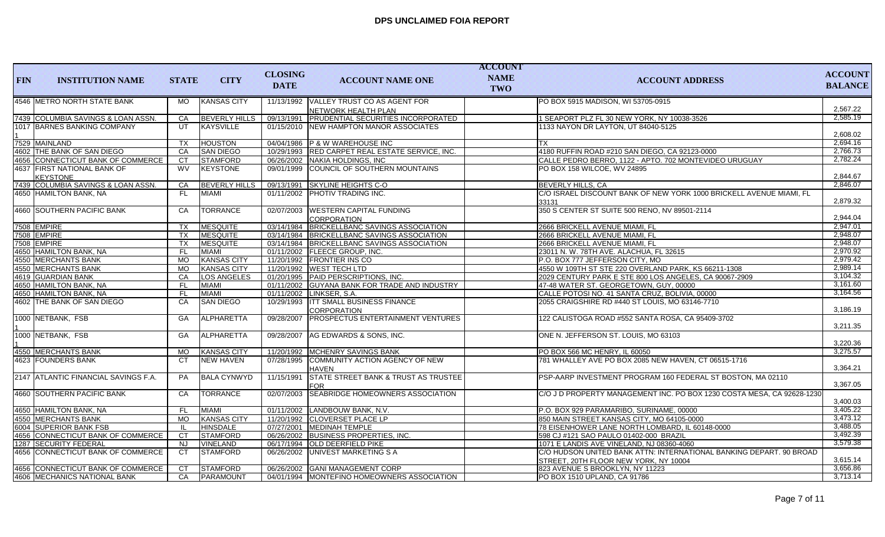# DPS UNCLAIMED FOIA REPORT

| FIN | INSTITUTION NAME | STATE | CITY | CLOSING DATE | ACCOUNT NAME ONE | ACCOUNT NAME TWO | ACCOUNT ADDRESS | ACCOUNT BALANCE |
|---|---|---|---|---|---|---|---|---|
| 4546 | METRO NORTH STATE BANK | MO | KANSAS CITY | 11/13/1992 | VALLEY TRUST CO AS AGENT FOR NETWORK HEALTH PLAN | | PO BOX 5915 MADISON, WI 53705-0915 | 2,567.22 |
| 7439 | COLUMBIA SAVINGS & LOAN ASSN. | CA | BEVERLY HILLS | 09/13/1991 | PRUDENTIAL SECURITIES INCORPORATED | | 1 SEAPORT PLZ FL 30 NEW YORK, NY 10038-3526 | 2,585.19 |
| 1017 1 | BARNES BANKING COMPANY | UT | KAYSVILLE | 01/15/2010 | NEW HAMPTON MANOR ASSOCIATES | | 1133 NAYON DR LAYTON, UT 84040-5125 | 2,608.02 |
| 7529 | MAINLAND | TX | HOUSTON | 04/04/1986 | P & W WAREHOUSE INC | | TX | 2,694.16 |
| 4602 | THE BANK OF SAN DIEGO | CA | SAN DIEGO | 10/29/1993 | RED CARPET REAL ESTATE SERVICE, INC. | | 4180 RUFFIN ROAD #210 SAN DIEGO, CA 92123-0000 | 2,766.73 |
| 4656 | CONNECTICUT BANK OF COMMERCE | CT | STAMFORD | 06/26/2002 | NAKIA HOLDINGS, INC | | CALLE PEDRO BERRO, 1122 - APTO. 702 MONTEVIDEO URUGUAY | 2,782.24 |
| 4637 | FIRST NATIONAL BANK OF KEYSTONE | WV | KEYSTONE | 09/01/1999 | COUNCIL OF SOUTHERN MOUNTAINS | | PO BOX 158 WILCOE, WV 24895 | 2,844.67 |
| 7439 | COLUMBIA SAVINGS & LOAN ASSN. | CA | BEVERLY HILLS | 09/13/1991 | SKYLINE HEIGHTS C-O | | BEVERLY HILLS, CA | 2,846.07 |
| 4650 | HAMILTON BANK, NA | FL | MIAMI | 01/11/2002 | PHOTIV TRADING INC. | | C/O ISRAEL DISCOUNT BANK OF NEW YORK 1000 BRICKELL AVENUE MIAMI, FL 33131 | 2,879.32 |
| 4660 | SOUTHERN PACIFIC BANK | CA | TORRANCE | 02/07/2003 | WESTERN CAPITAL FUNDING CORPORATION | | 350 S CENTER ST SUITE 500 RENO, NV 89501-2114 | 2,944.04 |
| 7508 | EMPIRE | TX | MESQUITE | 03/14/1984 | BRICKELLBANC SAVINGS ASSOCIATION | | 2666 BRICKELL AVENUE MIAMI, FL | 2,947.01 |
| 7508 | EMPIRE | TX | MESQUITE | 03/14/1984 | BRICKELLBANC SAVINGS ASSOCIATION | | 2666 BRICKELL AVENUE MIAMI, FL | 2,948.07 |
| 7508 | EMPIRE | TX | MESQUITE | 03/14/1984 | BRICKELLBANC SAVINGS ASSOCIATION | | 2666 BRICKELL AVENUE MIAMI, FL | 2,948.07 |
| 4650 | HAMILTON BANK, NA | FL | MIAMI | 01/11/2002 | FLEECE GROUP, INC. | | 23011 N. W. 78TH AVE. ALACHUA, FL 32615 | 2,970.92 |
| 4550 | MERCHANTS BANK | MO | KANSAS CITY | 11/20/1992 | FRONTIER INS CO | | P.O. BOX 777 JEFFERSON CITY, MO | 2,979.42 |
| 4550 | MERCHANTS BANK | MO | KANSAS CITY | 11/20/1992 | WEST TECH LTD | | 4550 W 109TH ST STE 220 OVERLAND PARK, KS 66211-1308 | 2,989.14 |
| 4619 | GUARDIAN BANK | CA | LOS ANGELES | 01/20/1995 | PAID PERSCRIPTIONS, INC. | | 2029 CENTURY PARK E STE 800 LOS ANGELES, CA 90067-2909 | 3,104.32 |
| 4650 | HAMILTON BANK, NA | FL | MIAMI | 01/11/2002 | GUYANA BANK FOR TRADE AND INDUSTRY | | 47-48 WATER ST. GEORGETOWN, GUY, 00000 | 3,161.60 |
| 4650 | HAMILTON BANK, NA | FL | MIAMI | 01/11/2002 | LINKSER, S.A. | | CALLE POTOSI NO. 41 SANTA CRUZ, BOLIVIA, 00000 | 3,164.56 |
| 4602 | THE BANK OF SAN DIEGO | CA | SAN DIEGO | 10/29/1993 | ITT SMALL BUSINESS FINANCE CORPORATION | | 2055 CRAIGSHIRE RD #440 ST LOUIS, MO 63146-7710 | 3,186.19 |
| 1000 1 | NETBANK, FSB | GA | ALPHARETTA | 09/28/2007 | PROSPECTUS ENTERTAINMENT VENTURES | | 122 CALISTOGA ROAD #552 SANTA ROSA, CA 95409-3702 | 3,211.35 |
| 1000 1 | NETBANK, FSB | GA | ALPHARETTA | 09/28/2007 | AG EDWARDS & SONS, INC. | | ONE N. JEFFERSON ST. LOUIS, MO 63103 | 3,220.36 |
| 4550 | MERCHANTS BANK | MO | KANSAS CITY | 11/20/1992 | MCHENRY SAVINGS BANK | | PO BOX 566 MC HENRY, IL 60050 | 3,275.57 |
| 4623 | FOUNDERS BANK | CT | NEW HAVEN | 07/28/1995 | COMMUNITY ACTION AGENCY OF NEW HAVEN | | 781 WHALLEY AVE PO BOX 2085 NEW HAVEN, CT 06515-1716 | 3,364.21 |
| 2147 | ATLANTIC FINANCIAL SAVINGS F.A. | PA | BALA CYNWYD | 11/15/1991 | STATE STREET BANK & TRUST AS TRUSTEE FOR | | PSP-AARP INVESTMENT PROGRAM 160 FEDERAL ST BOSTON, MA 02110 | 3,367.05 |
| 4660 | SOUTHERN PACIFIC BANK | CA | TORRANCE | 02/07/2003 | SEABRIDGE HOMEOWNERS ASSOCIATION | | C/O J D PROPERTY MANAGEMENT INC. PO BOX 1230 COSTA MESA, CA 92628-1230 | 3,400.03 |
| 4650 | HAMILTON BANK, NA | FL | MIAMI | 01/11/2002 | LANDBOUW BANK, N.V. | | P.O. BOX 929 PARAMARIBO, SURINAME, 00000 | 3,405.22 |
| 4550 | MERCHANTS BANK | MO | KANSAS CITY | 11/20/1992 | CLOVERSET PLACE LP | | 850 MAIN STREET KANSAS CITY, MO 64105-0000 | 3,473.12 |
| 6004 | SUPERIOR BANK FSB | IL | HINSDALE | 07/27/2001 | MEDINAH TEMPLE | | 78 EISENHOWER LANE NORTH LOMBARD, IL 60148-0000 | 3,488.05 |
| 4656 | CONNECTICUT BANK OF COMMERCE | CT | STAMFORD | 06/26/2002 | BUSINESS PROPERTIES, INC. | | 598 CJ #121 SAO PAULO 01402-000 BRAZIL | 3,492.39 |
| 1287 | SECURITY FEDERAL | NJ | VINELAND | 06/17/1994 | OLD DEERFIELD PIKE | | 1071 E LANDIS AVE VINELAND, NJ 08360-4060 | 3,579.38 |
| 4656 | CONNECTICUT BANK OF COMMERCE | CT | STAMFORD | 06/26/2002 | UNIVEST MARKETING S A | | C/O HUDSON UNITED BANK ATTN: INTERNATIONAL BANKING DEPART. 90 BROAD STREET, 20TH FLOOR NEW YORK, NY 10004 | 3,615.14 |
| 4656 | CONNECTICUT BANK OF COMMERCE | CT | STAMFORD | 06/26/2002 | GANI MANAGEMENT CORP | | 823 AVENUE S BROOKLYN, NY 11223 | 3,656.86 |
| 4606 | MECHANICS NATIONAL BANK | CA | PARAMOUNT | 04/01/1994 | MONTEFINO HOMEOWNERS ASSOCIATION | | PO BOX 1510 UPLAND, CA 91786 | 3,713.14 |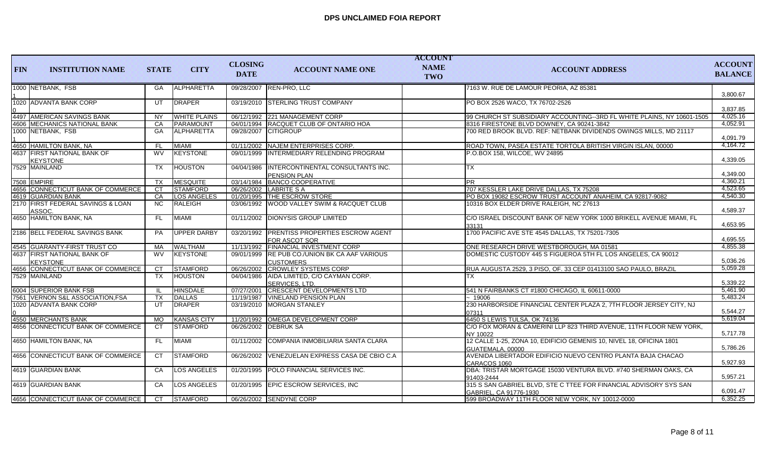# DPS UNCLAIMED FOIA REPORT

| FIN | INSTITUTION NAME | STATE | CITY | CLOSING DATE | ACCOUNT NAME ONE | ACCOUNT NAME TWO | ACCOUNT ADDRESS | ACCOUNT BALANCE |
|---|---|---|---|---|---|---|---|---|
| 10001 | NETBANK, FSB | GA | ALPHARETTA | 09/28/2007 | REN-PRO, LLC | | 7163 W. RUE DE LAMOUR PEORIA, AZ 85381 | 3,800.67 |
| 10200 | ADVANTA BANK CORP | UT | DRAPER | 03/19/2010 | STERLING TRUST COMPANY | | PO BOX 2526 WACO, TX 76702-2526 | 3,837.85 |
| 4497 | AMERICAN SAVINGS BANK | NY | WHITE PLAINS | 06/12/1992 | 221 MANAGEMENT CORP | | 99 CHURCH ST SUBSIDIARY ACCOUNTING--3RD FL WHITE PLAINS, NY 10601-1505 | 4,025.16 |
| 4606 | MECHANICS NATIONAL BANK | CA | PARAMOUNT | 04/01/1994 | RACQUET CLUB OF ONTARIO HOA | | 8316 FIRESTONE BLVD DOWNEY, CA 90241-3842 | 4,052.91 |
| 10001 | NETBANK, FSB | GA | ALPHARETTA | 09/28/2007 | CITIGROUP | | 700 RED BROOK BLVD. REF: NETBANK DIVIDENDS OWINGS MILLS, MD 21117 | 4,091.79 |
| 4650 | HAMILTON BANK, NA | FL | MIAMI | 01/11/2002 | NAJEM ENTERPRISES CORP. | | ROAD TOWN, PASEA ESTATE TORTOLA BRITISH VIRGIN ISLAN, 00000 | 4,164.72 |
| 4637 | FIRST NATIONAL BANK OF KEYSTONE | WV | KEYSTONE | 09/01/1999 | INTERMEDIARY RELENDING PROGRAM | | P.O.BOX 158, WILCOE, WV 24895 | 4,339.05 |
| 7529 | MAINLAND | TX | HOUSTON | 04/04/1986 | INTERCONTINENTAL CONSULTANTS INC. PENSION PLAN | | TX | 4,349.00 |
| 7508 | EMPIRE | TX | MESQUITE | 03/14/1984 | BANCO COOPERATIVE | | PR | 4,360.21 |
| 4656 | CONNECTICUT BANK OF COMMERCE | CT | STAMFORD | 06/26/2002 | LABRITE S A | | 707 KESSLER LAKE DRIVE DALLAS, TX 75208 | 4,523.65 |
| 4619 | GUARDIAN BANK | CA | LOS ANGELES | 01/20/1995 | THE ESCROW STORE | | PO BOX 19082 ESCROW TRUST ACCOUNT ANAHEIM, CA 92817-9082 | 4,540.30 |
| 2170 | FIRST FEDERAL SAVINGS & LOAN ASSOC. | NC | RALEIGH | 03/06/1992 | WOOD VALLEY SWIM & RACQUET CLUB | | 10316 BOX ELDER DRIVE RALEIGH, NC 27613 | 4,589.37 |
| 4650 | HAMILTON BANK, NA | FL | MIAMI | 01/11/2002 | DIONYSIS GROUP LIMITED | | C/O ISRAEL DISCOUNT BANK OF NEW YORK 1000 BRIKELL AVENUE MIAMI, FL 33131 | 4,653.95 |
| 2186 | BELL FEDERAL SAVINGS BANK | PA | UPPER DARBY | 03/20/1992 | PRENTISS PROPERTIES ESCROW AGENT FOR ASCOT SQR | | 1700 PACIFIC AVE STE 4545 DALLAS, TX 75201-7305 | 4,695.55 |
| 4545 | GUARANTY-FIRST TRUST CO | MA | WALTHAM | 11/13/1992 | FINANCIAL INVESTMENT CORP | | ONE RESEARCH DRIVE WESTBOROUGH, MA 01581 | 4,855.38 |
| 4637 | FIRST NATIONAL BANK OF KEYSTONE | WV | KEYSTONE | 09/01/1999 | RE PUB CO./UNION BK CA AAF VARIOUS CUSTOMERS | | DOMESTIC CUSTODY 445 S FIGUEROA 5TH FL LOS ANGELES, CA 90012 | 5,036.26 |
| 4656 | CONNECTICUT BANK OF COMMERCE | CT | STAMFORD | 06/26/2002 | CROWLEY SYSTEMS CORP | | RUA AUGUSTA 2529, 3 PISO, OF. 33 CEP 01413100 SAO PAULO, BRAZIL | 5,059.28 |
| 7529 | MAINLAND | TX | HOUSTON | 04/04/1986 | AIDA LIMITED, C/O CAYMAN CORP. SERVICES, LTD. | | TX | 5,339.22 |
| 6004 | SUPERIOR BANK FSB | IL | HINSDALE | 07/27/2001 | CRESCENT DEVELOPMENTS LTD | | 541 N FAIRBANKS CT #1800 CHICAGO, IL 60611-0000 | 5,461.90 |
| 7561 | VERNON S&L ASSOCIATION,FSA | TX | DALLAS | 11/19/1987 | VINELAND PENSION PLAN | | ~ 19006 | 5,483.24 |
| 10200 | ADVANTA BANK CORP | UT | DRAPER | 03/19/2010 | MORGAN STANLEY | | 230 HARBORSIDE FINANCIAL CENTER PLAZA 2, 7TH FLOOR JERSEY CITY, NJ 07311 | 5,544.27 |
| 4550 | MERCHANTS BANK | MO | KANSAS CITY | 11/20/1992 | OMEGA DEVELOPMENT CORP | | 6450 S LEWIS TULSA, OK 74136 | 5,619.04 |
| 4656 | CONNECTICUT BANK OF COMMERCE | CT | STAMFORD | 06/26/2002 | DEBRUK SA | | C/O FOX MORAN & CAMERINI LLP 823 THIRD AVENUE, 11TH FLOOR NEW YORK, NY 10022 | 5,717.78 |
| 4650 | HAMILTON BANK, NA | FL | MIAMI | 01/11/2002 | COMPANIA INMOBILIARIA SANTA CLARA | | 12 CALLE 1-25, ZONA 10, EDIFICIO GEMENIS 10, NIVEL 18, OFICINA 1801 GUATEMALA, 00000 | 5,786.26 |
| 4656 | CONNECTICUT BANK OF COMMERCE | CT | STAMFORD | 06/26/2002 | VENEZUELAN EXPRESS CASA DE CBIO C.A | | AVENIDA LIBERTADOR EDIFICIO NUEVO CENTRO PLANTA BAJA CHACAO CARACOS 1060 | 5,927.93 |
| 4619 | GUARDIAN BANK | CA | LOS ANGELES | 01/20/1995 | POLO FINANCIAL SERVICES INC. | | DBA: TRISTAR MORTGAGE 15030 VENTURA BLVD. #740 SHERMAN OAKS, CA 91403-2444 | 5,957.21 |
| 4619 | GUARDIAN BANK | CA | LOS ANGELES | 01/20/1995 | EPIC ESCROW SERVICES, INC | | 315 S SAN GABRIEL BLVD, STE C TTEE FOR FINANCIAL ADVISORY SYS SAN GABRIEL, CA 91776-1930 | 6,091.47 |
| 4656 | CONNECTICUT BANK OF COMMERCE | CT | STAMFORD | 06/26/2002 | SENDYNE CORP | | 599 BROADWAY 11TH FLOOR NEW YORK, NY 10012-0000 | 6,352.25 |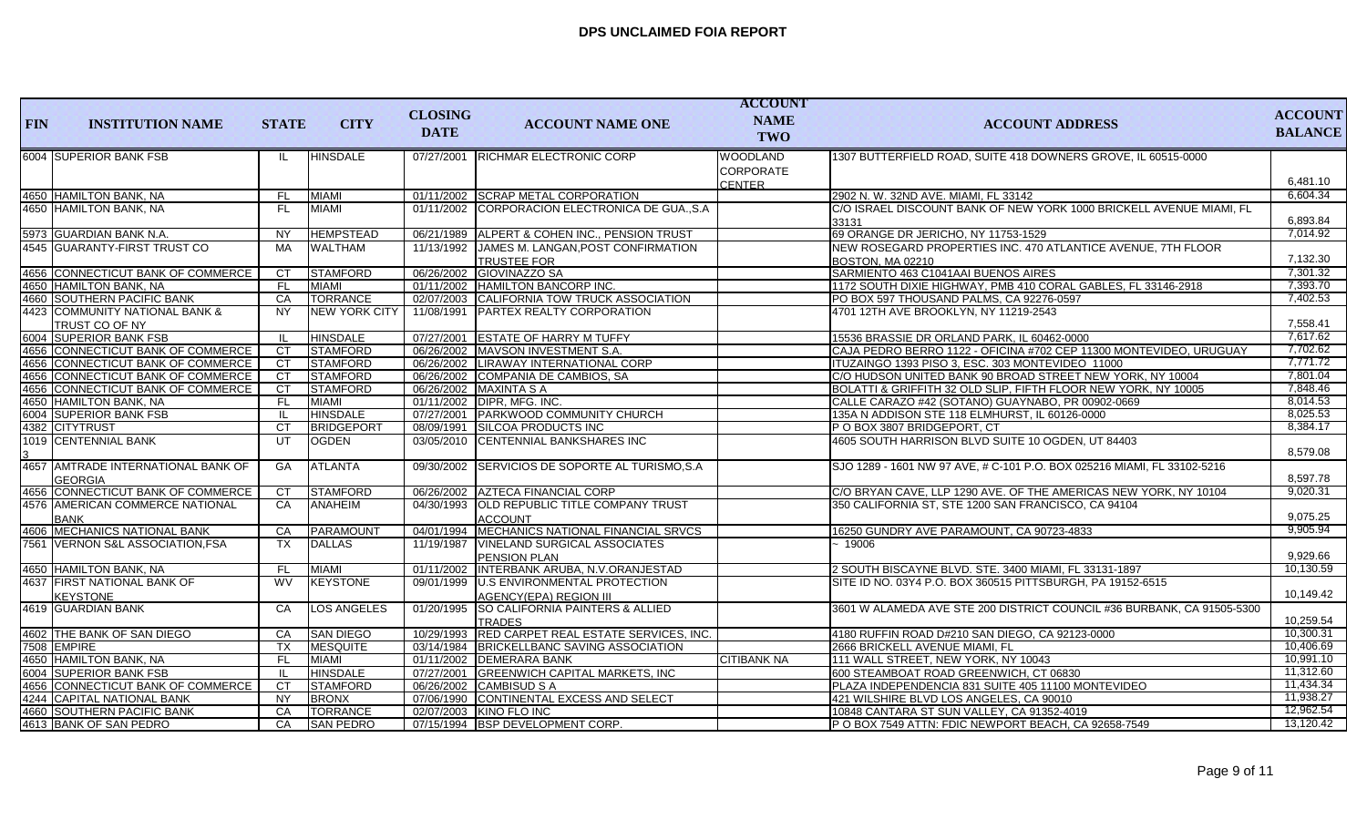# DPS UNCLAIMED FOIA REPORT

| FIN | INSTITUTION NAME | STATE | CITY | CLOSING DATE | ACCOUNT NAME ONE | ACCOUNT NAME TWO | ACCOUNT ADDRESS | ACCOUNT BALANCE |
|---|---|---|---|---|---|---|---|---|
| 6004 | SUPERIOR BANK FSB | IL | HINSDALE | 07/27/2001 | RICHMAR ELECTRONIC CORP | WOODLAND CORPORATE CENTER | 1307 BUTTERFIELD ROAD, SUITE 418 DOWNERS GROVE, IL 60515-0000 | 6,481.10 |
| 4650 | HAMILTON BANK, NA | FL | MIAMI | 01/11/2002 | SCRAP METAL CORPORATION | | 2902 N. W. 32ND AVE. MIAMI, FL 33142 | 6,604.34 |
| 4650 | HAMILTON BANK, NA | FL | MIAMI | 01/11/2002 | CORPORACION ELECTRONICA DE GUA.,S.A | | C/O ISRAEL DISCOUNT BANK OF NEW YORK 1000 BRICKELL AVENUE MIAMI, FL 33131 | 6,893.84 |
| 5973 | GUARDIAN BANK N.A. | NY | HEMPSTEAD | 06/21/1989 | ALPERT & COHEN INC., PENSION TRUST | | 69 ORANGE DR JERICHO, NY 11753-1529 | 7,014.92 |
| 4545 | GUARANTY-FIRST TRUST CO | MA | WALTHAM | 11/13/1992 | JAMES M. LANGAN,POST CONFIRMATION TRUSTEE FOR | | NEW ROSEGARD PROPERTIES INC. 470 ATLANTICE AVENUE, 7TH FLOOR BOSTON, MA 02210 | 7,132.30 |
| 4656 | CONNECTICUT BANK OF COMMERCE | CT | STAMFORD | 06/26/2002 | GIOVINAZZO SA | | SARMIENTO 463 C1041AAI BUENOS AIRES | 7,301.32 |
| 4650 | HAMILTON BANK, NA | FL | MIAMI | 01/11/2002 | HAMILTON BANCORP INC. | | 1172 SOUTH DIXIE HIGHWAY, PMB 410 CORAL GABLES, FL 33146-2918 | 7,393.70 |
| 4660 | SOUTHERN PACIFIC BANK | CA | TORRANCE | 02/07/2003 | CALIFORNIA TOW TRUCK ASSOCIATION | | PO BOX 597 THOUSAND PALMS, CA 92276-0597 | 7,402.53 |
| 4423 | COMMUNITY NATIONAL BANK & TRUST CO OF NY | NY | NEW YORK CITY | 11/08/1991 | PARTEX REALTY CORPORATION | | 4701 12TH AVE BROOKLYN, NY 11219-2543 | 7,558.41 |
| 6004 | SUPERIOR BANK FSB | IL | HINSDALE | 07/27/2001 | ESTATE OF HARRY M TUFFY | | 15536 BRASSIE DR ORLAND PARK, IL 60462-0000 | 7,617.62 |
| 4656 | CONNECTICUT BANK OF COMMERCE | CT | STAMFORD | 06/26/2002 | MAVSON INVESTMENT S.A. | | CAJA PEDRO BERRO 1122 - OFICINA #702 CEP 11300 MONTEVIDEO, URUGUAY | 7,702.62 |
| 4656 | CONNECTICUT BANK OF COMMERCE | CT | STAMFORD | 06/26/2002 | LIRAWAY INTERNATIONAL CORP | | ITUZAINGO 1393 PISO 3, ESC. 303 MONTEVIDEO 11000 | 7,771.72 |
| 4656 | CONNECTICUT BANK OF COMMERCE | CT | STAMFORD | 06/26/2002 | COMPANIA DE CAMBIOS, SA | | C/O HUDSON UNITED BANK 90 BROAD STREET NEW YORK, NY 10004 | 7,801.04 |
| 4656 | CONNECTICUT BANK OF COMMERCE | CT | STAMFORD | 06/26/2002 | MAXINTA S A | | BOLATTI & GRIFFITH 32 OLD SLIP, FIFTH FLOOR NEW YORK, NY 10005 | 7,848.46 |
| 4650 | HAMILTON BANK, NA | FL | MIAMI | 01/11/2002 | DIPR, MFG. INC. | | CALLE CARAZO #42 (SOTANO) GUAYNABO, PR 00902-0669 | 8,014.53 |
| 6004 | SUPERIOR BANK FSB | IL | HINSDALE | 07/27/2001 | PARKWOOD COMMUNITY CHURCH | | 135A N ADDISON STE 118 ELMHURST, IL 60126-0000 | 8,025.53 |
| 4382 | CITYTRUST | CT | BRIDGEPORT | 08/09/1991 | SILCOA PRODUCTS INC | | P O BOX 3807 BRIDGEPORT, CT | 8,384.17 |
| 10193 | CENTENNIAL BANK | UT | OGDEN | 03/05/2010 | CENTENNIAL BANKSHARES INC | | 4605 SOUTH HARRISON BLVD SUITE 10 OGDEN, UT 84403 | 8,579.08 |
| 4657 | AMTRADE INTERNATIONAL BANK OF GEORGIA | GA | ATLANTA | 09/30/2002 | SERVICIOS DE SOPORTE AL TURISMO,S.A | | SJO 1289 - 1601 NW 97 AVE, # C-101 P.O. BOX 025216 MIAMI, FL 33102-5216 | 8,597.78 |
| 4656 | CONNECTICUT BANK OF COMMERCE | CT | STAMFORD | 06/26/2002 | AZTECA FINANCIAL CORP | | C/O BRYAN CAVE, LLP 1290 AVE. OF THE AMERICAS NEW YORK, NY 10104 | 9,020.31 |
| 4576 | AMERICAN COMMERCE NATIONAL BANK | CA | ANAHEIM | 04/30/1993 | OLD REPUBLIC TITLE COMPANY TRUST ACCOUNT | | 350 CALIFORNIA ST, STE 1200 SAN FRANCISCO, CA 94104 | 9,075.25 |
| 4606 | MECHANICS NATIONAL BANK | CA | PARAMOUNT | 04/01/1994 | MECHANICS NATIONAL FINANCIAL SRVCS | | 16250 GUNDRY AVE PARAMOUNT, CA 90723-4833 | 9,905.94 |
| 7561 | VERNON S&L ASSOCIATION,FSA | TX | DALLAS | 11/19/1987 | VINELAND SURGICAL ASSOCIATES PENSION PLAN | | ~ 19006 | 9,929.66 |
| 4650 | HAMILTON BANK, NA | FL | MIAMI | 01/11/2002 | INTERBANK ARUBA, N.V.ORANJESTAD | | 2 SOUTH BISCAYNE BLVD. STE. 3400 MIAMI, FL 33131-1897 | 10,130.59 |
| 4637 | FIRST NATIONAL BANK OF KEYSTONE | WV | KEYSTONE | 09/01/1999 | U.S ENVIRONMENTAL PROTECTION AGENCY(EPA) REGION III | | SITE ID NO. 03Y4 P.O. BOX 360515 PITTSBURGH, PA 19152-6515 | 10,149.42 |
| 4619 | GUARDIAN BANK | CA | LOS ANGELES | 01/20/1995 | SO CALIFORNIA PAINTERS & ALLIED TRADES | | 3601 W ALAMEDA AVE STE 200 DISTRICT COUNCIL #36 BURBANK, CA 91505-5300 | 10,259.54 |
| 4602 | THE BANK OF SAN DIEGO | CA | SAN DIEGO | 10/29/1993 | RED CARPET REAL ESTATE SERVICES, INC. | | 4180 RUFFIN ROAD D#210 SAN DIEGO, CA 92123-0000 | 10,300.31 |
| 7508 | EMPIRE | TX | MESQUITE | 03/14/1984 | BRICKELLBANC SAVING ASSOCIATION | | 2666 BRICKELL AVENUE MIAMI, FL | 10,406.69 |
| 4650 | HAMILTON BANK, NA | FL | MIAMI | 01/11/2002 | DEMERARA BANK | CITIBANK NA | 111 WALL STREET, NEW YORK, NY 10043 | 10,991.10 |
| 6004 | SUPERIOR BANK FSB | IL | HINSDALE | 07/27/2001 | GREENWICH CAPITAL MARKETS, INC | | 600 STEAMBOAT ROAD GREENWICH, CT 06830 | 11,312.60 |
| 4656 | CONNECTICUT BANK OF COMMERCE | CT | STAMFORD | 06/26/2002 | CAMBISUD S A | | PLAZA INDEPENDENCIA 831 SUITE 405 11100 MONTEVIDEO | 11,434.34 |
| 4244 | CAPITAL NATIONAL BANK | NY | BRONX | 07/06/1990 | CONTINENTAL EXCESS AND SELECT | | 421 WILSHIRE BLVD LOS ANGELES, CA 90010 | 11,938.27 |
| 4660 | SOUTHERN PACIFIC BANK | CA | TORRANCE | 02/07/2003 | KINO FLO INC | | 10848 CANTARA ST SUN VALLEY, CA 91352-4019 | 12,962.54 |
| 4613 | BANK OF SAN PEDRO | CA | SAN PEDRO | 07/15/1994 | BSP DEVELOPMENT CORP. | | P O BOX 7549 ATTN: FDIC NEWPORT BEACH, CA 92658-7549 | 13,120.42 |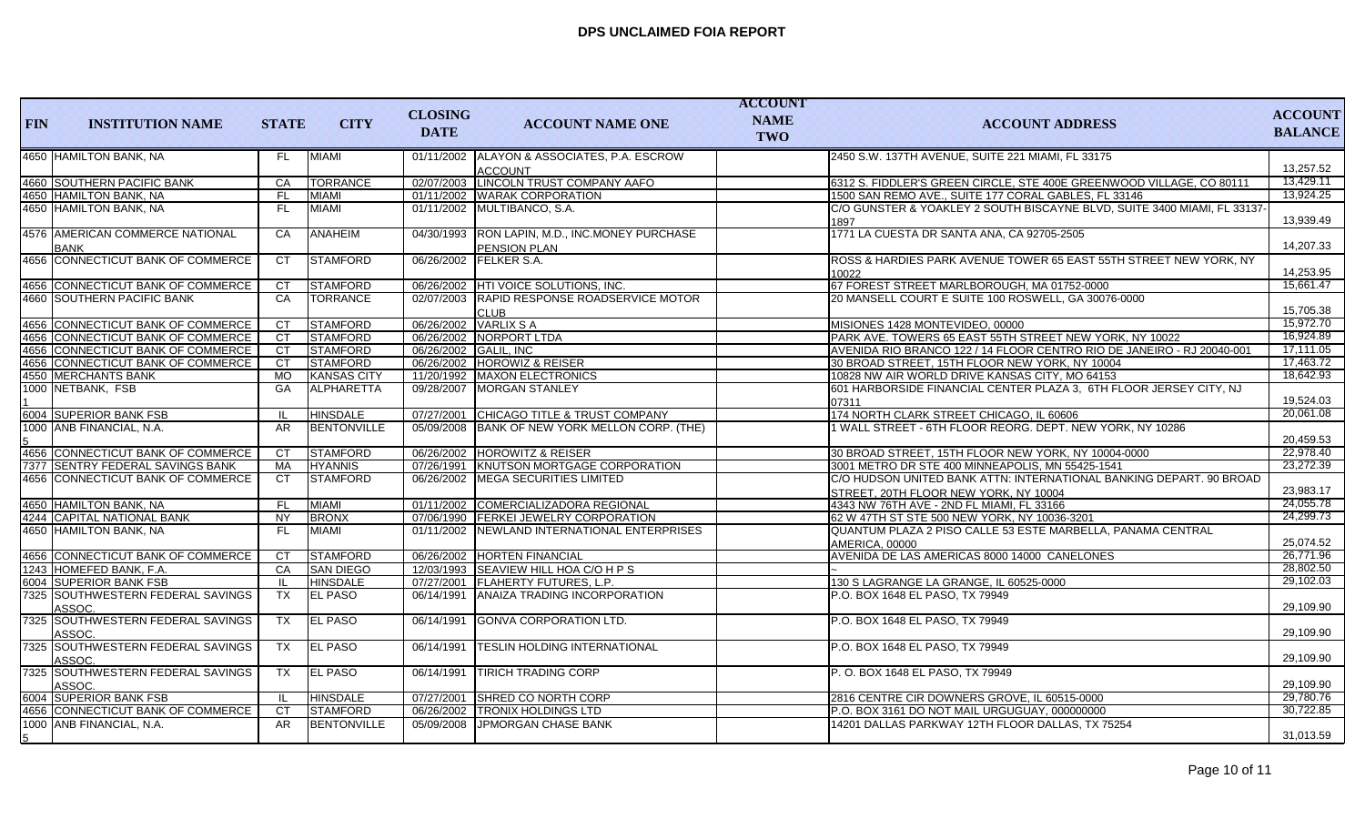# DPS UNCLAIMED FOIA REPORT

| FIN | INSTITUTION NAME | STATE | CITY | CLOSING DATE | ACCOUNT NAME ONE | ACCOUNT NAME TWO | ACCOUNT ADDRESS | ACCOUNT BALANCE |
|---|---|---|---|---|---|---|---|---|
| 4650 | HAMILTON BANK, NA | FL | MIAMI | 01/11/2002 | ALAYON & ASSOCIATES, P.A. ESCROW ACCOUNT | | 2450 S.W. 137TH AVENUE, SUITE 221 MIAMI, FL 33175 | 13,257.52 |
| 4660 | SOUTHERN PACIFIC BANK | CA | TORRANCE | 02/07/2003 | LINCOLN TRUST COMPANY AAFO | | 6312 S. FIDDLER'S GREEN CIRCLE, STE 400E GREENWOOD VILLAGE, CO 80111 | 13,429.11 |
| 4650 | HAMILTON BANK, NA | FL | MIAMI | 01/11/2002 | WARAK CORPORATION | | 1500 SAN REMO AVE., SUITE 177 CORAL GABLES, FL 33146 | 13,924.25 |
| 4650 | HAMILTON BANK, NA | FL | MIAMI | 01/11/2002 | MULTIBANCO, S.A. | | C/O GUNSTER & YOAKLEY 2 SOUTH BISCAYNE BLVD, SUITE 3400 MIAMI, FL 33137-1897 | 13,939.49 |
| 4576 | AMERICAN COMMERCE NATIONAL BANK | CA | ANAHEIM | 04/30/1993 | RON LAPIN, M.D., INC.MONEY PURCHASE PENSION PLAN | | 1771 LA CUESTA DR SANTA ANA, CA 92705-2505 | 14,207.33 |
| 4656 | CONNECTICUT BANK OF COMMERCE | CT | STAMFORD | 06/26/2002 | FELKER S.A. | | ROSS & HARDIES PARK AVENUE TOWER 65 EAST 55TH STREET NEW YORK, NY 10022 | 14,253.95 |
| 4656 | CONNECTICUT BANK OF COMMERCE | CT | STAMFORD | 06/26/2002 | HTI VOICE SOLUTIONS, INC. | | 67 FOREST STREET MARLBOROUGH, MA 01752-0000 | 15,661.47 |
| 4660 | SOUTHERN PACIFIC BANK | CA | TORRANCE | 02/07/2003 | RAPID RESPONSE ROADSERVICE MOTOR CLUB | | 20 MANSELL COURT E SUITE 100 ROSWELL, GA 30076-0000 | 15,705.38 |
| 4656 | CONNECTICUT BANK OF COMMERCE | CT | STAMFORD | 06/26/2002 | VARLIX S A | | MISIONES 1428 MONTEVIDEO, 00000 | 15,972.70 |
| 4656 | CONNECTICUT BANK OF COMMERCE | CT | STAMFORD | 06/26/2002 | NORPORT LTDA | | PARK AVE. TOWERS 65 EAST 55TH STREET NEW YORK, NY 10022 | 16,924.89 |
| 4656 | CONNECTICUT BANK OF COMMERCE | CT | STAMFORD | 06/26/2002 | GALIL, INC | | AVENIDA RIO BRANCO 122 / 14 FLOOR CENTRO RIO DE JANEIRO - RJ 20040-001 | 17,111.05 |
| 4656 | CONNECTICUT BANK OF COMMERCE | CT | STAMFORD | 06/26/2002 | HOROWIZ & REISER | | 30 BROAD STREET, 15TH FLOOR NEW YORK, NY 10004 | 17,463.72 |
| 4550 | MERCHANTS BANK | MO | KANSAS CITY | 11/20/1992 | MAXON ELECTRONICS | | 10828 NW AIR WORLD DRIVE KANSAS CITY, MO 64153 | 18,642.93 |
| 10001 | NETBANK, FSB | GA | ALPHARETTA | 09/28/2007 | MORGAN STANLEY | | 601 HARBORSIDE FINANCIAL CENTER PLAZA 3, 6TH FLOOR JERSEY CITY, NJ 07311 | 19,524.03 |
| 6004 | SUPERIOR BANK FSB | IL | HINSDALE | 07/27/2001 | CHICAGO TITLE & TRUST COMPANY | | 174 NORTH CLARK STREET CHICAGO, IL 60606 | 20,061.08 |
| 10005 | ANB FINANCIAL, N.A. | AR | BENTONVILLE | 05/09/2008 | BANK OF NEW YORK MELLON CORP. (THE) | | 1 WALL STREET - 6TH FLOOR REORG. DEPT. NEW YORK, NY 10286 | 20,459.53 |
| 4656 | CONNECTICUT BANK OF COMMERCE | CT | STAMFORD | 06/26/2002 | HOROWITZ & REISER | | 30 BROAD STREET, 15TH FLOOR NEW YORK, NY 10004-0000 | 22,978.40 |
| 7377 | SENTRY FEDERAL SAVINGS BANK | MA | HYANNIS | 07/26/1991 | KNUTSON MORTGAGE CORPORATION | | 3001 METRO DR STE 400 MINNEAPOLIS, MN 55425-1541 | 23,272.39 |
| 4656 | CONNECTICUT BANK OF COMMERCE | CT | STAMFORD | 06/26/2002 | MEGA SECURITIES LIMITED | | C/O HUDSON UNITED BANK ATTN: INTERNATIONAL BANKING DEPART. 90 BROAD STREET, 20TH FLOOR NEW YORK, NY 10004 | 23,983.17 |
| 4650 | HAMILTON BANK, NA | FL | MIAMI | 01/11/2002 | COMERCIALIZADORA REGIONAL | | 4343 NW 76TH AVE - 2ND FL MIAMI, FL 33166 | 24,055.78 |
| 4244 | CAPITAL NATIONAL BANK | NY | BRONX | 07/06/1990 | FERKEI JEWELRY CORPORATION | | 62 W 47TH ST STE 500 NEW YORK, NY 10036-3201 | 24,299.73 |
| 4650 | HAMILTON BANK, NA | FL | MIAMI | 01/11/2002 | NEWLAND INTERNATIONAL ENTERPRISES | | QUANTUM PLAZA 2 PISO CALLE 53 ESTE MARBELLA, PANAMA CENTRAL AMERICA, 00000 | 25,074.52 |
| 4656 | CONNECTICUT BANK OF COMMERCE | CT | STAMFORD | 06/26/2002 | HORTEN FINANCIAL | | AVENIDA DE LAS AMERICAS 8000 14000 CANELONES | 26,771.96 |
| 1243 | HOMEFED BANK, F.A. | CA | SAN DIEGO | 12/03/1993 | SEAVIEW HILL HOA C/O H P S | | ~ | 28,802.50 |
| 6004 | SUPERIOR BANK FSB | IL | HINSDALE | 07/27/2001 | FLAHERTY FUTURES, L.P. | | 130 S LAGRANGE LA GRANGE, IL 60525-0000 | 29,102.03 |
| 7325 | SOUTHWESTERN FEDERAL SAVINGS ASSOC. | TX | EL PASO | 06/14/1991 | ANAIZA TRADING INCORPORATION | | P.O. BOX 1648 EL PASO, TX 79949 | 29,109.90 |
| 7325 | SOUTHWESTERN FEDERAL SAVINGS ASSOC. | TX | EL PASO | 06/14/1991 | GONVA CORPORATION LTD. | | P.O. BOX 1648 EL PASO, TX 79949 | 29,109.90 |
| 7325 | SOUTHWESTERN FEDERAL SAVINGS ASSOC. | TX | EL PASO | 06/14/1991 | TESLIN HOLDING INTERNATIONAL | | P.O. BOX 1648 EL PASO, TX 79949 | 29,109.90 |
| 7325 | SOUTHWESTERN FEDERAL SAVINGS ASSOC. | TX | EL PASO | 06/14/1991 | TIRICH TRADING CORP | | P. O. BOX 1648 EL PASO, TX 79949 | 29,109.90 |
| 6004 | SUPERIOR BANK FSB | IL | HINSDALE | 07/27/2001 | SHRED CO NORTH CORP | | 2816 CENTRE CIR DOWNERS GROVE, IL 60515-0000 | 29,780.76 |
| 4656 | CONNECTICUT BANK OF COMMERCE | CT | STAMFORD | 06/26/2002 | TRONIX HOLDINGS LTD | | P.O. BOX 3161 DO NOT MAIL URGUGUAY, 000000000 | 30,722.85 |
| 10005 | ANB FINANCIAL, N.A. | AR | BENTONVILLE | 05/09/2008 | JPMORGAN CHASE BANK | | 14201 DALLAS PARKWAY 12TH FLOOR DALLAS, TX 75254 | 31,013.59 |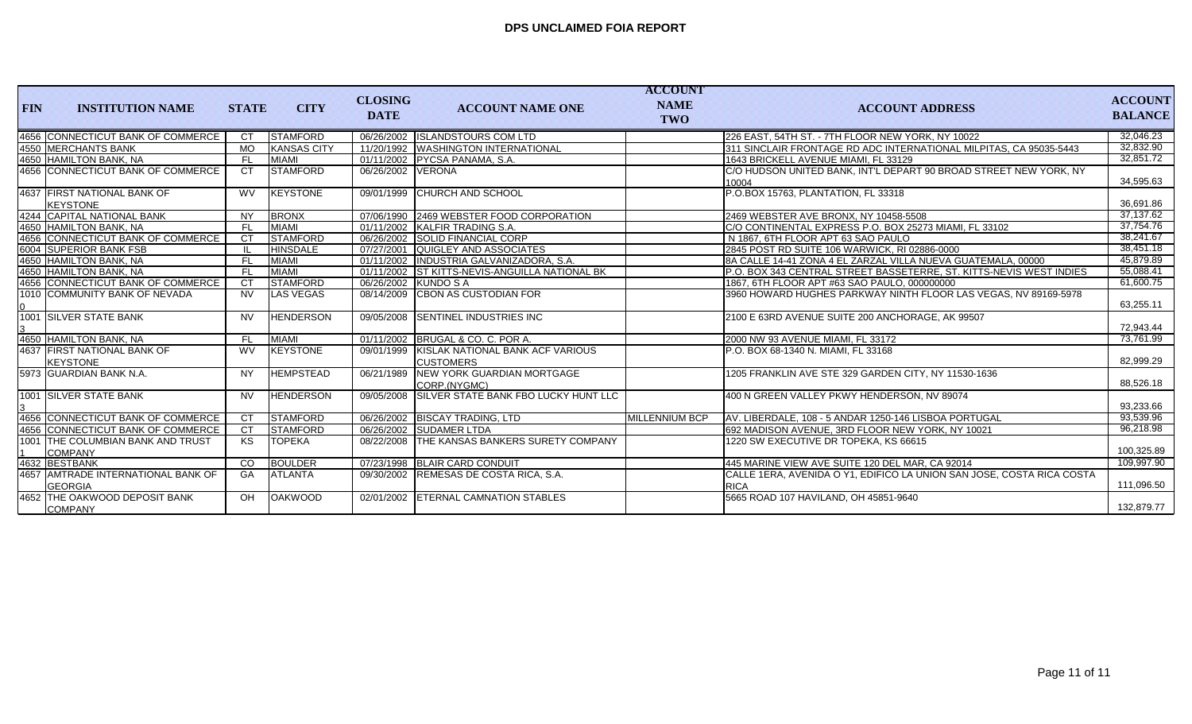# DPS UNCLAIMED FOIA REPORT

| FIN | INSTITUTION NAME | STATE | CITY | CLOSING DATE | ACCOUNT NAME ONE | ACCOUNT NAME TWO | ACCOUNT ADDRESS | ACCOUNT BALANCE |
|---|---|---|---|---|---|---|---|---|
| 4656 | CONNECTICUT BANK OF COMMERCE | CT | STAMFORD | 06/26/2002 | ISLANDSTOURS COM LTD | | 226 EAST, 54TH ST. - 7TH FLOOR NEW YORK, NY 10022 | 32,046.23 |
| 4550 | MERCHANTS BANK | MO | KANSAS CITY | 11/20/1992 | WASHINGTON INTERNATIONAL | | 311 SINCLAIR FRONTAGE RD ADC INTERNATIONAL MILPITAS, CA 95035-5443 | 32,832.90 |
| 4650 | HAMILTON BANK, NA | FL | MIAMI | 01/11/2002 | PYCSA PANAMA, S.A. | | 1643 BRICKELL AVENUE MIAMI, FL 33129 | 32,851.72 |
| 4656 | CONNECTICUT BANK OF COMMERCE | CT | STAMFORD | 06/26/2002 | VERONA | | C/O HUDSON UNITED BANK, INT'L DEPART 90 BROAD STREET NEW YORK, NY 10004 | 34,595.63 |
| 4637 | FIRST NATIONAL BANK OF KEYSTONE | WV | KEYSTONE | 09/01/1999 | CHURCH AND SCHOOL | | P.O.BOX 15763, PLANTATION, FL 33318 | 36,691.86 |
| 4244 | CAPITAL NATIONAL BANK | NY | BRONX | 07/06/1990 | 2469 WEBSTER FOOD CORPORATION | | 2469 WEBSTER AVE BRONX, NY 10458-5508 | 37,137.62 |
| 4650 | HAMILTON BANK, NA | FL | MIAMI | 01/11/2002 | KALFIR TRADING S.A. | | C/O CONTINENTAL EXPRESS P.O. BOX 25273 MIAMI, FL 33102 | 37,754.76 |
| 4656 | CONNECTICUT BANK OF COMMERCE | CT | STAMFORD | 06/26/2002 | SOLID FINANCIAL CORP | | N 1867, 6TH FLOOR APT 63 SAO PAULO | 38,241.67 |
| 6004 | SUPERIOR BANK FSB | IL | HINSDALE | 07/27/2001 | QUIGLEY AND ASSOCIATES | | 2845 POST RD SUITE 106 WARWICK, RI 02886-0000 | 38,451.18 |
| 4650 | HAMILTON BANK, NA | FL | MIAMI | 01/11/2002 | INDUSTRIA GALVANIZADORA, S.A. | | 8A CALLE 14-41 ZONA 4 EL ZARZAL VILLA NUEVA GUATEMALA, 00000 | 45,879.89 |
| 4650 | HAMILTON BANK, NA | FL | MIAMI | 01/11/2002 | ST KITTS-NEVIS-ANGUILLA NATIONAL BK | | P.O. BOX 343 CENTRAL STREET BASSETERRE, ST. KITTS-NEVIS WEST INDIES | 55,088.41 |
| 4656 | CONNECTICUT BANK OF COMMERCE | CT | STAMFORD | 06/26/2002 | KUNDO S A | | 1867, 6TH FLOOR APT #63 SAO PAULO, 000000000 | 61,600.75 |
| 10100 | COMMUNITY BANK OF NEVADA | NV | LAS VEGAS | 08/14/2009 | CBON AS CUSTODIAN FOR | | 3960 HOWARD HUGHES PARKWAY NINTH FLOOR LAS VEGAS, NV 89169-5978 | 63,255.11 |
| 10013 | SILVER STATE BANK | NV | HENDERSON | 09/05/2008 | SENTINEL INDUSTRIES INC | | 2100 E 63RD AVENUE SUITE 200 ANCHORAGE, AK 99507 | 72,943.44 |
| 4650 | HAMILTON BANK, NA | FL | MIAMI | 01/11/2002 | BRUGAL & CO. C. POR A. | | 2000 NW 93 AVENUE MIAMI, FL 33172 | 73,761.99 |
| 4637 | FIRST NATIONAL BANK OF KEYSTONE | WV | KEYSTONE | 09/01/1999 | KISLAK NATIONAL BANK ACF VARIOUS CUSTOMERS | | P.O. BOX 68-1340 N. MIAMI, FL 33168 | 82,999.29 |
| 5973 | GUARDIAN BANK N.A. | NY | HEMPSTEAD | 06/21/1989 | NEW YORK GUARDIAN MORTGAGE CORP.(NYGMC) | | 1205 FRANKLIN AVE STE 329 GARDEN CITY, NY 11530-1636 | 88,526.18 |
| 10013 | SILVER STATE BANK | NV | HENDERSON | 09/05/2008 | SILVER STATE BANK FBO LUCKY HUNT LLC | | 400 N GREEN VALLEY PKWY HENDERSON, NV 89074 | 93,233.66 |
| 4656 | CONNECTICUT BANK OF COMMERCE | CT | STAMFORD | 06/26/2002 | BISCAY TRADING, LTD | MILLENNIUM BCP | AV. LIBERDALE, 108 - 5 ANDAR 1250-146 LISBOA PORTUGAL | 93,539.96 |
| 4656 | CONNECTICUT BANK OF COMMERCE | CT | STAMFORD | 06/26/2002 | SUDAMER LTDA | | 692 MADISON AVENUE, 3RD FLOOR NEW YORK, NY 10021 | 96,218.98 |
| 10011 | THE COLUMBIAN BANK AND TRUST COMPANY | KS | TOPEKA | 08/22/2008 | THE KANSAS BANKERS SURETY COMPANY | | 1220 SW EXECUTIVE DR TOPEKA, KS 66615 | 100,325.89 |
| 4632 | BESTBANK | CO | BOULDER | 07/23/1998 | BLAIR CARD CONDUIT | | 445 MARINE VIEW AVE SUITE 120 DEL MAR, CA 92014 | 109,997.90 |
| 4657 | AMTRADE INTERNATIONAL BANK OF GEORGIA | GA | ATLANTA | 09/30/2002 | REMESAS DE COSTA RICA, S.A. | | CALLE 1ERA, AVENIDA O Y1, EDIFICO LA UNION SAN JOSE, COSTA RICA COSTA RICA | 111,096.50 |
| 4652 | THE OAKWOOD DEPOSIT BANK COMPANY | OH | OAKWOOD | 02/01/2002 | ETERNAL CAMNATION STABLES | | 5665 ROAD 107 HAVILAND, OH 45851-9640 | 132,879.77 |